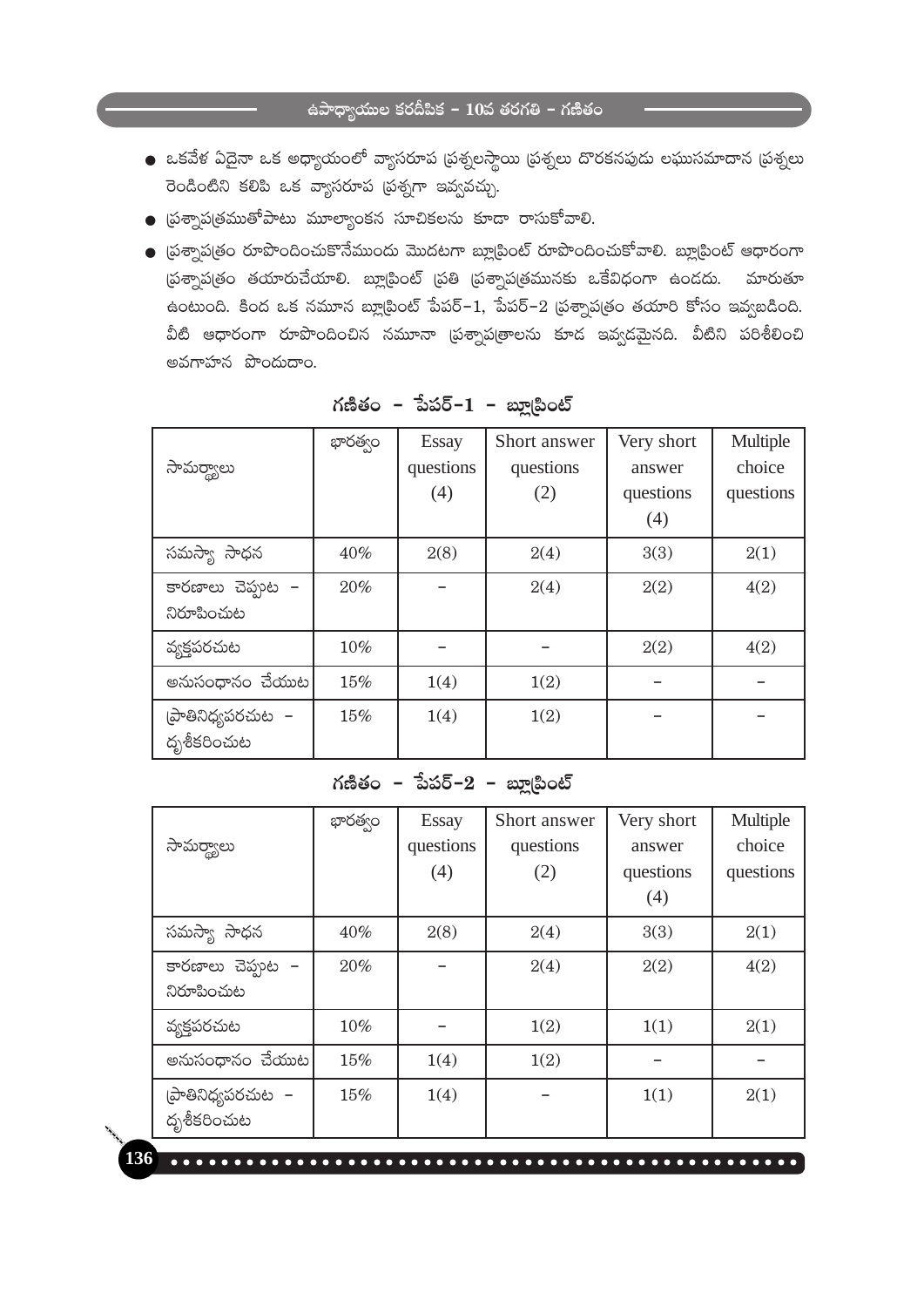- ఒకవేళ ఏదైనా ఒక అధ్యాయంలో వ్యాసరూప ప్రశ్నలస్థాయి ప్రశ్నలు దొరకనపుడు లఘుసమాదాన ప్రశ్నలు రెండింటిని కలిపి ఒక వ్యాసరూప ప్రశ్నగా ఇవ్వవచ్చు.
- ప్రశ్నాపత్రముతోపాటు మూల్యాంకన సూచికలను కూడా రాసుకోవాలి.
- ప్రశ్నాపత్రం రూపొందించుకొనేముందు మొదటగా బ్లూప్రింట్ రూపొందించుకోవాలి. బ్లూప్రింట్ ఆధారంగా ప్రశ్నాపత్రం తయారుచేయాలి. బ్లూప్రింట్ ప్రతి ప్రశ్నాపత్రమునకు ఒకేవిధంగా ఉండదు. మారుతూ ఉంటుంది. కింద ఒక నమూన బ్లూప్రింట్ పేపర్-1, పేపర్-2 ప్రశ్నాపత్రం తయారి కోసం ఇవ్వబడింది. వీటి ఆధారంగా రూపొందించిన నమూనా ప్రశ్నాపత్రాలను కూడ ఇవ్వడమైనది. వీటిని పరిశీలించి అవగాహన పొందుదాం.

## గణితం - పేపర్-1 - బ్లూప్రింట్

| సామర్థ్యాలు | భారత్వం | Essay questions (4) | Short answer questions (2) | Very short answer questions (4) | Multiple choice questions |
|---|---|---|---|---|---|
| సమస్యా సాధన | 40% | 2(8) | 2(4) | 3(3) | 2(1) |
| కారణాలు చెప్పుట - నిరూపించుట | 20% | - | 2(4) | 2(2) | 4(2) |
| వ్యక్తపరచుట | 10% | - | - | 2(2) | 4(2) |
| అనుసంధానం చేయుట | 15% | 1(4) | 1(2) | - | - |
| ప్రాతినిధ్యపరచుట - దృశీకరించుట | 15% | 1(4) | 1(2) | - | - |

## గణితం - పేపర్-2 - బ్లూప్రింట్

| సామర్థ్యాలు | భారత్వం | Essay questions (4) | Short answer questions (2) | Very short answer questions (4) | Multiple choice questions |
|---|---|---|---|---|---|
| సమస్యా సాధన | 40% | 2(8) | 2(4) | 3(3) | 2(1) |
| కారణాలు చెప్పుట - నిరూపించుట | 20% | - | 2(4) | 2(2) | 4(2) |
| వ్యక్తపరచుట | 10% | - | 1(2) | 1(1) | 2(1) |
| అనుసంధానం చేయుట | 15% | 1(4) | 1(2) | - | - |
| ప్రాతినిధ్యపరచుట - దృశీకరించుట | 15% | 1(4) | - | 1(1) | 2(1) |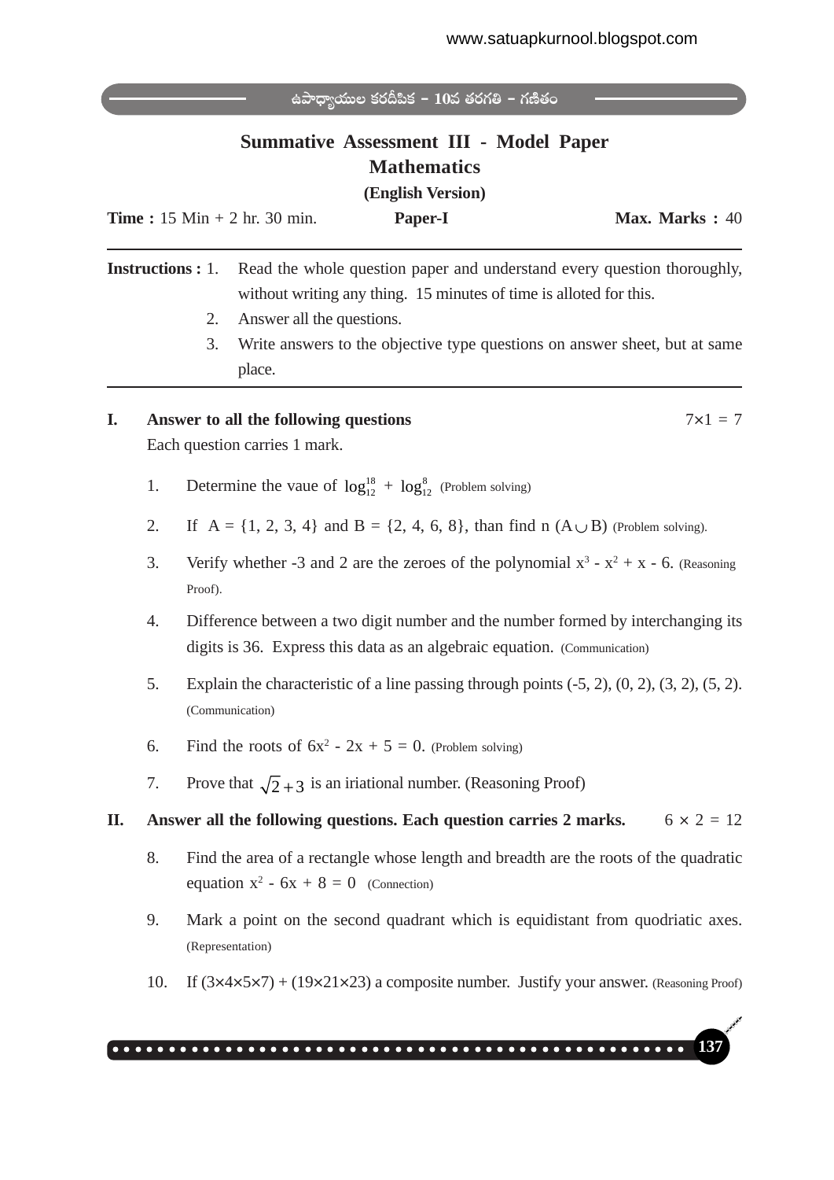# Summative Assessment III - Model Paper

## Mathematics

**(English Version)**

**Time :** 15 Min + 2 hr. 30 min. **Paper-I** **Max. Marks :** 40

---

**Instructions :**

1. Read the whole question paper and understand every question thoroughly, without writing any thing. 15 minutes of time is alloted for this.
2. Answer all the questions.
3. Write answers to the objective type questions on answer sheet, but at same place.

---

**I. Answer to all the following questions** $7 \times 1 = 7$

Each question carries 1 mark.

1. Determine the vaue of $\log_{12}^{18} + \log_{12}^{8}$ (Problem solving)
2. If A = {1, 2, 3, 4} and B = {2, 4, 6, 8}, than find n $(A \cup B)$ (Problem solving).
3. Verify whether -3 and 2 are the zeroes of the polynomial $x^3 - x^2 + x - 6$. (Reasoning Proof).
4. Difference between a two digit number and the number formed by interchanging its digits is 36. Express this data as an algebraic equation. (Communication)
5. Explain the characteristic of a line passing through points (-5, 2), (0, 2), (3, 2), (5, 2). (Communication)
6. Find the roots of $6x^2 - 2x + 5 = 0$. (Problem solving)
7. Prove that $\sqrt{2}+3$ is an iriational number. (Reasoning Proof)

**II. Answer all the following questions. Each question carries 2 marks.** $6 \times 2 = 12$

8. Find the area of a rectangle whose length and breadth are the roots of the quadratic equation $x^2 - 6x + 8 = 0$ (Connection)
9. Mark a point on the second quadrant which is equidistant from quodriatic axes. (Representation)
10. If $(3\times4\times5\times7) + (19\times21\times23)$ a composite number. Justify your answer. (Reasoning Proof)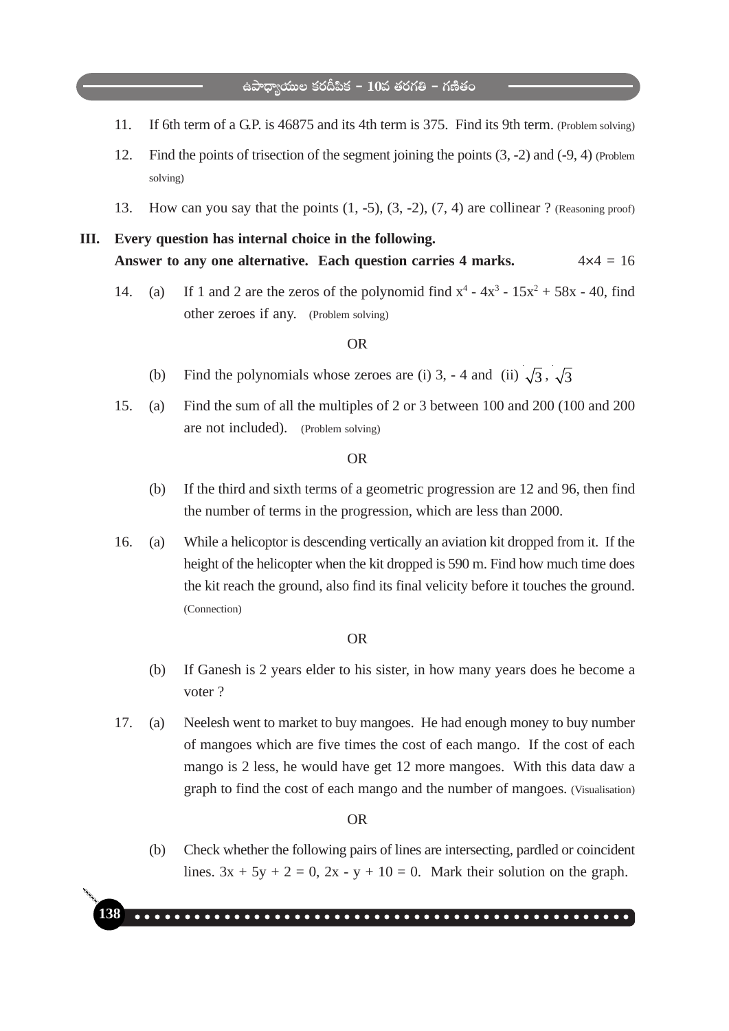11. If 6th term of a G.P. is 46875 and its 4th term is 375. Find its 9th term. (Problem solving)

12. Find the points of trisection of the segment joining the points (3, -2) and (-9, 4) (Problem solving)

13. How can you say that the points (1, -5), (3, -2), (7, 4) are collinear ? (Reasoning proof)

**III. Every question has internal choice in the following.**
**Answer to any one alternative. Each question carries 4 marks.** $4 \times 4 = 16$

14. (a) If 1 and 2 are the zeros of the polynomid find $x^4 - 4x^3 - 15x^2 + 58x - 40$, find other zeroes if any. (Problem solving)

OR

(b) Find the polynomials whose zeroes are (i) 3, - 4 and (ii) $\sqrt{3}$, $\sqrt{3}$

15. (a) Find the sum of all the multiples of 2 or 3 between 100 and 200 (100 and 200 are not included). (Problem solving)

OR

(b) If the third and sixth terms of a geometric progression are 12 and 96, then find the number of terms in the progression, which are less than 2000.

16. (a) While a helicoptor is descending vertically an aviation kit dropped from it. If the height of the helicopter when the kit dropped is 590 m. Find how much time does the kit reach the ground, also find its final velicity before it touches the ground. (Connection)

OR

(b) If Ganesh is 2 years elder to his sister, in how many years does he become a voter ?

17. (a) Neelesh went to market to buy mangoes. He had enough money to buy number of mangoes which are five times the cost of each mango. If the cost of each mango is 2 less, he would have get 12 more mangoes. With this data daw a graph to find the cost of each mango and the number of mangoes. (Visualisation)

OR

(b) Check whether the following pairs of lines are intersecting, pardled or coincident lines. $3x + 5y + 2 = 0$, $2x - y + 10 = 0$. Mark their solution on the graph.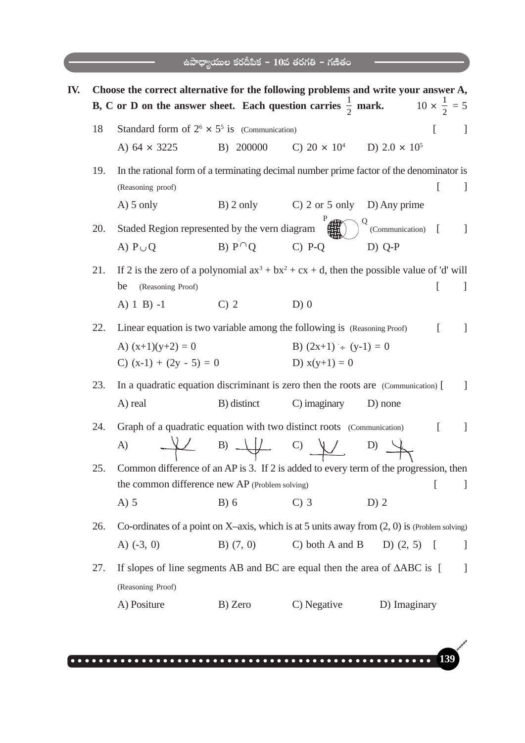**IV. Choose the correct alternative for the following problems and write your answer A, B, C or D on the answer sheet. Each question carries $\frac{1}{2}$ mark.** $10 \times \frac{1}{2} = 5$

18 Standard form of $2^6 \times 5^5$ is (Communication) [ ]

A) $64 \times 3225$ B) 200000 C) $20 \times 10^4$ D) $2.0 \times 10^5$

19. In the rational form of a terminating decimal number prime factor of the denominator is (Reasoning proof) [ ]

A) 5 only B) 2 only C) 2 or 5 only D) Any prime

20. Staded Region represented by the vern diagram (P, Q) (Communication) [ ]

A) $P \cup Q$ B) $P \cap Q$ C) P-Q D) Q-P

21. If 2 is the zero of a polynomial $ax^3 + bx^2 + cx + d$, then the possible value of 'd' will be (Reasoning Proof) [ ]

A) 1 B) -1 C) 2 D) 0

22. Linear equation is two variable among the following is (Reasoning Proof) [ ]

A) $(x+1)(y+2) = 0$ B) $(2x+1) \div (y-1) = 0$

C) $(x-1) + (2y - 5) = 0$ D) $x(y+1) = 0$

23. In a quadratic equation discriminant is zero then the roots are (Communication) [ ]

A) real B) distinct C) imaginary D) none

24. Graph of a quadratic equation with two distinct roots (Communication) [ ]

A) B) C) D)

25. Common difference of an AP is 3. If 2 is added to every term of the progression, then the common difference new AP (Problem solving) [ ]

A) 5 B) 6 C) 3 D) 2

26. Co-ordinates of a point on X–axis, which is at 5 units away from (2, 0) is (Problem solving)

A) (-3, 0) B) (7, 0) C) both A and B D) (2, 5) [ ]

27. If slopes of line segments AB and BC are equal then the area of $\Delta ABC$ is [ ] (Reasoning Proof)

A) Positure B) Zero C) Negative D) Imaginary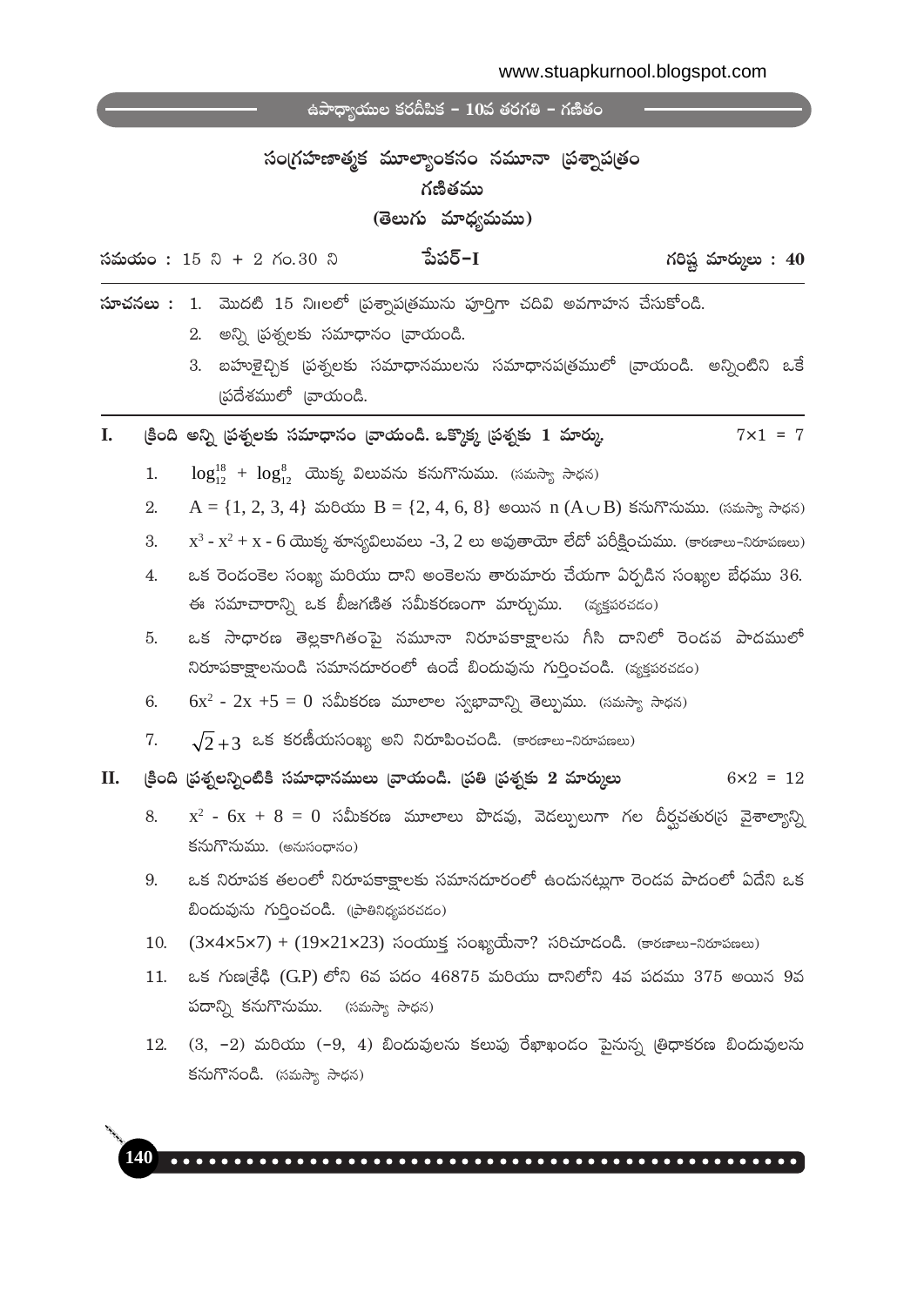# సంగ్రహణాత్మక మూల్యాంకనం నమూనా ప్రశ్నాపత్రం

## గణితము

### (తెలుగు మాధ్యమము)

**సమయం :** 15 ని + 2 గం.30 ని | **పేపర్–I** | **గరిష్ట మార్కులు : 40**

**సూచనలు :**
1. మొదటి 15 ని॥లలో ప్రశ్నాపత్రమును పూర్తిగా చదివి అవగాహన చేసుకోండి.
2. అన్ని ప్రశ్నలకు సమాధానం వ్రాయండి.
3. బహుళైచ్ఛిక ప్రశ్నలకు సమాధానములను సమాధానపత్రములో వ్రాయండి. అన్నింటిని ఒకే ప్రదేశములో వ్రాయండి.

**I. క్రింది అన్ని ప్రశ్నలకు సమాధానం వ్రాయండి. ఒక్కొక్క ప్రశ్నకు 1 మార్కు.** $7 \times 1 = 7$

1. $\log_{12}^{18} + \log_{12}^{8}$ యొక్క విలువను కనుగొనుము. (సమస్యా సాధన)
2. $A = \{1, 2, 3, 4\}$ మరియు $B = \{2, 4, 6, 8\}$ అయిన $n(A \cup B)$ కనుగొనుము. (సమస్యా సాధన)
3. $x^3 - x^2 + x - 6$ యొక్క శూన్యవిలువలు -3, 2 లు అవుతాయో లేదో పరీక్షించుము. (కారణాలు–నిరూపణలు)
4. ఒక రెండంకెల సంఖ్య మరియు దాని అంకెలను తారుమారు చేయగా ఏర్పడిన సంఖ్యల భేదము 36. ఈ సమాచారాన్ని ఒక బీజగణిత సమీకరణంగా మార్చుము. (వ్యక్తపరచడం)
5. ఒక సాధారణ తెల్లకాగితంపై నమూనా నిరూపకాక్షాలను గీసి దానిలో రెండవ పాదములో నిరూపకాక్షాలనుండి సమానదూరంలో ఉండే బిందువును గుర్తించండి. (వ్యక్తపరచడం)
6. $6x^2 - 2x + 5 = 0$ సమీకరణ మూలాల స్వభావాన్ని తెల్పుము. (సమస్యా సాధన)
7. $\sqrt{2} + 3$ ఒక కరణీయసంఖ్య అని నిరూపించండి. (కారణాలు–నిరూపణలు)

**II. క్రింది ప్రశ్నలన్నింటికి సమాధానములు వ్రాయండి. ప్రతి ప్రశ్నకు 2 మార్కులు** $6 \times 2 = 12$

8. $x^2 - 6x + 8 = 0$ సమీకరణ మూలాలు పొడవు, వెడల్పులుగా గల దీర్ఘచతురస్ర వైశాల్యాన్ని కనుగొనుము. (అనుసంధానం)
9. ఒక నిరూపక తలంలో నిరూపకాక్షాలకు సమానదూరంలో ఉండునట్లుగా రెండవ పాదంలో ఏదేని ఒక బిందువును గుర్తించండి. (ప్రాతినిధ్యపరచడం)
10. $(3 \times 4 \times 5 \times 7) + (19 \times 21 \times 23)$ సంయుక్త సంఖ్యయేనా? సరిచూడండి. (కారణాలు–నిరూపణలు)
11. ఒక గుణశ్రేఢి (G.P) లోని 6వ పదం 46875 మరియు దానిలోని 4వ పదము 375 అయిన 9వ పదాన్ని కనుగొనుము. (సమస్యా సాధన)
12. $(3, -2)$ మరియు $(-9, 4)$ బిందువులను కలుపు రేఖాఖండం పైనున్న త్రిధాకరణ బిందువులను కనుగొనండి. (సమస్యా సాధన)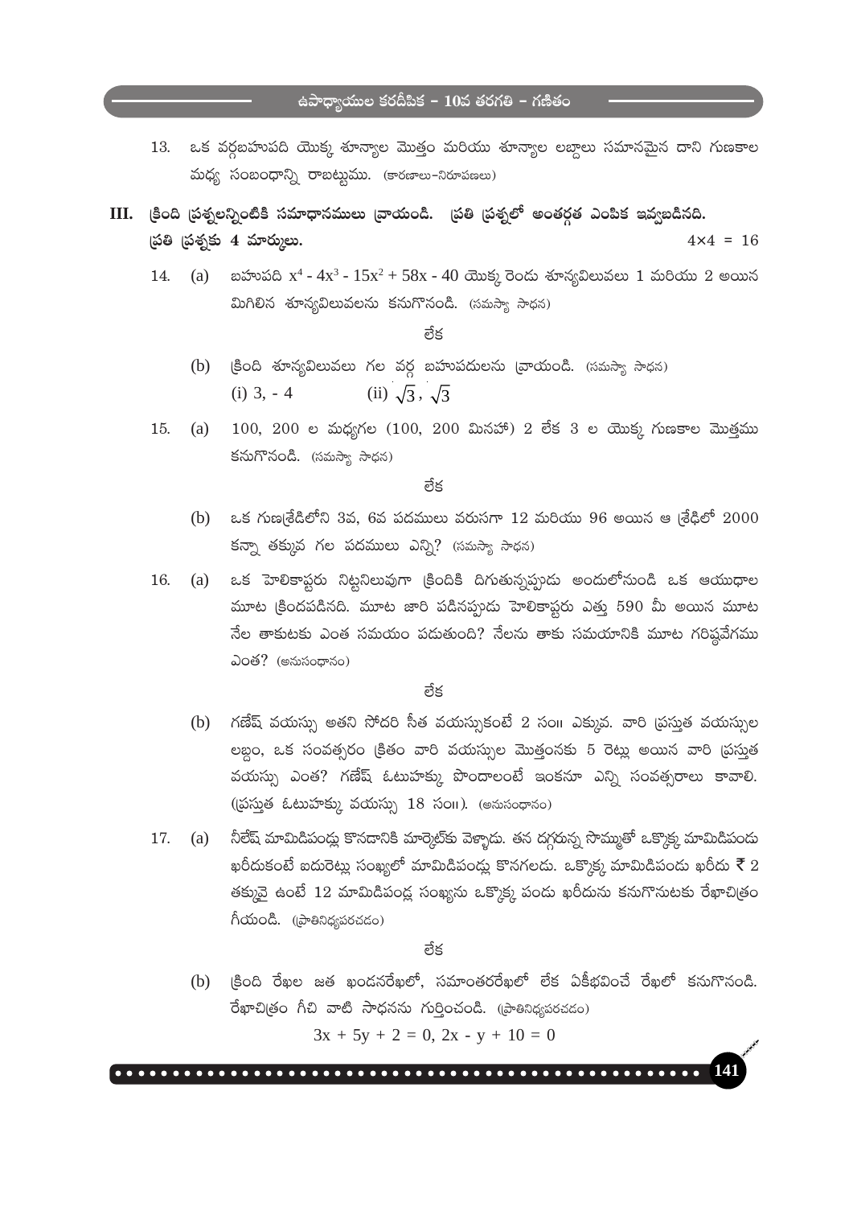13. ఒక వర్గబహుపది యొక్క శూన్యాల మొత్తం మరియు శూన్యాల లబ్దాలు సమానమైన దాని గుణకాల మధ్య సంబంధాన్ని రాబట్టుము. (కారణాలు-నిరూపణలు)

**III. క్రింది ప్రశ్నలన్నింటికి సమాధానములు వ్రాయండి. ప్రతి ప్రశ్నలో అంతర్గత ఎంపిక ఇవ్వబడినది. ప్రతి ప్రశ్నకు 4 మార్కులు.** $4 \times 4 = 16$

14. (a) బహుపది $x^4 - 4x^3 - 15x^2 + 58x - 40$ యొక్క రెండు శూన్యవిలువలు 1 మరియు 2 అయిన మిగిలిన శూన్యవిలువలను కనుగొనండి. (సమస్యా సాధన)

లేక

(b) క్రింది శూన్యవిలువలు గల వర్గ బహుపదులను వ్రాయండి. (సమస్యా సాధన)
(i) 3, - 4 (ii) $\sqrt{3}$, $\sqrt{3}$

15. (a) 100, 200 ల మధ్యగల (100, 200 మినహా) 2 లేక 3 ల యొక్క గుణకాల మొత్తము కనుగొనండి. (సమస్యా సాధన)

లేక

(b) ఒక గుణశ్రేడిలోని 3వ, 6వ పదములు వరుసగా 12 మరియు 96 అయిన ఆ శ్రేఢిలో 2000 కన్నా తక్కువ గల పదములు ఎన్ని? (సమస్యా సాధన)

16. (a) ఒక హెలికాప్టరు నిట్టనిలువుగా క్రిందికి దిగుతున్నప్పుడు అందులోనుండి ఒక ఆయుధాల మూట క్రిందపడినది. మూట జారి పడినప్పుడు హెలికాప్టరు ఎత్తు 590 మీ అయిన మూట నేల తాకుటకు ఎంత సమయం పడుతుంది? నేలను తాకు సమయానికి మూట గరిష్ఠవేగము ఎంత? (అనుసంధానం)

లేక

(b) గణేష్ వయస్సు అతని సోదరి సీత వయస్సుకంటే 2 సం॥ ఎక్కువ. వారి ప్రస్తుత వయస్సుల లబ్ధం, ఒక సంవత్సరం క్రితం వారి వయస్సుల మొత్తంనకు 5 రెట్లు అయిన వారి ప్రస్తుత వయస్సు ఎంత? గణేష్ ఓటుహక్కు పొందాలంటే ఇంకనూ ఎన్ని సంవత్సరాలు కావాలి. (ప్రస్తుత ఓటుహక్కు వయస్సు 18 సం॥). (అనుసంధానం)

17. (a) నీలేష్ మామిడిపండ్లు కొనడానికి మార్కెట్‌కు వెళ్ళాడు. తన దగ్గరున్న సొమ్ముతో ఒక్కొక్క మామిడిపండు ఖరీదుకంటే ఐదురెట్లు సంఖ్యలో మామిడిపండ్లు కొనగలడు. ఒక్కొక్క మామిడిపండు ఖరీదు ₹ 2 తక్కువై ఉంటే 12 మామిడిపండ్ల సంఖ్యను ఒక్కొక్క పండు ఖరీదును కనుగొనుటకు రేఖాచిత్రం గీయండి. (ప్రాతినిధ్యపరచడం)

లేక

(b) క్రింది రేఖల జత ఖండనరేఖలో, సమాంతరరేఖలో లేక ఏకీభవించే రేఖలో కనుగొనండి. రేఖాచిత్రం గీచి వాటి సాధనను గుర్తించండి. (ప్రాతినిధ్యపరచడం)

$$3x + 5y + 2 = 0, \; 2x - y + 10 = 0$$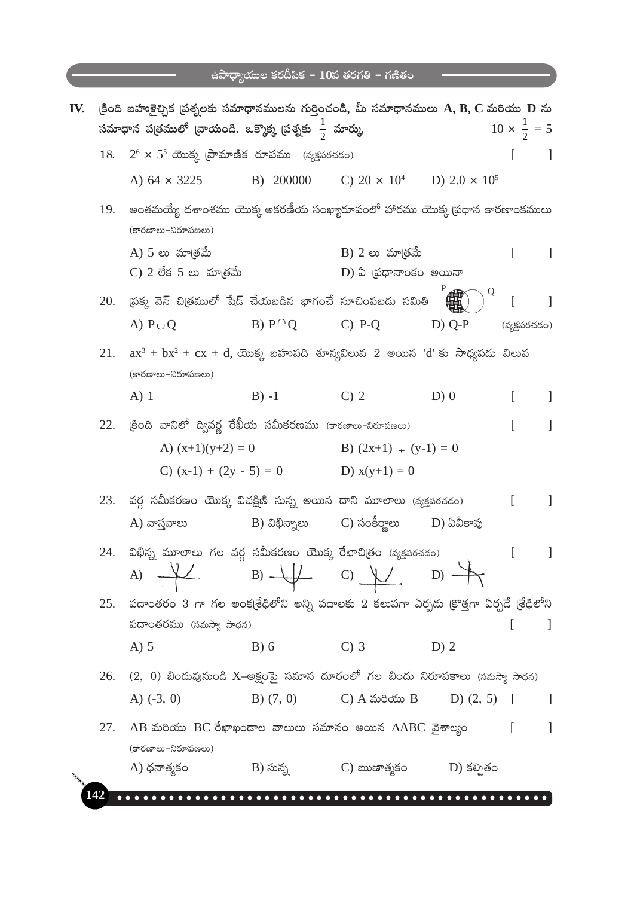**IV.** క్రింది బహుళైచ్ఛిక ప్రశ్నలకు సమాధానములను గుర్తించండి, మీ సమాధానములు **A, B, C** మరియు **D** ను సమాధాన పత్రములో వ్రాయండి. ఒక్కొక్క ప్రశ్నకు $\frac{1}{2}$ మార్కు. $10 \times \frac{1}{2} = 5$

18. $2^6 \times 5^5$ యొక్క ప్రామాణిక రూపము (వ్యక్తపరచడం) [ ]

    A) $64 \times 3225$  B) 200000  C) $20 \times 10^4$  D) $2.0 \times 10^5$

19. అంతమయ్యే దశాంశము యొక్క అకరణీయ సంఖ్యారూపంలో హారము యొక్క ప్రధాన కారణాంకములు (కారణాలు-నిరూపణలు)

    A) 5 లు మాత్రమే  B) 2 లు మాత్రమే [ ]

    C) 2 లేక 5 లు మాత్రమే  D) ఏ ప్రధానాంకం అయినా

20. ప్రక్క వెన్ చిత్రములో షేడ్ చేయబడిన భాగంచే సూచింపబడు సమితి [ ]

    A) $P \cup Q$  B) $P \cap Q$  C) P-Q  D) Q-P (వ్యక్తపరచడం)

21. $ax^3 + bx^2 + cx + d$, యొక్క బహుపది శూన్యవిలువ 2 అయిన 'd' కు సాధ్యపడు విలువ (కారణాలు-నిరూపణలు)

    A) 1  B) -1  C) 2  D) 0 [ ]

22. క్రింది వానిలో ద్విచర రేఖీయ సమీకరణము (కారణాలు-నిరూపణలు) [ ]

    A) $(x+1)(y+2) = 0$  B) $(2x+1) \div (y-1) = 0$

    C) $(x-1) + (2y - 5) = 0$  D) $x(y+1) = 0$

23. వర్గ సమీకరణం యొక్క విచక్షిణి సున్న అయిన దాని మూలాలు (వ్యక్తపరచడం) [ ]

    A) వాస్తవాలు  B) విభిన్నాలు  C) సంకీర్ణాలు  D) ఏవీకావు

24. విభిన్న మూలాలు గల వర్గ సమీకరణం యొక్క రేఖాచిత్రం (వ్యక్తపరచడం) [ ]

    A)  B)  C)  D)

25. పదాంతరం 3 గా గల అంకశ్రేఢిలోని అన్ని పదాలకు 2 కలుపగా ఏర్పడు క్రొత్తగా ఏర్పడే శ్రేఢిలోని పదాంతరము (సమస్యా సాధన) [ ]

    A) 5  B) 6  C) 3  D) 2

26. (2, 0) బిందువునుండి X–అక్షంపై సమాన దూరంలో గల బిందు నిరూపకాలు (సమస్యా సాధన)

    A) (-3, 0)  B) (7, 0)  C) A మరియు B  D) (2, 5) [ ]

27. AB మరియు BC రేఖాఖండాల వాలులు సమానం అయిన $\Delta ABC$ వైశాల్యం [ ]

    (కారణాలు-నిరూపణలు)

    A) ధనాత్మకం  B) సున్న  C) ఋణాత్మకం  D) కల్పితం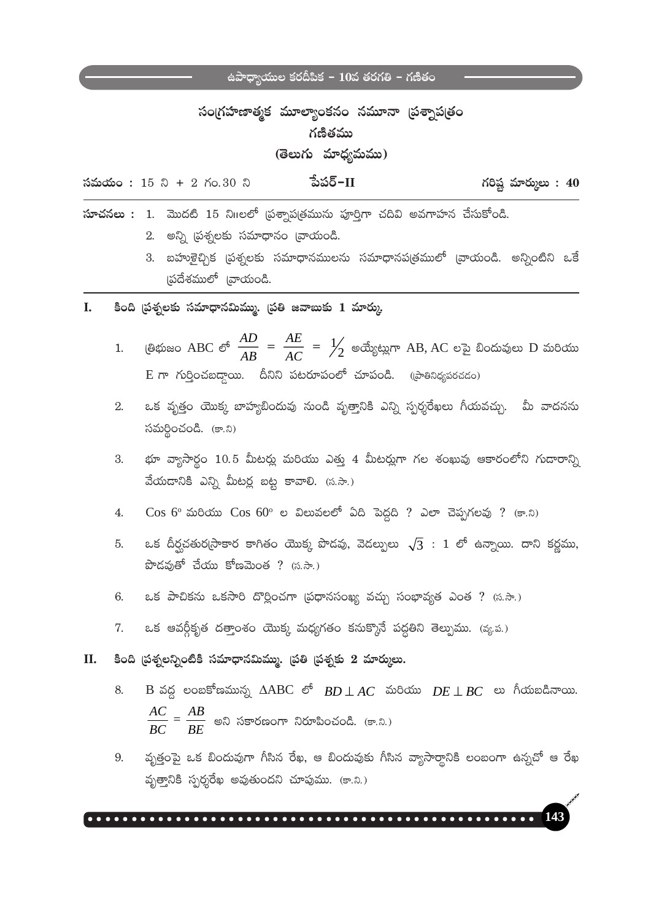# సంగ్రహణాత్మక మూల్యాంకనం నమూనా ప్రశ్నాపత్రం

## గణితము

### (తెలుగు మాధ్యమము)

సమయం : 15 ని + 2 గం.30 ని **పేపర్–II** గరిష్ట మార్కులు : 40

**సూచనలు :**
1. మొదటి 15 ని॥లలో ప్రశ్నాపత్రమును పూర్తిగా చదివి అవగాహన చేసుకోండి.
2. అన్ని ప్రశ్నలకు సమాధానం వ్రాయండి.
3. బహుళైచ్ఛిక ప్రశ్నలకు సమాధానములను సమాధానపత్రములో వ్రాయండి. అన్నింటిని ఒకే ప్రదేశములో వ్రాయండి.

**I. కింది ప్రశ్నలకు సమాధానమిమ్ము. ప్రతి జవాబుకు 1 మార్కు.**

1. త్రిభుజం ABC లో $\frac{AD}{AB} = \frac{AE}{AC} = \frac{1}{2}$ అయ్యేట్లుగా AB, AC లపై బిందువులు D మరియు E గా గుర్తించబడ్డాయి. దీనిని పటరూపంలో చూపండి. (ప్రాతినిధ్యపరచడం)

2. ఒక వృత్తం యొక్క బాహ్యబిందువు నుండి వృత్తానికి ఎన్ని స్పర్శరేఖలు గీయవచ్చు. మీ వాదనను సమర్థించండి. (కా.ని)

3. భూ వ్యాసార్థం 10.5 మీటర్లు మరియు ఎత్తు 4 మీటర్లుగా గల శంఖువు ఆకారంలోని గుడారాన్ని వేయడానికి ఎన్ని మీటర్ల బట్ట కావాలి. (స.సా.)

4. $\text{Cos } 6^o$ మరియు $\text{Cos } 60^o$ ల విలువలలో ఏది పెద్దది ? ఎలా చెప్పగలవు ? (కా.ని)

5. ఒక దీర్ఘచతురస్రాకార కాగితం యొక్క పొడవు, వెడల్పులు $\sqrt{3} : 1$ లో ఉన్నాయి. దాని కర్ణము, పొడవుతో చేయు కోణమెంత ? (స.సా.)

6. ఒక పాచికను ఒకసారి దొర్లించగా ప్రధానసంఖ్య వచ్చు సంభావ్యత ఎంత ? (స.సా.)

7. ఒక ఆవర్గీకృత దత్తాంశం యొక్క మధ్యగతం కనుక్కొనే పద్ధతిని తెల్పుము. (వ్య.ప.)

**II. కింది ప్రశ్నలన్నింటికి సమాధానమిమ్ము. ప్రతి ప్రశ్నకు 2 మార్కులు.**

8. B వద్ద లంబకోణమున్న $\Delta ABC$ లో $BD \perp AC$ మరియు $DE \perp BC$ లు గీయబడినాయి. $\frac{AC}{BC} = \frac{AB}{BE}$ అని సకారణంగా నిరూపించండి. (కా.ని.)

9. వృత్తంపై ఒక బిందువుగా గీసిన రేఖ, ఆ బిందువుకు గీసిన వ్యాసార్థానికి లంబంగా ఉన్నచో ఆ రేఖ వృత్తానికి స్పర్శరేఖ అవుతుందని చూపుము. (కా.ని.)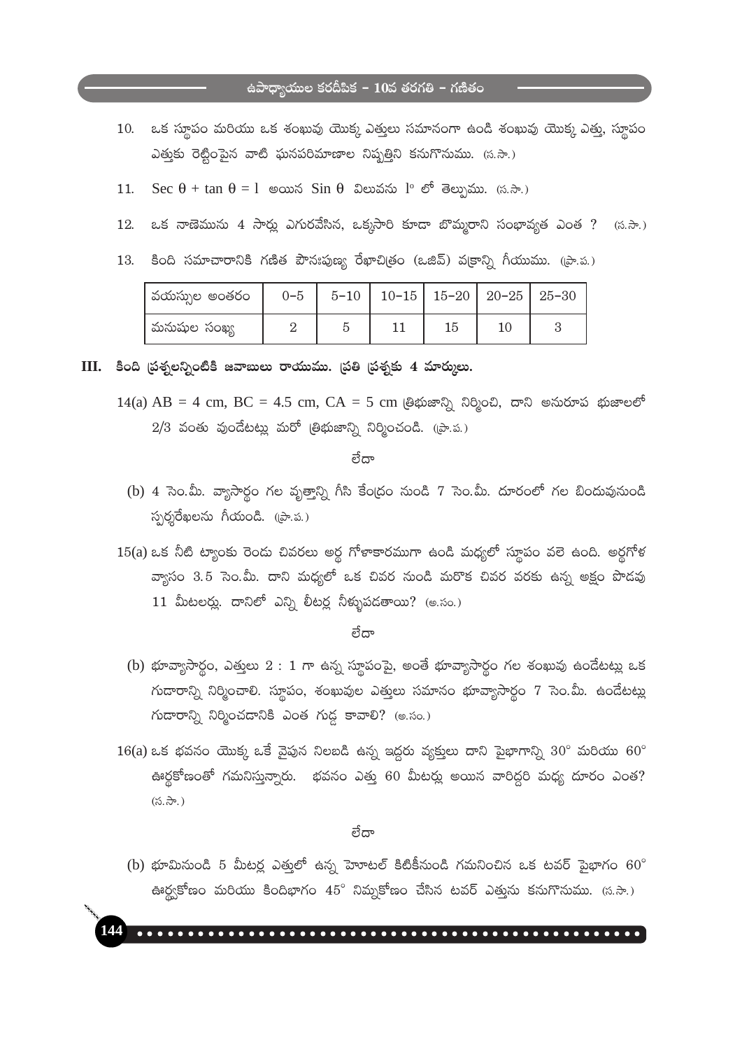10. ఒక స్థూపం మరియు ఒక శంఖువు యొక్క ఎత్తులు సమానంగా ఉండి శంఖువు యొక్క ఎత్తు, స్థూపం ఎత్తుకు రెట్టింపైన వాటి ఘనపరిమాణాల నిష్పత్తిని కనుగొనుము. (స.సా.)

11. $\text{Sec}\ \theta + \tan\theta = 1$ అయిన $\text{Sin}\ \theta$ విలువను $1^o$ లో తెల్పుము. (స.సా.)

12. ఒక నాణెమును 4 సార్లు ఎగురవేసిన, ఒక్కసారి కూడా బొమ్మరాని సంభావ్యత ఎంత ? (స.సా.)

13. కింది సమాచారానికి గణిత పౌనఃపుణ్య రేఖాచిత్రం (ఒజివ్) వక్రాన్ని గీయుము. (ప్రా.ప.)

| వయస్సుల అంతరం | 0–5 | 5–10 | 10–15 | 15–20 | 20–25 | 25–30 |
|---|---|---|---|---|---|---|
| మనుషుల సంఖ్య | 2 | 5 | 11 | 15 | 10 | 3 |

## III. కింది ప్రశ్నలన్నింటికి జవాబులు రాయుము. ప్రతి ప్రశ్నకు 4 మార్కులు.

14(a) AB = 4 cm, BC = 4.5 cm, CA = 5 cm త్రిభుజాన్ని నిర్మించి, దాని అనురూప భుజాలలో 2/3 వంతు వుండేటట్లు మరో త్రిభుజాన్ని నిర్మించండి. (ప్రా.ప.)

లేదా

(b) 4 సెం.మీ. వ్యాసార్థం గల వృత్తాన్ని గీసి కేంద్రం నుండి 7 సెం.మీ. దూరంలో గల బిందువునుండి స్పర్శరేఖలను గీయండి. (ప్రా.ప.)

15(a) ఒక నీటి ట్యాంకు రెండు చివరలు అర్ధ గోళాకారముగా ఉండి మధ్యలో స్థూపం వలె ఉంది. అర్ధగోళ వ్యాసం 3.5 సెం.మీ. దాని మధ్యలో ఒక చివర నుండి మరొక చివర వరకు ఉన్న అక్షం పొడవు 11 మీటలర్లు. దానిలో ఎన్ని లీటర్ల నీళ్ళుపడతాయి? (అ.సం.)

లేదా

(b) భూవ్యాసార్థం, ఎత్తులు 2 : 1 గా ఉన్న స్థూపంపై, అంతే భూవ్యాసార్థం గల శంఖువు ఉండేటట్లు ఒక గుడారాన్ని నిర్మించాలి. స్థూపం, శంఖువుల ఎత్తులు సమానం భూవ్యాసార్థం 7 సెం.మీ. ఉండేటట్లు గుడారాన్ని నిర్మించడానికి ఎంత గుడ్డ కావాలి? (అ.సం.)

16(a) ఒక భవనం యొక్క ఒకే వైపున నిలబడి ఉన్న ఇద్దరు వ్యక్తులు దాని పైభాగాన్ని $30^\circ$ మరియు $60^\circ$ ఊర్ధ్వకోణంతో గమనిస్తున్నారు. భవనం ఎత్తు 60 మీటర్లు అయిన వారిద్దరి మధ్య దూరం ఎంత? (స.సా.)

లేదా

(b) భూమినుండి 5 మీటర్ల ఎత్తులో ఉన్న హోటల్ కిటికీనుండి గమనించిన ఒక టవర్ పైభాగం $60^\circ$ ఊర్ధ్వకోణం మరియు కిందిభాగం $45^\circ$ నిమ్నకోణం చేసిన టవర్ ఎత్తును కనుగొనుము. (స.సా.)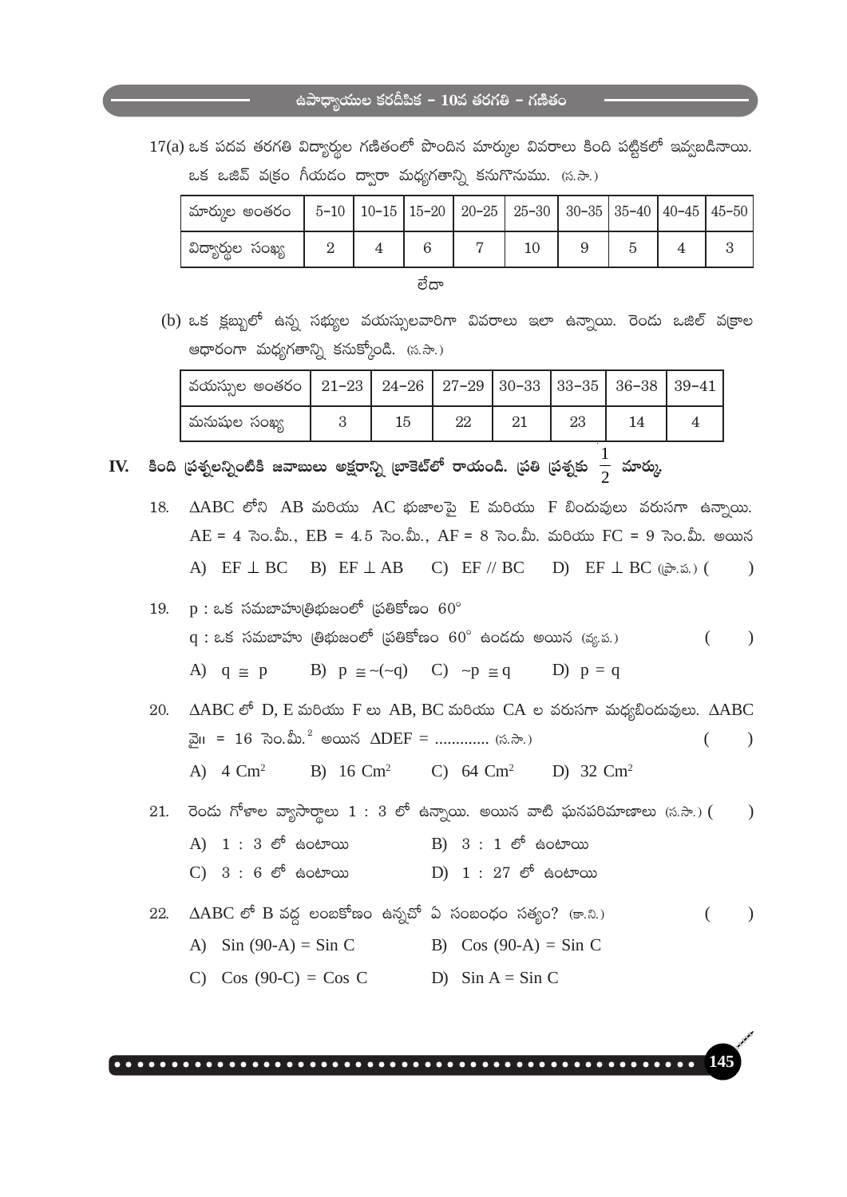17(a) ఒక పదవ తరగతి విద్యార్థుల గణితంలో పొందిన మార్కుల వివరాలు కింది పట్టికలో ఇవ్వబడినాయి. ఒక ఒజివ్ వక్రం గీయడం ద్వారా మధ్యగతాన్ని కనుగొనుము. (స.సా.)

| మార్కుల అంతరం | 5-10 | 10-15 | 15-20 | 20-25 | 25-30 | 30-35 | 35-40 | 40-45 | 45-50 |
|---|---|---|---|---|---|---|---|---|---|
| విద్యార్థుల సంఖ్య | 2 | 4 | 6 | 7 | 10 | 9 | 5 | 4 | 3 |

లేదా

(b) ఒక క్లబ్బులో ఉన్న సభ్యుల వయస్సులవారిగా వివరాలు ఇలా ఉన్నాయి. రెండు ఒజిల్ వక్రాల ఆధారంగా మధ్యగతాన్ని కనుక్కోండి. (స.సా.)

| వయస్సుల అంతరం | 21-23 | 24-26 | 27-29 | 30-33 | 33-35 | 36-38 | 39-41 |
|---|---|---|---|---|---|---|---|
| మనుషుల సంఖ్య | 3 | 15 | 22 | 21 | 23 | 14 | 4 |

## IV. కింది ప్రశ్నలన్నింటికి జవాబులు అక్షరాన్ని బ్రాకెట్‌లో రాయండి. ప్రతి ప్రశ్నకు $\frac{1}{2}$ మార్కు.

18. $\Delta ABC$ లోని AB మరియు AC భుజాలపై E మరియు F బిందువులు వరుసగా ఉన్నాయి. AE = 4 సెం.మీ., EB = 4.5 సెం.మీ., AF = 8 సెం.మీ. మరియు FC = 9 సెం.మీ. అయిన

    A) $EF \perp BC$ B) $EF \perp AB$ C) $EF \parallel BC$ D) $EF \perp BC$ (ప్రా.ప.) ( )

19. p : ఒక సమబాహుత్రిభుజంలో ప్రతికోణం $60^\circ$

    q : ఒక సమబాహు త్రిభుజంలో ప్రతికోణం $60^\circ$ ఉండదు అయిన (వ్య.ప.) ( )

    A) $q \cong p$ B) $p \cong \sim(\sim q)$ C) $\sim p \cong q$ D) $p = q$

20. $\Delta ABC$ లో D, E మరియు F లు AB, BC మరియు CA ల వరుసగా మధ్యబిందువులు. $\Delta ABC$ వై॥ = 16 సెం.మీ.$^2$ అయిన $\Delta DEF$ = ............. (స.సా.) ( )

    A) 4 Cm$^2$ B) 16 Cm$^2$ C) 64 Cm$^2$ D) 32 Cm$^2$

21. రెండు గోళాల వ్యాసార్థాలు 1 : 3 లో ఉన్నాయి. అయిన వాటి ఘనపరిమాణాలు (స.సా.) ( )

    A) 1 : 3 లో ఉంటాయి B) 3 : 1 లో ఉంటాయి

    C) 3 : 6 లో ఉంటాయి D) 1 : 27 లో ఉంటాయి

22. $\Delta ABC$ లో B వద్ద లంబకోణం ఉన్నచో ఏ సంబంధం సత్యం? (కా.ని.) ( )

    A) Sin (90-A) = Sin C B) Cos (90-A) = Sin C

    C) Cos (90-C) = Cos C D) Sin A = Sin C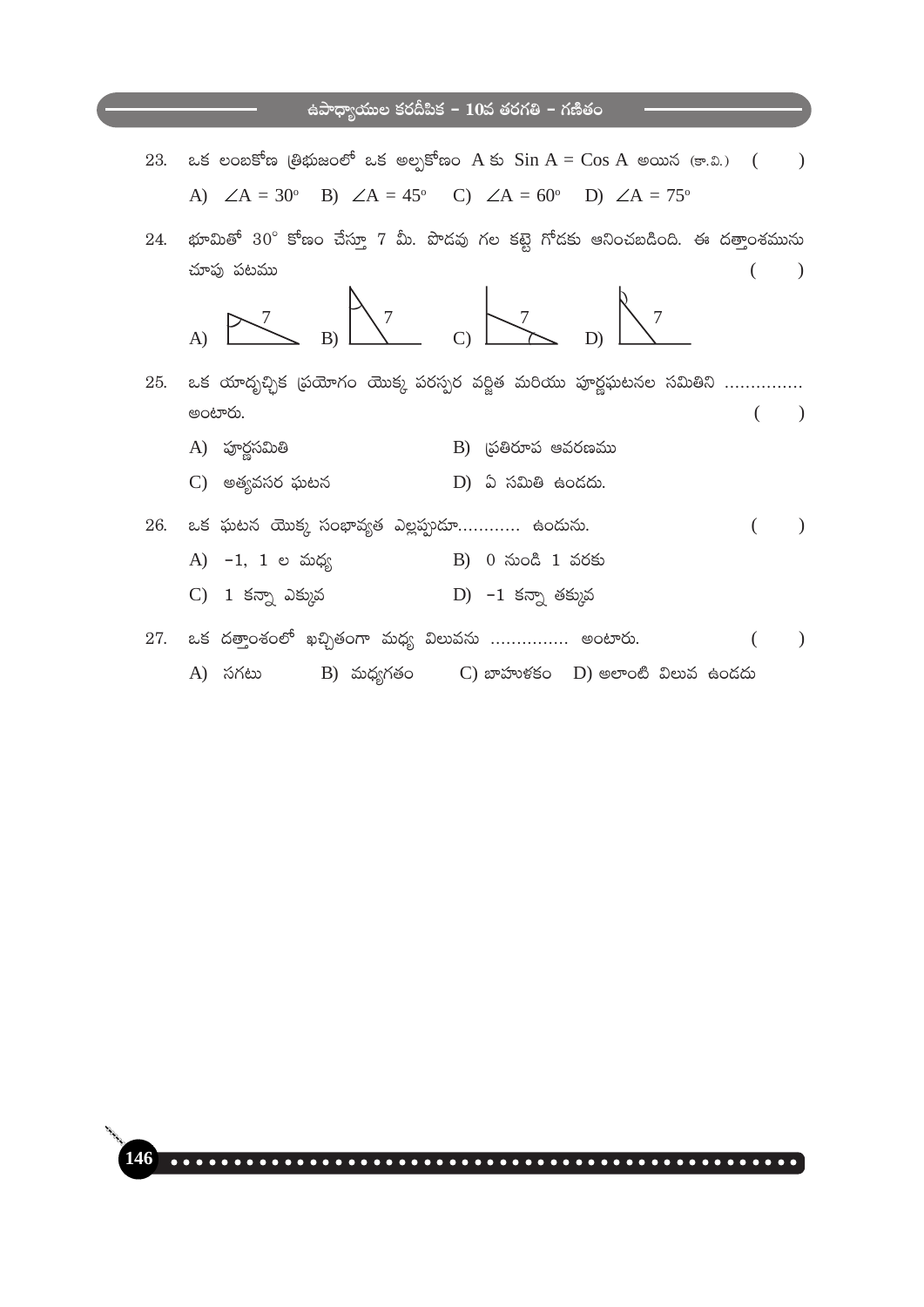23. ఒక లంబకోణ త్రిభుజంలో ఒక అల్పకోణం A కు $\sin A = \cos A$ అయిన (కా.వి.) ( )

A) $\angle A = 30^\circ$ B) $\angle A = 45^\circ$ C) $\angle A = 60^\circ$ D) $\angle A = 75^\circ$

24. భూమితో $30^\circ$ కోణం చేస్తూ 7 మీ. పొడవు గల కట్టె గోడకు ఆనించబడింది. ఈ దత్తాంశమును చూపు పటము ( )

A) 7 B) 7 C) 7 D) 7

25. ఒక యాదృచ్ఛిక ప్రయోగం యొక్క పరస్పర వర్జిత మరియు పూర్ణఘటనల సమితిని ............... అంటారు. ( )

A) పూర్ణసమితి

B) ప్రతిరూప ఆవరణము

C) అత్యవసర ఘటన

D) ఏ సమితి ఉండదు.

26. ఒక ఘటన యొక్క సంభావ్యత ఎల్లప్పుడూ............ ఉండును. ( )

A) $-1$, $1$ ల మధ్య

B) $0$ నుండి $1$ వరకు

C) $1$ కన్నా ఎక్కువ

D) $-1$ కన్నా తక్కువ

27. ఒక దత్తాంశంలో ఖచ్చితంగా మధ్య విలువను ............... అంటారు. ( )

A) సగటు B) మధ్యగతం C) బాహుళకం D) అలాంటి విలువ ఉండదు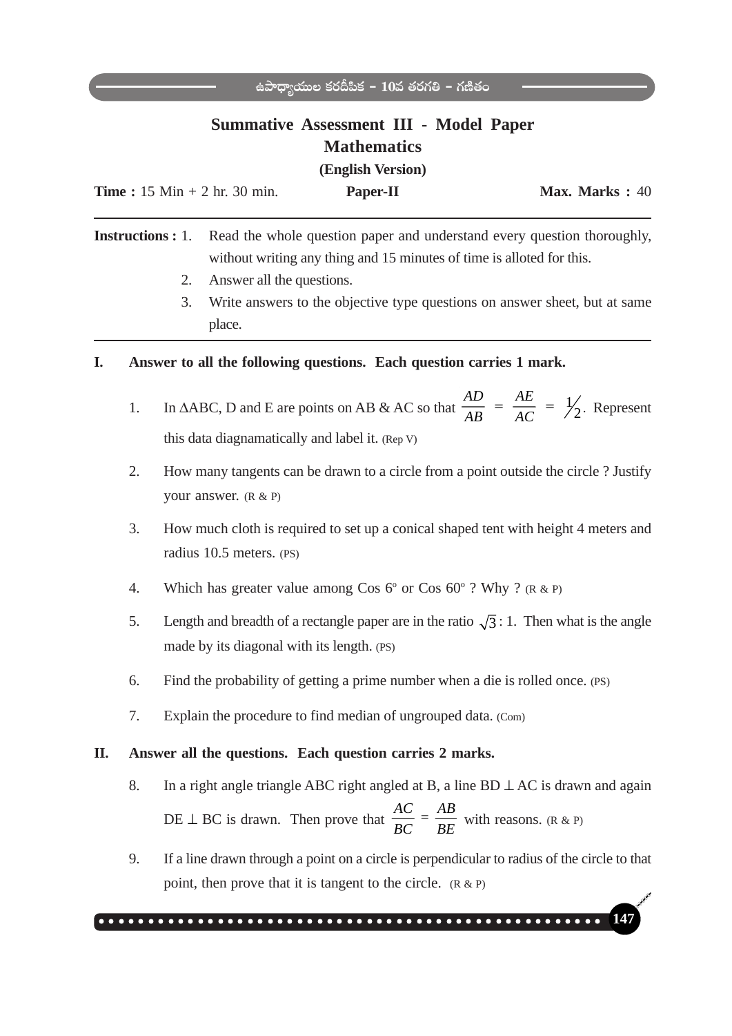## Summative Assessment III - Model Paper

## Mathematics

**(English Version)**

**Time :** 15 Min + 2 hr. 30 min. **Paper-II** **Max. Marks :** 40

**Instructions :** 1. Read the whole question paper and understand every question thoroughly, without writing any thing and 15 minutes of time is alloted for this.

2. Answer all the questions.
3. Write answers to the objective type questions on answer sheet, but at same place.

**I. Answer to all the following questions. Each question carries 1 mark.**

1. In $\Delta$ABC, D and E are points on AB & AC so that $\frac{AD}{AB} = \frac{AE}{AC} = \frac{1}{2}$. Represent this data diagnamatically and label it. (Rep V)
2. How many tangents can be drawn to a circle from a point outside the circle ? Justify your answer. (R & P)
3. How much cloth is required to set up a conical shaped tent with height 4 meters and radius 10.5 meters. (PS)
4. Which has greater value among Cos $6^o$ or Cos $60^o$ ? Why ? (R & P)
5. Length and breadth of a rectangle paper are in the ratio $\sqrt{3} : 1$. Then what is the angle made by its diagonal with its length. (PS)
6. Find the probability of getting a prime number when a die is rolled once. (PS)
7. Explain the procedure to find median of ungrouped data. (Com)

**II. Answer all the questions. Each question carries 2 marks.**

8. In a right angle triangle ABC right angled at B, a line BD $\perp$ AC is drawn and again DE $\perp$ BC is drawn. Then prove that $\frac{AC}{BC} = \frac{AB}{BE}$ with reasons. (R & P)
9. If a line drawn through a point on a circle is perpendicular to radius of the circle to that point, then prove that it is tangent to the circle. (R & P)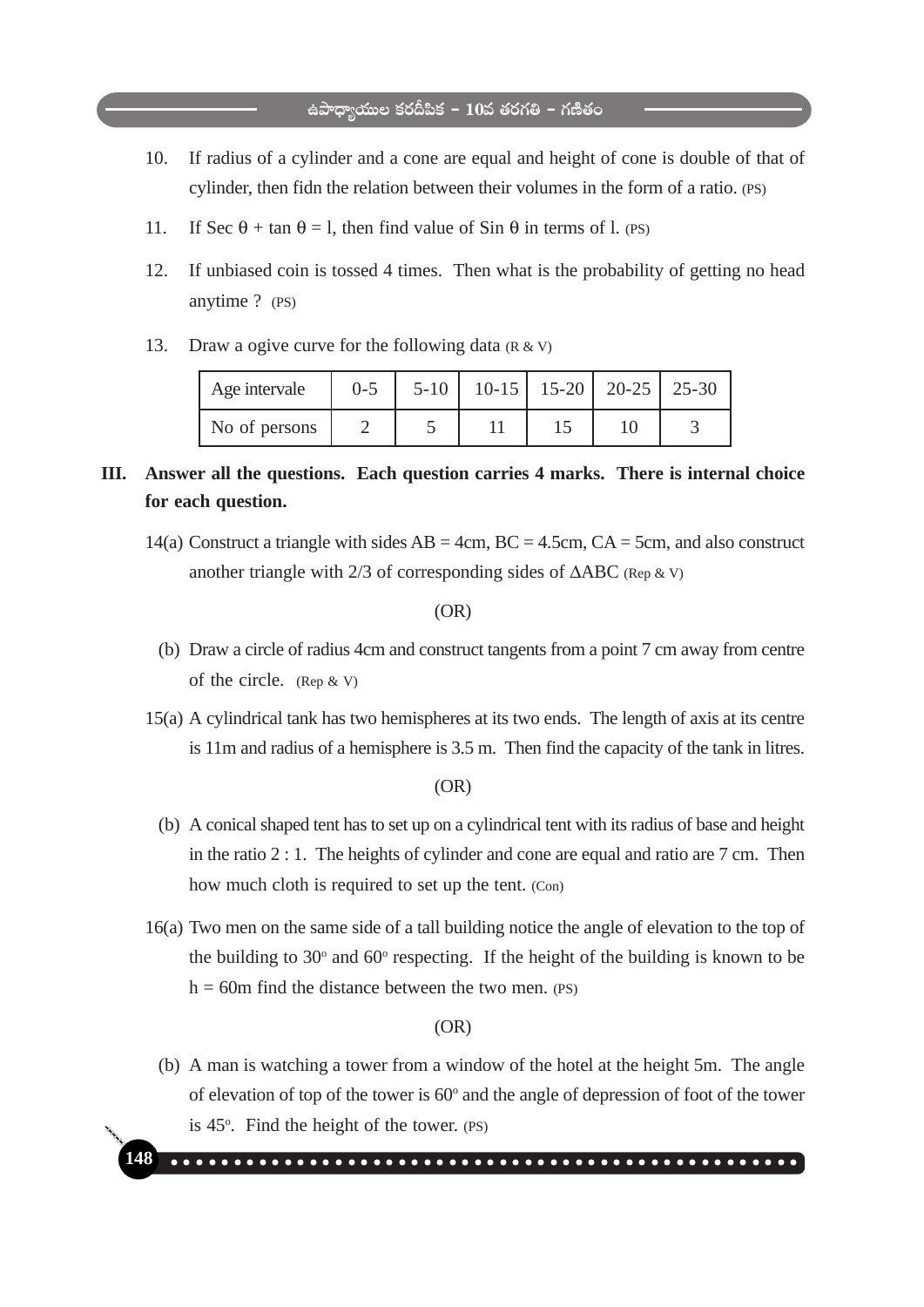10. If radius of a cylinder and a cone are equal and height of cone is double of that of cylinder, then fidn the relation between their volumes in the form of a ratio. (PS)

11. If Sec $\theta$ + tan $\theta$ = l, then find value of Sin $\theta$ in terms of l. (PS)

12. If unbiased coin is tossed 4 times. Then what is the probability of getting no head anytime ? (PS)

13. Draw a ogive curve for the following data (R & V)

| Age intervale | 0-5 | 5-10 | 10-15 | 15-20 | 20-25 | 25-30 |
|---|---|---|---|---|---|---|
| No of persons | 2 | 5 | 11 | 15 | 10 | 3 |

**III. Answer all the questions. Each question carries 4 marks. There is internal choice for each question.**

14(a) Construct a triangle with sides AB = 4cm, BC = 4.5cm, CA = 5cm, and also construct another triangle with 2/3 of corresponding sides of $\Delta$ABC (Rep & V)

(OR)

(b) Draw a circle of radius 4cm and construct tangents from a point 7 cm away from centre of the circle. (Rep & V)

15(a) A cylindrical tank has two hemispheres at its two ends. The length of axis at its centre is 11m and radius of a hemisphere is 3.5 m. Then find the capacity of the tank in litres.

(OR)

(b) A conical shaped tent has to set up on a cylindrical tent with its radius of base and height in the ratio 2 : 1. The heights of cylinder and cone are equal and ratio are 7 cm. Then how much cloth is required to set up the tent. (Con)

16(a) Two men on the same side of a tall building notice the angle of elevation to the top of the building to $30^o$ and $60^o$ respecting. If the height of the building is known to be h = 60m find the distance between the two men. (PS)

(OR)

(b) A man is watching a tower from a window of the hotel at the height 5m. The angle of elevation of top of the tower is $60^o$ and the angle of depression of foot of the tower is $45^o$. Find the height of the tower. (PS)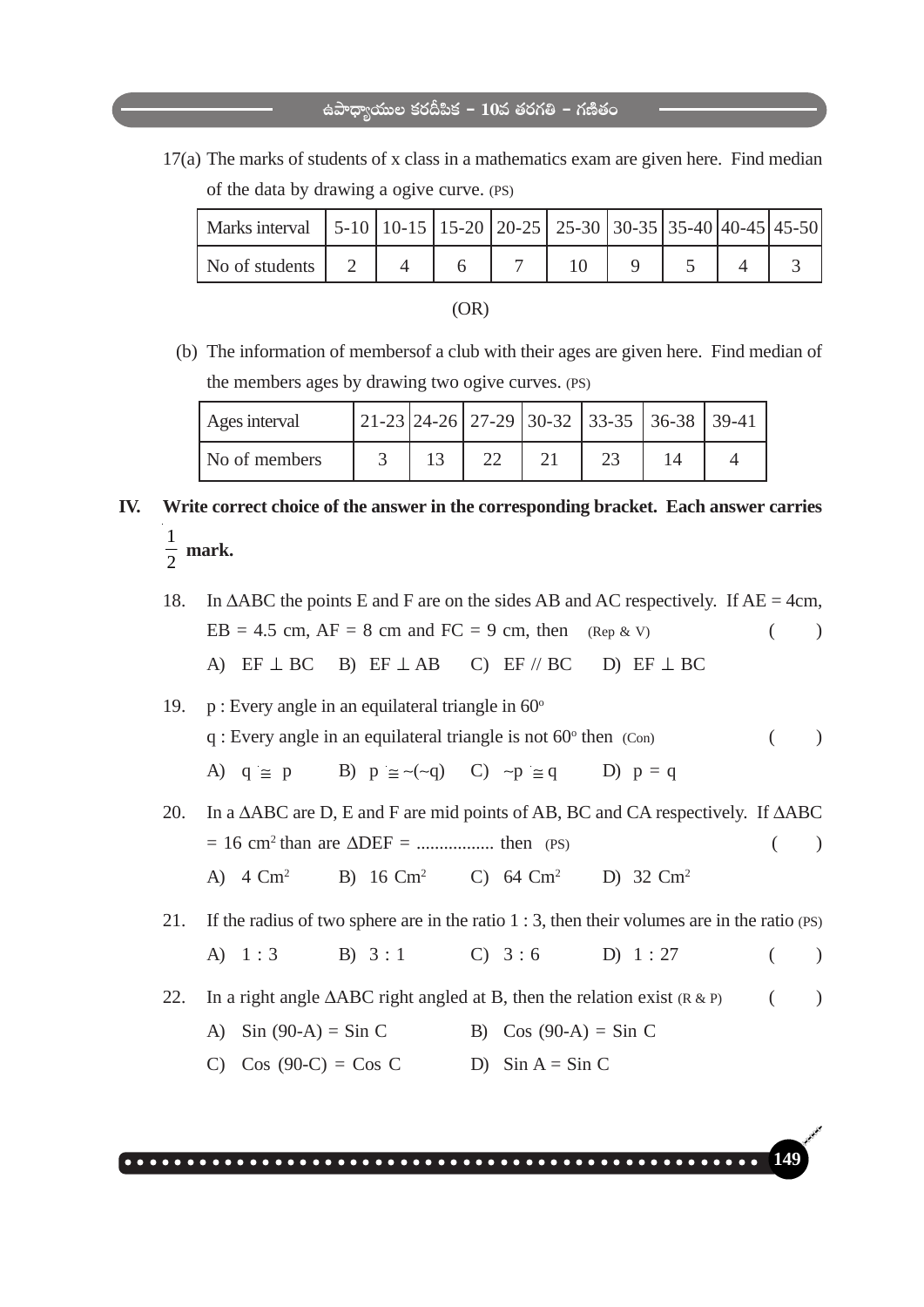17(a) The marks of students of x class in a mathematics exam are given here. Find median of the data by drawing a ogive curve. (PS)

| Marks interval | 5-10 | 10-15 | 15-20 | 20-25 | 25-30 | 30-35 | 35-40 | 40-45 | 45-50 |
|---|---|---|---|---|---|---|---|---|---|
| No of students | 2 | 4 | 6 | 7 | 10 | 9 | 5 | 4 | 3 |

(OR)

(b) The information of membersof a club with their ages are given here. Find median of the members ages by drawing two ogive curves. (PS)

| Ages interval | 21-23 | 24-26 | 27-29 | 30-32 | 33-35 | 36-38 | 39-41 |
|---|---|---|---|---|---|---|---|
| No of members | 3 | 13 | 22 | 21 | 23 | 14 | 4 |

**IV. Write correct choice of the answer in the corresponding bracket. Each answer carries $\frac{1}{2}$ mark.**

18. In $\Delta$ABC the points E and F are on the sides AB and AC respectively. If AE = 4cm, EB = 4.5 cm, AF = 8 cm and FC = 9 cm, then (Rep & V) ( )

    A) EF $\perp$ BC B) EF $\perp$ AB C) EF // BC D) EF $\perp$ BC

19. p : Every angle in an equilateral triangle in $60^o$

    q : Every angle in an equilateral triangle is not $60^o$ then (Con) ( )

    A) q $\cong$ p B) p $\cong$ ~(~q) C) ~p $\cong$ q D) p = q

20. In a $\Delta$ABC are D, E and F are mid points of AB, BC and CA respectively. If $\Delta$ABC = 16 $cm^2$ than are $\Delta$DEF = ................. then (PS) ( )

    A) 4 $Cm^2$ B) 16 $Cm^2$ C) 64 $Cm^2$ D) 32 $Cm^2$

21. If the radius of two sphere are in the ratio 1 : 3, then their volumes are in the ratio (PS)

    A) 1 : 3 B) 3 : 1 C) 3 : 6 D) 1 : 27 ( )

22. In a right angle $\Delta$ABC right angled at B, then the relation exist (R & P) ( )

    A) Sin (90-A) = Sin C B) Cos (90-A) = Sin C

    C) Cos (90-C) = Cos C D) Sin A = Sin C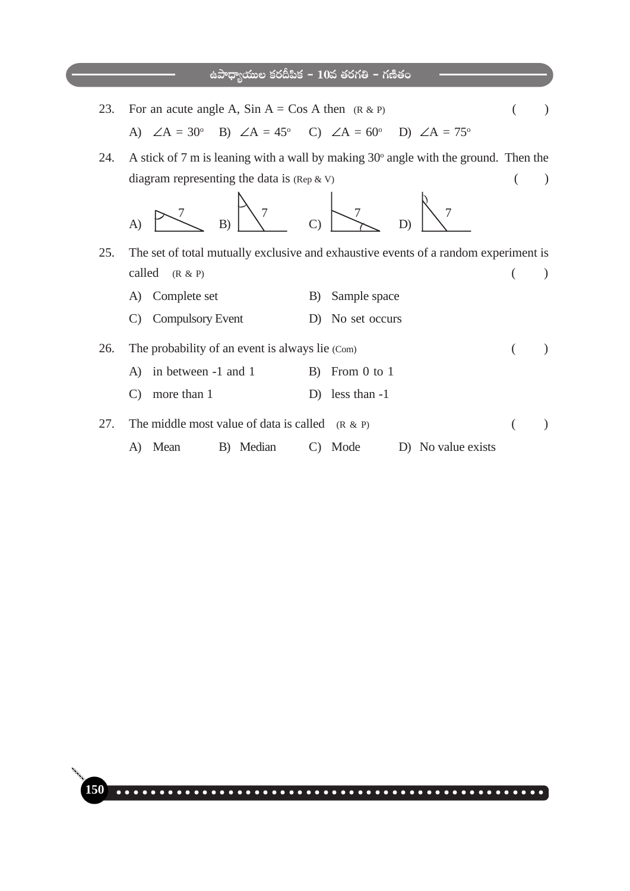23. For an acute angle A, Sin A = Cos A then (R & P) ( )

A) $\angle A = 30^\circ$ B) $\angle A = 45^\circ$ C) $\angle A = 60^\circ$ D) $\angle A = 75^\circ$

24. A stick of 7 m is leaning with a wall by making $30^\circ$ angle with the ground. Then the diagram representing the data is (Rep & V) ( )

A) 7 B) 7 C) 7 D) 7

25. The set of total mutually exclusive and exhaustive events of a random experiment is called (R & P) ( )

A) Complete set B) Sample space

C) Compulsory Event D) No set occurs

26. The probability of an event is always lie (Com) ( )

A) in between -1 and 1 B) From 0 to 1

C) more than 1 D) less than -1

27. The middle most value of data is called (R & P) ( )

A) Mean B) Median C) Mode D) No value exists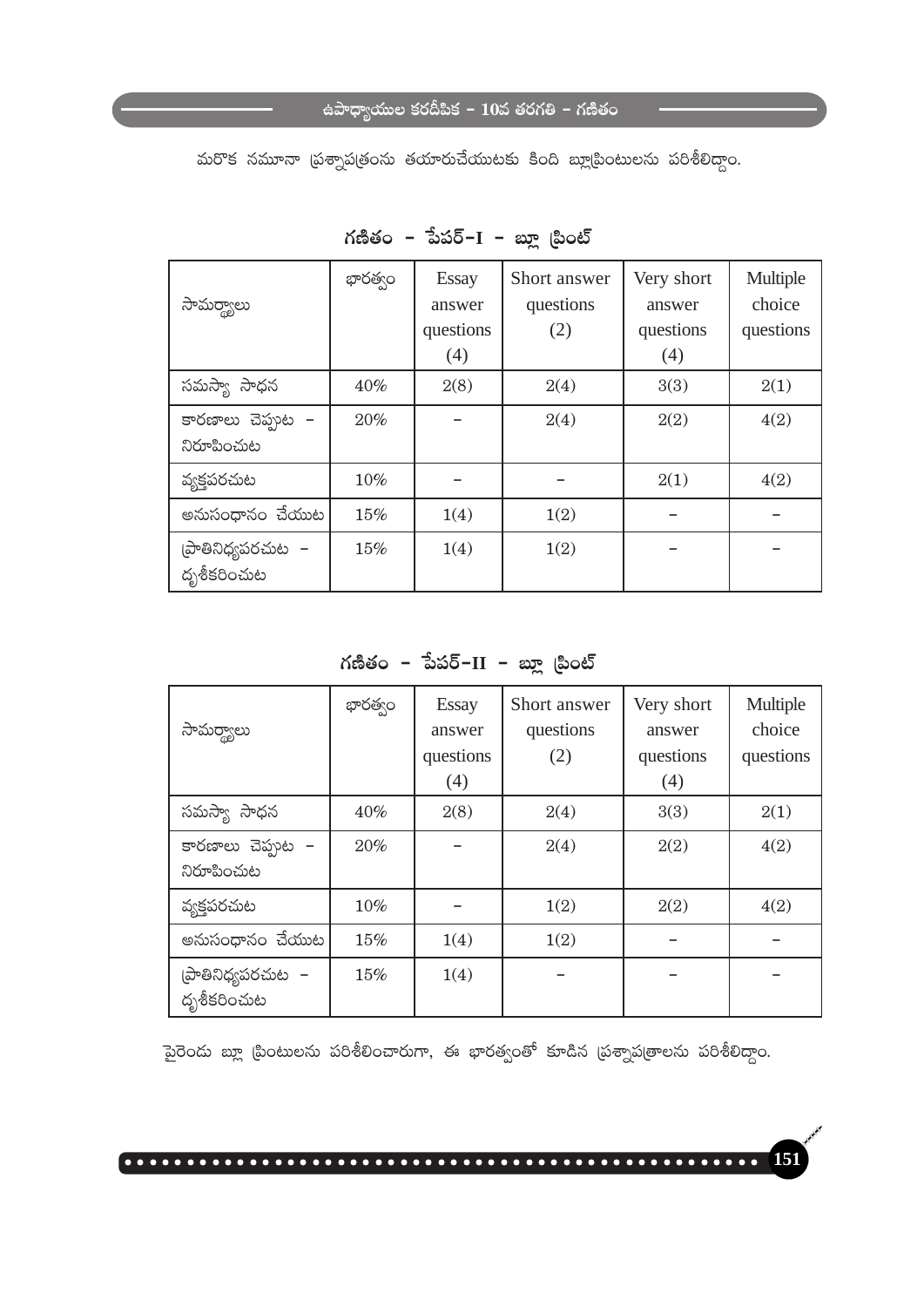మరొక నమూనా ప్రశ్నాపత్రంను తయారుచేయుటకు కింది బ్లూప్రింటులను పరిశీలిద్దాం.

## గణితం - పేపర్-I - బ్లూ ప్రింట్

| సామర్థ్యాలు | భారత్వం | Essay answer questions (4) | Short answer questions (2) | Very short answer questions (4) | Multiple choice questions |
|---|---|---|---|---|---|
| సమస్యా సాధన | 40% | 2(8) | 2(4) | 3(3) | 2(1) |
| కారణాలు చెప్పుట - నిరూపించుట | 20% | – | 2(4) | 2(2) | 4(2) |
| వ్యక్తపరచుట | 10% | – | – | 2(1) | 4(2) |
| అనుసంధానం చేయుట | 15% | 1(4) | 1(2) | – | – |
| ప్రాతినిధ్యపరచుట - దృశీకరించుట | 15% | 1(4) | 1(2) | – | – |

## గణితం - పేపర్-II - బ్లూ ప్రింట్

| సామర్థ్యాలు | భారత్వం | Essay answer questions (4) | Short answer questions (2) | Very short answer questions (4) | Multiple choice questions |
|---|---|---|---|---|---|
| సమస్యా సాధన | 40% | 2(8) | 2(4) | 3(3) | 2(1) |
| కారణాలు చెప్పుట - నిరూపించుట | 20% | – | 2(4) | 2(2) | 4(2) |
| వ్యక్తపరచుట | 10% | – | 1(2) | 2(2) | 4(2) |
| అనుసంధానం చేయుట | 15% | 1(4) | 1(2) | – | – |
| ప్రాతినిధ్యపరచుట - దృశీకరించుట | 15% | 1(4) | – | – | – |

పైరెండు బ్లూ ప్రింటులను పరిశీలించారుగా, ఈ భారత్వంతో కూడిన ప్రశ్నాపత్రాలను పరిశీలిద్దాం.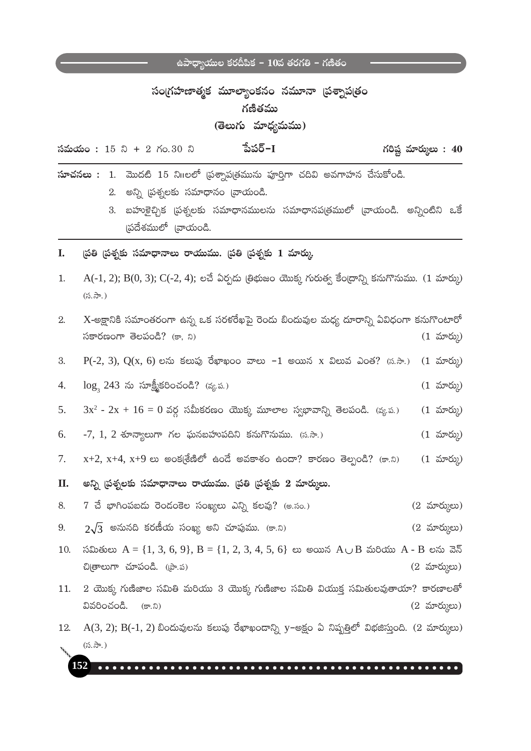# సంగ్రహణాత్మక మూల్యాంకనం నమూనా ప్రశ్నాపత్రం

## గణితము

### (తెలుగు మాధ్యమము)

**సమయం : 15 ని + 2 గం.30 ని** **పేపర్–I** **గరిష్ట మార్కులు : 40**

**సూచనలు :**
1. మొదటి 15 ని॥లలో ప్రశ్నాపత్రమును పూర్తిగా చదివి అవగాహన చేసుకోండి.
2. అన్ని ప్రశ్నలకు సమాధానం వ్రాయండి.
3. బహుళైచ్ఛిక ప్రశ్నలకు సమాధానములను సమాధానపత్రములో వ్రాయండి. అన్నింటిని ఒకే ప్రదేశములో వ్రాయండి.

**I. ప్రతి ప్రశ్నకు సమాధానాలు రాయుము. ప్రతి ప్రశ్నకు 1 మార్కు.**

1. A(-1, 2); B(0, 3); C(-2, 4); లచే ఏర్పడు త్రిభుజం యొక్క గురుత్వ కేంద్రాన్ని కనుగొనుము. (1 మార్కు) (స.సా.)

2. X-అక్షానికి సమాంతరంగా ఉన్న ఒక సరళరేఖపై రెండు బిందువుల మధ్య దూరాన్ని ఏవిధంగా కనుగొంటారో సకారణంగా తెలపండి? (కా, ని) (1 మార్కు)

3. P(-2, 3), Q(x, 6) లను కలుపు రేఖాఖండం వాలు –1 అయిన x విలువ ఎంత? (స.సా.) (1 మార్కు)

4. $\log_3 243$ ను సూక్ష్మీకరించండి? (వ్య.ప.) (1 మార్కు)

5. $3x^2 - 2x + 16 = 0$ వర్గ సమీకరణం యొక్క మూలాల స్వభావాన్ని తెలపండి. (వ్య.ప.) (1 మార్కు)

6. -7, 1, 2 శూన్యాలుగా గల ఘనబహుపదిని కనుగొనుము. (స.సా.) (1 మార్కు)

7. x+2, x+4, x+9 లు అంకశ్రేణిలో ఉండే అవకాశం ఉందా? కారణం తెల్పండి? (కా.ని) (1 మార్కు)

**II. అన్ని ప్రశ్నలకు సమాధానాలు రాయుము. ప్రతి ప్రశ్నకు 2 మార్కులు.**

8. 7 చే భాగింపబడు రెండంకెల సంఖ్యలు ఎన్ని కలవు? (అ.సం.) (2 మార్కులు)

9. $2\sqrt{3}$ అనునది కరణీయ సంఖ్య అని చూపుము. (కా.ని) (2 మార్కులు)

10. సమితులు A = {1, 3, 6, 9}, B = {1, 2, 3, 4, 5, 6} లు అయిన $A \cup B$ మరియు A - B లను వెన్ చిత్రాలుగా చూపండి. (ప్రా.ప) (2 మార్కులు)

11. 2 యొక్క గుణిజాల సమితి మరియు 3 యొక్క గుణిజాల సమితి వియుక్త సమితులవుతాయా? కారణాలతో వివరించండి. (కా.ని) (2 మార్కులు)

12. A(3, 2); B(-1, 2) బిందువులను కలుపు రేఖాఖండాన్ని y-అక్షం ఏ నిష్పత్తిలో విభజిస్తుంది. (2 మార్కులు) (స.సా.)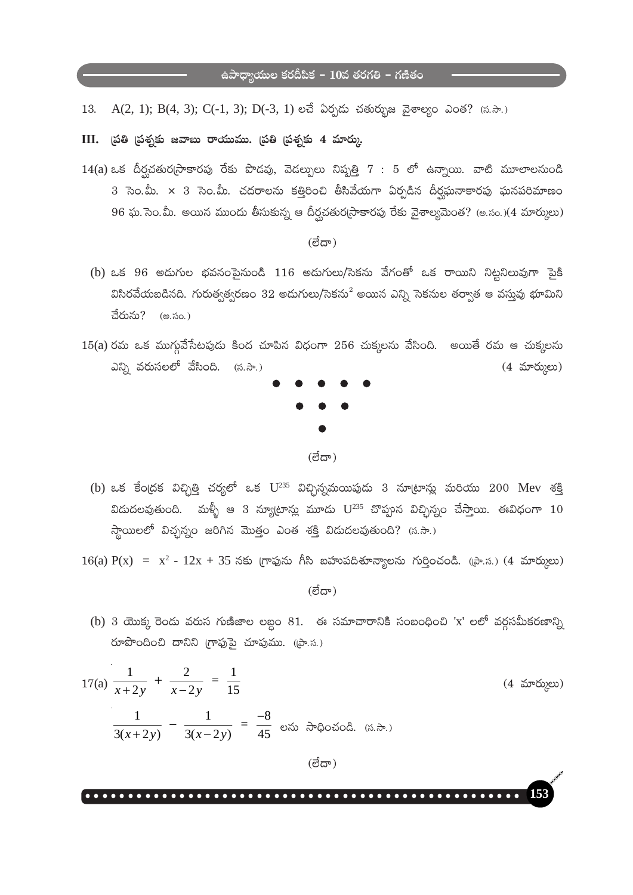13. A(2, 1); B(4, 3); C(-1, 3); D(-3, 1) లచే ఏర్పడు చతుర్భుజ వైశాల్యం ఎంత? (స.సా.)

**III. ప్రతి ప్రశ్నకు జవాబు రాయుము. ప్రతి ప్రశ్నకు 4 మార్కు.**

14(a) ఒక దీర్ఘచతురస్రాకారపు రేకు పొడవు, వెడల్పులు నిష్పత్తి 7 : 5 లో ఉన్నాయి. వాటి మూలాలనుండి 3 సెం.మీ. × 3 సెం.మీ. చదరాలను కత్తిరించి తీసివేయగా ఏర్పడిన దీర్ఘఘనాకారపు ఘనపరిమాణం 96 ఘ.సెం.మీ. అయిన ముందు తీసుకున్న ఆ దీర్ఘచతురస్రాకారపు రేకు వైశాల్యమెంత? (అ.సం.)(4 మార్కులు)

(లేదా)

(b) ఒక 96 అడుగుల భవనంపైనుండి 116 అడుగులు/సెకను వేగంతో ఒక రాయిని నిట్టనిలువుగా పైకి విసిరవేయబడినది. గురుత్వత్వరణం 32 అడుగులు/సెకను$^2$ అయిన ఎన్ని సెకనుల తర్వాత ఆ వస్తువు భూమిని చేరును? (అ.సం.)

15(a) రమ ఒక ముగ్గువేసేటపుడు కింద చూపిన విధంగా 256 చుక్కలను వేసింది. అయితే రమ ఆ చుక్కలను ఎన్ని వరుసలలో వేసింది. (స.సా.) (4 మార్కులు)

● ● ● ● ●
● ● ●
●

(లేదా)

(b) ఒక కేంద్రక విచ్ఛిత్తి చర్యలో ఒక $U^{235}$ విచ్ఛిన్నమయిపుడు 3 న్యూట్రాన్లు మరియు 200 Mev శక్తి విడుదలవుతుంది. మళ్ళీ ఆ 3 న్యూట్రాన్లు మూడు $U^{235}$ చొప్పున విచ్ఛిన్నం చేస్తాయి. ఈవిధంగా 10 స్థాయిలలో విచ్ఛన్నం జరిగిన మొత్తం ఎంత శక్తి విడుదలవుతుంది? (స.సా.)

16(a) $P(x) = x^2 - 12x + 35$ నకు గ్రాఫును గీసి బహుపదిశూన్యాలను గుర్తించండి. (ప్రా.స.) (4 మార్కులు)

(లేదా)

(b) 3 యొక్క రెండు వరుస గుణిజాల లబ్ధం 81. ఈ సమాచారానికి సంబంధించి 'x' లలో వర్గసమీకరణాన్ని రూపొందించి దానిని గ్రాఫుపై చూపుము. (ప్రా.స.)

17(a) $\dfrac{1}{x+2y} + \dfrac{2}{x-2y} = \dfrac{1}{15}$ (4 మార్కులు)

$\dfrac{1}{3(x+2y)} - \dfrac{1}{3(x-2y)} = \dfrac{-8}{45}$ లను సాధించండి. (స.సా.)

(లేదా)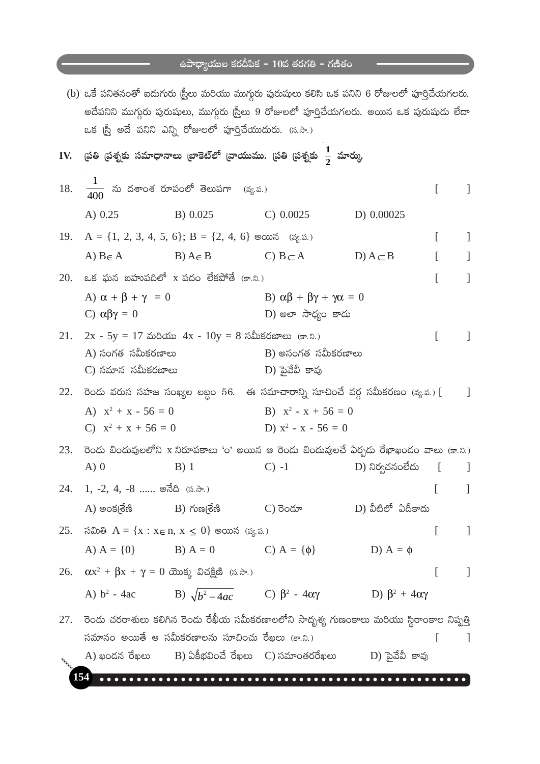(b) ఒకే పనితనంతో ఐదుగురు స్త్రీలు మరియు ముగ్గురు పురుషులు కలిసి ఒక పనిని 6 రోజులలో పూర్తిచేయగలరు. అదేపనిని ముగ్గురు పురుషులు, ముగ్గురు స్త్రీలు 9 రోజులలో పూర్తిచేయగలరు. అయిన ఒక పురుషుడు లేదా ఒక స్త్రీ అదే పనిని ఎన్ని రోజులలో పూర్తిచేయుదురు. (స.సా.)

## IV. ప్రతి ప్రశ్నకు సమాధానాలు బ్రాకెట్‌లో వ్రాయుము. ప్రతి ప్రశ్నకు $\frac{1}{2}$ మార్కు.

18. $\frac{1}{400}$ ను దశాంశ రూపంలో తెలుపగా (వ్య.ప.) [ ]

    A) 0.25 B) 0.025 C) 0.0025 D) 0.00025

19. A = {1, 2, 3, 4, 5, 6}; B = {2, 4, 6} అయిన (వ్య.ప.) [ ]

    A) $B \in A$ B) $A \in B$ C) $B \subset A$ D) $A \subset B$ [ ]

20. ఒక ఘన బహుపదిలో x పదం లేకపోతే (కా.ని.) [ ]

    A) $\alpha + \beta + \gamma = 0$ B) $\alpha\beta + \beta\gamma + \gamma\alpha = 0$

    C) $\alpha\beta\gamma = 0$ D) అలా సాధ్యం కాదు

21. $2x - 5y = 17$ మరియు $4x - 10y = 8$ సమీకరణాలు (కా.ని.) [ ]

    A) సంగత సమీకరణాలు B) అసంగత సమీకరణాలు

    C) సమాన సమీకరణాలు D) పైవేవీ కావు

22. రెండు వరుస సహజ సంఖ్యల లబ్ధం 56. ఈ సమాచారాన్ని సూచించే వర్గ సమీకరణం (వ్య.ప.) [ ]

    A) $x^2 + x - 56 = 0$ B) $x^2 - x + 56 = 0$

    C) $x^2 + x + 56 = 0$ D) $x^2 - x - 56 = 0$

23. రెండు బిందువులలోని x నిరూపకాలు 'o' అయిన ఆ రెండు బిందువులచే ఏర్పడు రేఖాఖండం వాలు (కా.ని.)

    A) 0 B) 1 C) -1 D) నిర్వచనంలేదు [ ]

24. 1, -2, 4, -8 ...... అనేది (స.సా.) [ ]

    A) అంకశ్రేణి B) గుణశ్రేణి C) రెండూ D) వీటిలో ఏదీకాదు

25. సమితి $A = \{x : x \in n, x \leq 0\}$ అయిన (వ్య.ప.) [ ]

    A) $A = \{0\}$ B) $A = 0$ C) $A = \{\phi\}$ D) $A = \phi$

26. $\alpha x^2 + \beta x + \gamma = 0$ యొక్క విచక్షిణి (స.సా.) [ ]

    A) $b^2 - 4ac$ B) $\sqrt{b^2 - 4ac}$ C) $\beta^2 - 4\alpha\gamma$ D) $\beta^2 + 4\alpha\gamma$

27. రెండు చరరాశులు కలిగిన రెండు రేఖీయ సమీకరణాలలోని సాదృశ్య గుణంకాలు మరియు స్థిరాంకాల నిష్పత్తి సమానం అయితే ఆ సమీకరణాలను సూచించు రేఖలు (కా.ని.) [ ]

    A) ఖండన రేఖలు B) ఏకీభవించే రేఖలు C) సమాంతరరేఖలు D) పైవేవీ కావు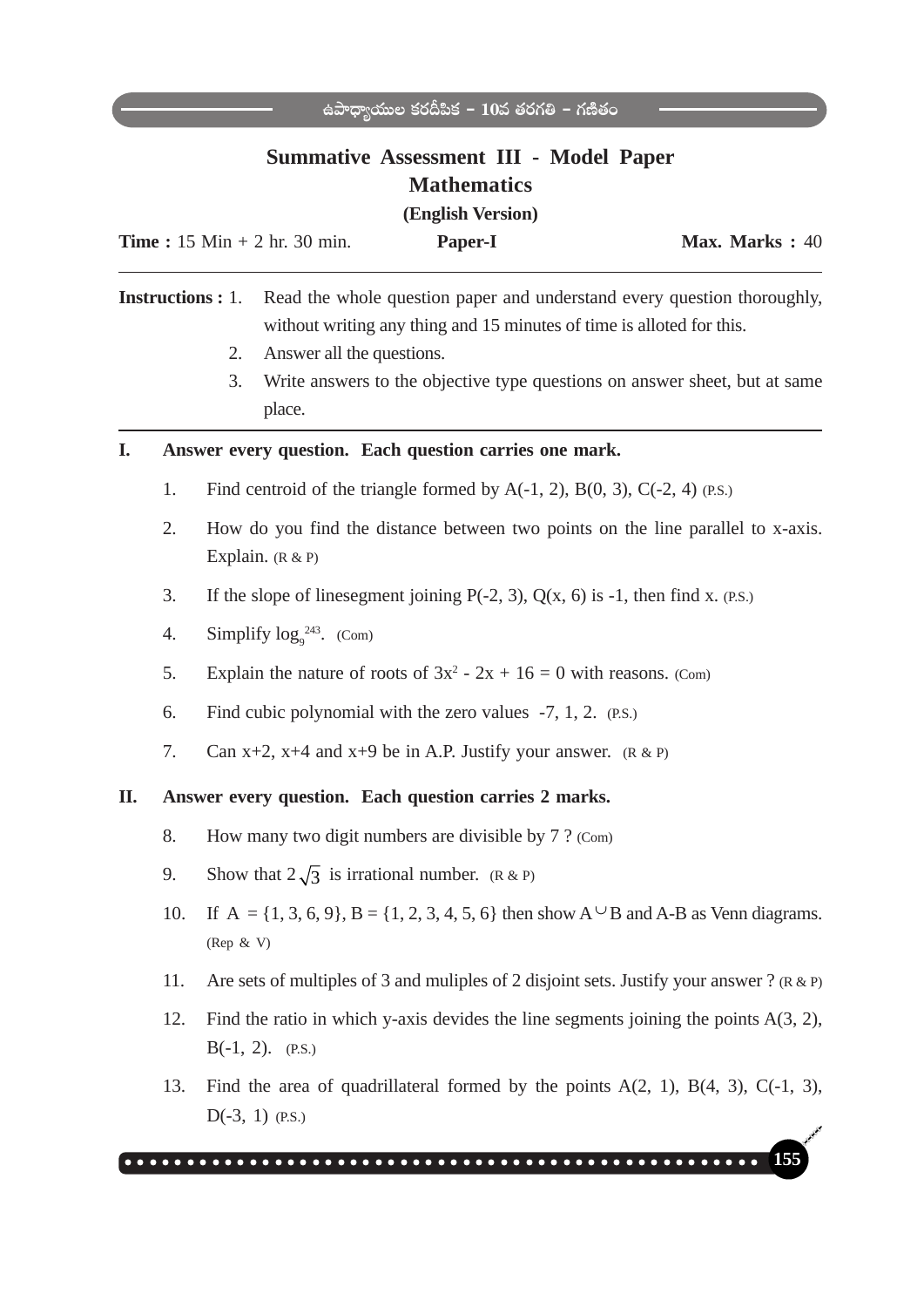# Summative Assessment III - Model Paper

## Mathematics

### (English Version)

**Time :** 15 Min + 2 hr. 30 min. **Paper-I** **Max. Marks :** 40

**Instructions :**

1. Read the whole question paper and understand every question thoroughly, without writing any thing and 15 minutes of time is alloted for this.
2. Answer all the questions.
3. Write answers to the objective type questions on answer sheet, but at same place.

---

**I. Answer every question. Each question carries one mark.**

1. Find centroid of the triangle formed by A(-1, 2), B(0, 3), C(-2, 4) (P.S.)
2. How do you find the distance between two points on the line parallel to x-axis. Explain. (R & P)
3. If the slope of linesegment joining P(-2, 3), Q(x, 6) is -1, then find x. (P.S.)
4. Simplify $\log_9^{243}$. (Com)
5. Explain the nature of roots of $3x^2 - 2x + 16 = 0$ with reasons. (Com)
6. Find cubic polynomial with the zero values -7, 1, 2. (P.S.)
7. Can x+2, x+4 and x+9 be in A.P. Justify your answer. (R & P)

**II. Answer every question. Each question carries 2 marks.**

8. How many two digit numbers are divisible by 7 ? (Com)
9. Show that $2\sqrt{3}$ is irrational number. (R & P)
10. If A = {1, 3, 6, 9}, B = {1, 2, 3, 4, 5, 6} then show $A \cup B$ and A-B as Venn diagrams. (Rep & V)
11. Are sets of multiples of 3 and muliples of 2 disjoint sets. Justify your answer ? (R & P)
12. Find the ratio in which y-axis devides the line segments joining the points A(3, 2), B(-1, 2). (P.S.)
13. Find the area of quadrillateral formed by the points A(2, 1), B(4, 3), C(-1, 3), D(-3, 1) (P.S.)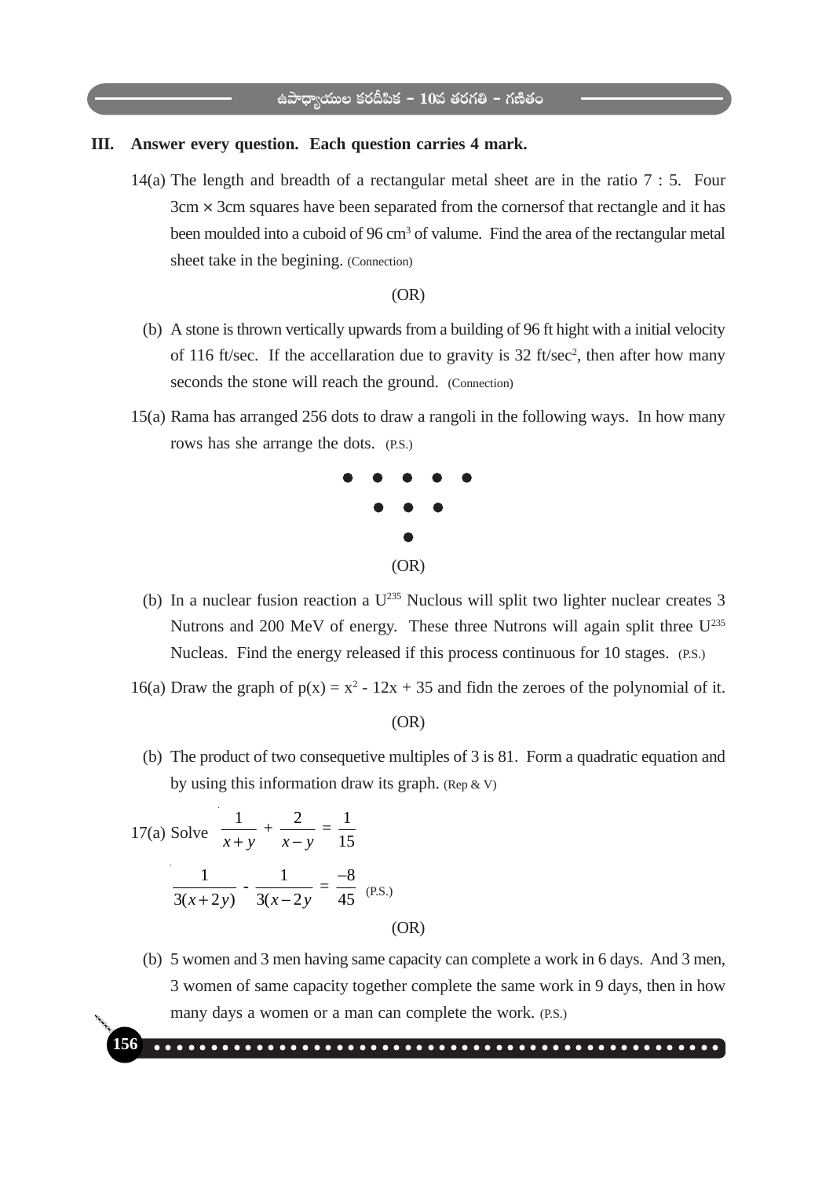### III. Answer every question. Each question carries 4 mark.

14(a) The length and breadth of a rectangular metal sheet are in the ratio 7 : 5. Four 3cm × 3cm squares have been separated from the cornersof that rectangle and it has been moulded into a cuboid of 96 $cm^3$ of valume. Find the area of the rectangular metal sheet take in the begining. (Connection)

(OR)

(b) A stone is thrown vertically upwards from a building of 96 ft hight with a initial velocity of 116 ft/sec. If the accellaration due to gravity is 32 ft/$sec^2$, then after how many seconds the stone will reach the ground. (Connection)

15(a) Rama has arranged 256 dots to draw a rangoli in the following ways. In how many rows has she arrange the dots. (P.S.)

```
● ● ● ● ●
  ● ● ●
    ●
```

(OR)

(b) In a nuclear fusion reaction a $U^{235}$ Nuclous will split two lighter nuclear creates 3 Nutrons and 200 MeV of energy. These three Nutrons will again split three $U^{235}$ Nucleas. Find the energy released if this process continuous for 10 stages. (P.S.)

16(a) Draw the graph of $p(x) = x^2 - 12x + 35$ and fidn the zeroes of the polynomial of it.

(OR)

(b) The product of two consequetive multiples of 3 is 81. Form a quadratic equation and by using this information draw its graph. (Rep & V)

17(a) Solve $\dfrac{1}{x+y} + \dfrac{2}{x-y} = \dfrac{1}{15}$

$\dfrac{1}{3(x+2y)} - \dfrac{1}{3(x-2y)} = \dfrac{-8}{45}$ (P.S.)

(OR)

(b) 5 women and 3 men having same capacity can complete a work in 6 days. And 3 men, 3 women of same capacity together complete the same work in 9 days, then in how many days a women or a man can complete the work. (P.S.)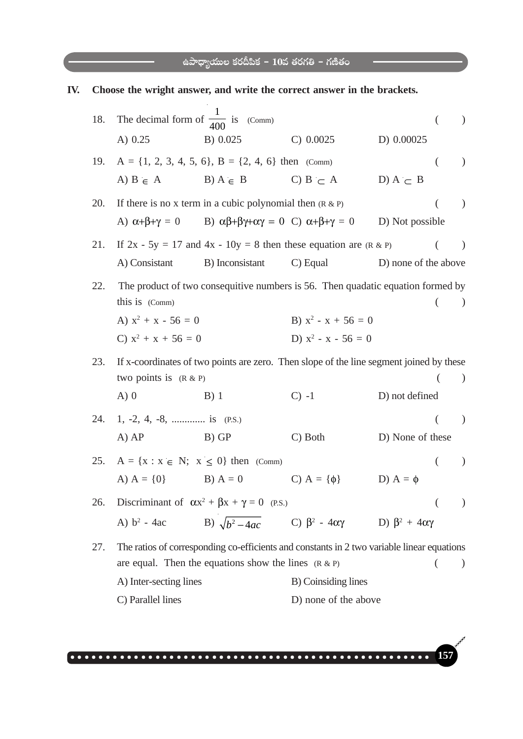## IV. Choose the wright answer, and write the correct answer in the brackets.

18. The decimal form of $\frac{1}{400}$ is (Comm) ( )

    A) 0.25 B) 0.025 C) 0.0025 D) 0.00025

19. A = {1, 2, 3, 4, 5, 6}, B = {2, 4, 6} then (Comm) ( )

    A) $B \in A$ B) $A \in B$ C) $B \subset A$ D) $A \subset B$

20. If there is no x term in a cubic polynomial then (R & P) ( )

    A) $\alpha+\beta+\gamma = 0$ B) $\alpha\beta+\beta\gamma+\alpha\gamma = 0$ C) $\alpha+\beta+\gamma = 0$ D) Not possible

21. If 2x - 5y = 17 and 4x - 10y = 8 then these equation are (R & P) ( )

    A) Consistant B) Inconsistant C) Equal D) none of the above

22. The product of two consequitive numbers is 56. Then quadatic equation formed by this is (Comm) ( )

    A) $x^2 + x - 56 = 0$ B) $x^2 - x + 56 = 0$

    C) $x^2 + x + 56 = 0$ D) $x^2 - x - 56 = 0$

23. If x-coordinates of two points are zero. Then slope of the line segment joined by these two points is (R & P) ( )

    A) 0 B) 1 C) -1 D) not defined

24. 1, -2, 4, -8, ............. is (P.S.) ( )

    A) AP B) GP C) Both D) None of these

25. $A = \{x : x \in N;\ x \leq 0\}$ then (Comm) ( )

    A) A = {0} B) A = 0 C) $A = \{\phi\}$ D) $A = \phi$

26. Discriminant of $\alpha x^2 + \beta x + \gamma = 0$ (P.S.) ( )

    A) $b^2 - 4ac$ B) $\sqrt{b^2 - 4ac}$ C) $\beta^2 - 4\alpha\gamma$ D) $\beta^2 + 4\alpha\gamma$

27. The ratios of corresponding co-efficients and constants in 2 two variable linear equations are equal. Then the equations show the lines (R & P) ( )

    A) Inter-secting lines B) Coinsiding lines

    C) Parallel lines D) none of the above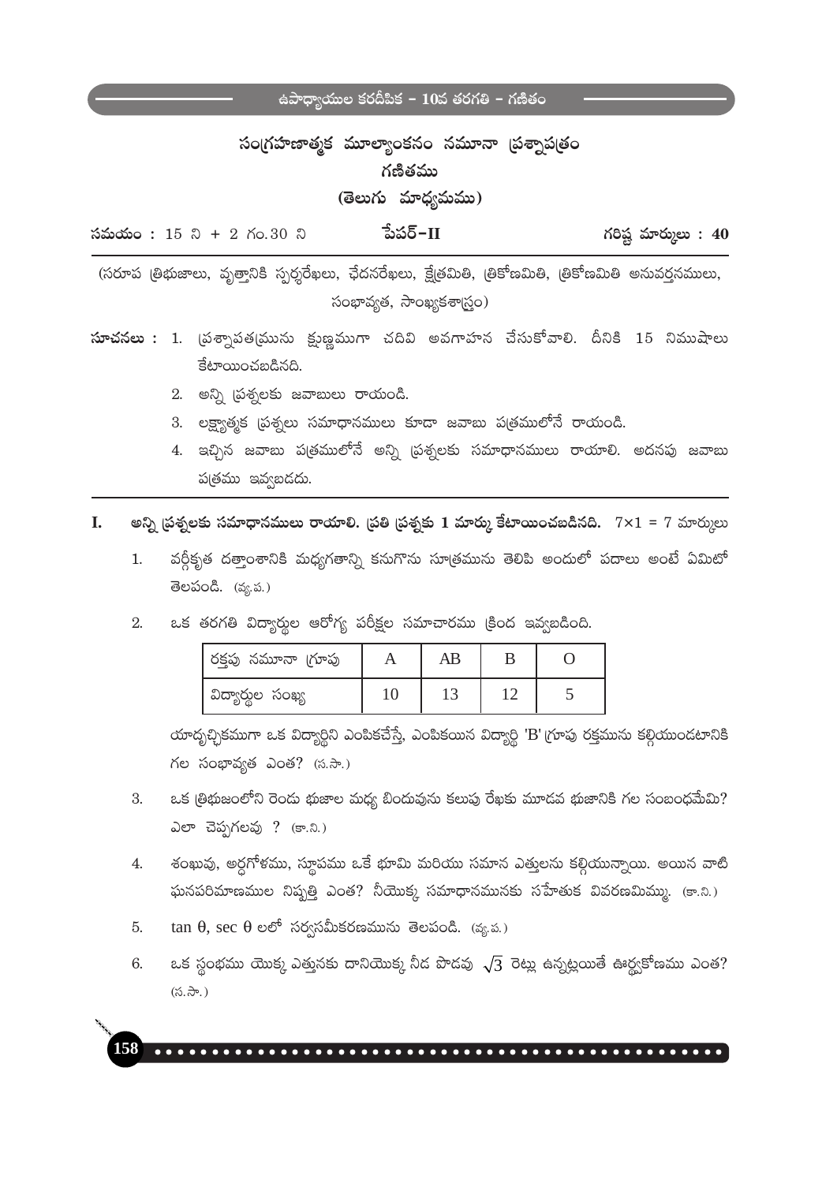# సంగ్రహణాత్మక మూల్యాంకనం నమూనా ప్రశ్నాపత్రం

## గణితము

### (తెలుగు మాధ్యమము)

**సమయం :** 15 ని + 2 గం.30 ని **పేపర్-II** **గరిష్ట మార్కులు : 40**

(సరూప త్రిభుజాలు, వృత్తానికి స్పర్శరేఖలు, ఛేదనరేఖలు, క్షేత్రమితి, త్రికోణమితి, త్రికోణమితి అనువర్తనములు, సంభావ్యత, సాంఖ్యకశాస్త్రం)

**సూచనలు :**
1. ప్రశ్నాపత్రమును క్షుణ్ణముగా చదివి అవగాహన చేసుకోవాలి. దీనికి 15 నిముషాలు కేటాయించబడినది.
2. అన్ని ప్రశ్నలకు జవాబులు రాయండి.
3. లక్ష్యాత్మక ప్రశ్నలు సమాధానములు కూడా జవాబు పత్రములోనే రాయండి.
4. ఇచ్చిన జవాబు పత్రములోనే అన్ని ప్రశ్నలకు సమాధానములు రాయాలి. అదనపు జవాబు పత్రము ఇవ్వబడదు.

**I. అన్ని ప్రశ్నలకు సమాధానములు రాయాలి. ప్రతి ప్రశ్నకు 1 మార్కు కేటాయించబడినది.** $7 \times 1 = 7$ మార్కులు

1. వర్గీకృత దత్తాంశానికి మధ్యగతాన్ని కనుగొను సూత్రమును తెలిపి అందులో పదాలు అంటే ఏమిటో తెలపండి. (వ్య.ప.)

2. ఒక తరగతి విద్యార్థుల ఆరోగ్య పరీక్షల సమాచారము క్రింద ఇవ్వబడింది.

| రక్తపు నమూనా గ్రూపు | A | AB | B | O |
|---|---|---|---|---|
| విద్యార్థుల సంఖ్య | 10 | 13 | 12 | 5 |

యాదృచ్ఛికముగా ఒక విద్యార్థిని ఎంపికచేస్తే, ఎంపికయిన విద్యార్థి 'B' గ్రూపు రక్తమును కల్గియుండటానికి గల సంభావ్యత ఎంత? (స.సా.)

3. ఒక త్రిభుజంలోని రెండు భుజాల మధ్య బిందువును కలుపు రేఖకు మూడవ భుజానికి గల సంబంధమేమి? ఎలా చెప్పగలవు ? (కా.ని.)

4. శంఖువు, అర్ధగోళము, స్థూపము ఒకే భూమి మరియు సమాన ఎత్తులను కల్గియున్నాయి. అయిన వాటి ఘనపరిమాణముల నిష్పత్తి ఎంత? నీయొక్క సమాధానమునకు సహేతుక వివరణమిమ్ము. (కా.ని.)

5. $\tan \theta$, $\sec \theta$ లలో సర్వసమీకరణమును తెలపండి. (వ్య.ప.)

6. ఒక స్థంభము యొక్క ఎత్తునకు దానియొక్క నీడ పొడవు $\sqrt{3}$ రెట్లు ఉన్నట్లయితే ఊర్ధ్వకోణము ఎంత? (స.సా.)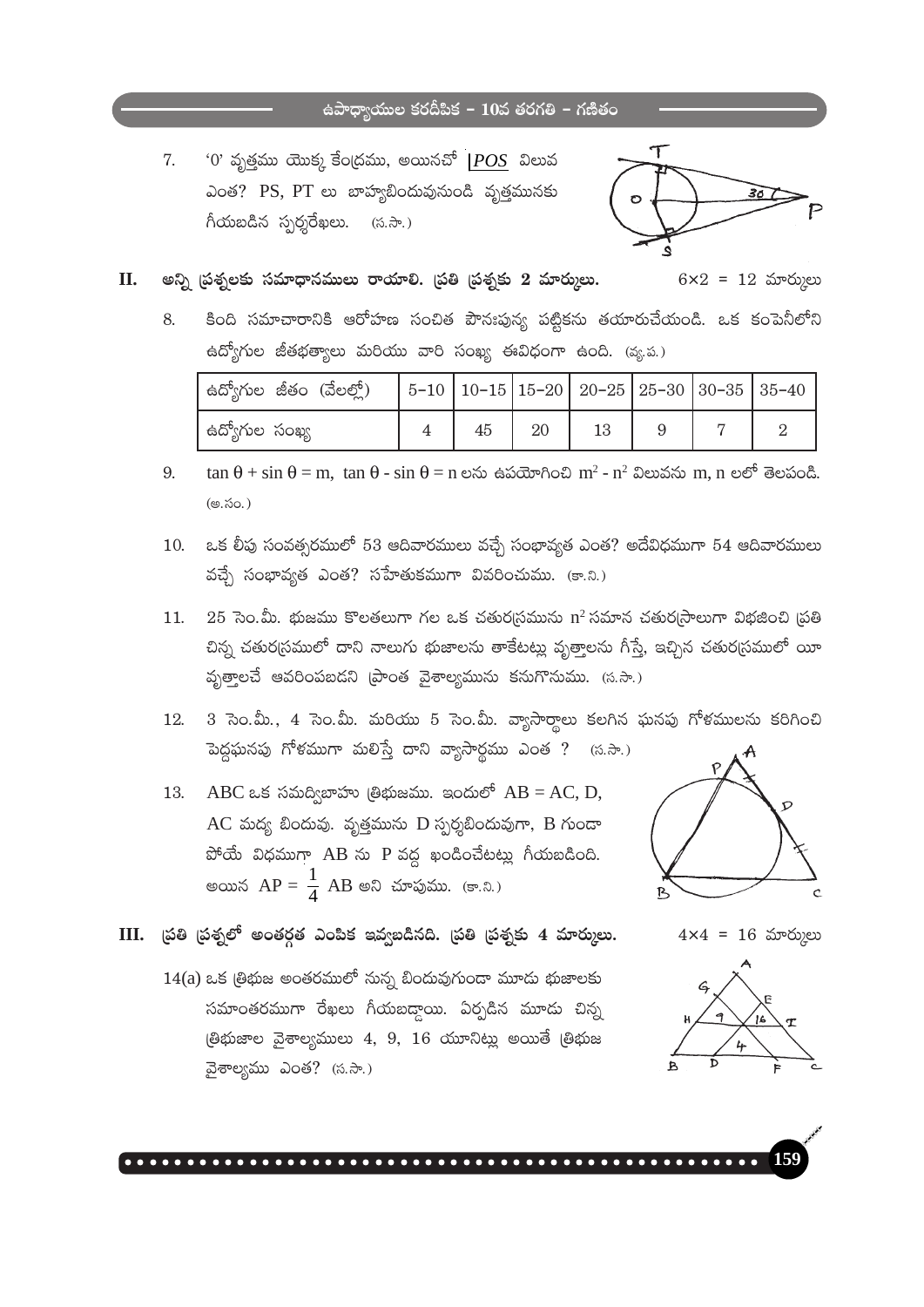7. '0' వృత్తము యొక్క కేంద్రము, అయినచో $\underline{|POS}$ విలువ ఎంత? PS, PT లు బాహ్యబిందువునుండి వృత్తమునకు గీయబడిన స్పర్శరేఖలు. (స.సా.)

**II. అన్ని ప్రశ్నలకు సమాధానములు రాయాలి. ప్రతి ప్రశ్నకు 2 మార్కులు.** $6\times2$ = 12 మార్కులు

8. కింది సమాచారానికి ఆరోహణ సంచిత పౌనఃపున్య పట్టికను తయారుచేయండి. ఒక కంపెనీలోని ఉద్యోగుల జీతభత్యాలు మరియు వారి సంఖ్య ఈవిధంగా ఉంది. (వ్య.ప.)

| ఉద్యోగుల జీతం (వేలల్లో) | 5–10 | 10–15 | 15–20 | 20–25 | 25–30 | 30–35 | 35–40 |
|---|---|---|---|---|---|---|---|
| ఉద్యోగుల సంఖ్య | 4 | 45 | 20 | 13 | 9 | 7 | 2 |

9. $\tan\theta + \sin\theta = m$, $\tan\theta - \sin\theta = n$ లను ఉపయోగించి $m^2 - n^2$ విలువను m, n లలో తెలపండి. (అ.సం.)

10. ఒక లీపు సంవత్సరములో 53 ఆదివారములు వచ్చే సంభావ్యత ఎంత? అదేవిధముగా 54 ఆదివారములు వచ్చే సంభావ్యత ఎంత? సహేతుకముగా వివరించుము. (కా.ని.)

11. 25 సెం.మీ. భుజము కొలతలుగా గల ఒక చతురస్రమును $n^2$ సమాన చతురస్రాలుగా విభజించి ప్రతి చిన్న చతురస్రములో దాని నాలుగు భుజాలను తాకేటట్లు వృత్తాలను గీస్తే, ఇచ్చిన చతురస్రములో యీ వృత్తాలచే ఆవరింపబడని ప్రాంత వైశాల్యమును కనుగొనుము. (స.సా.)

12. 3 సెం.మీ., 4 సెం.మీ. మరియు 5 సెం.మీ. వ్యాసార్థాలు కలగిన ఘనపు గోళములను కరిగించి పెద్దఘనపు గోళముగా మలిస్తే దాని వ్యాసార్థము ఎంత ? (స.సా.)

13. ABC ఒక సమద్విబాహు త్రిభుజము. ఇందులో AB = AC, D, AC మధ్య బిందువు. వృత్తమును D స్పర్శబిందువుగా, B గుండా పోయే విధముగా AB ను P వద్ద ఖండించేటట్లు గీయబడింది. అయిన $AP = \frac{1}{4}AB$ అని చూపుము. (కా.ని.)

**III. ప్రతి ప్రశ్నలో అంతర్గత ఎంపిక ఇవ్వబడినది. ప్రతి ప్రశ్నకు 4 మార్కులు.** $4\times4$ = 16 మార్కులు

14(a) ఒక త్రిభుజ అంతరములో నున్న బిందువుగుండా మూడు భుజాలకు సమాంతరములో రేఖలు గీయబడ్డాయి. ఏర్పడిన మూడు చిన్న త్రిభుజాల వైశాల్యములు 4, 9, 16 యూనిట్లు అయితే త్రిభుజ వైశాల్యము ఎంత? (స.సా.)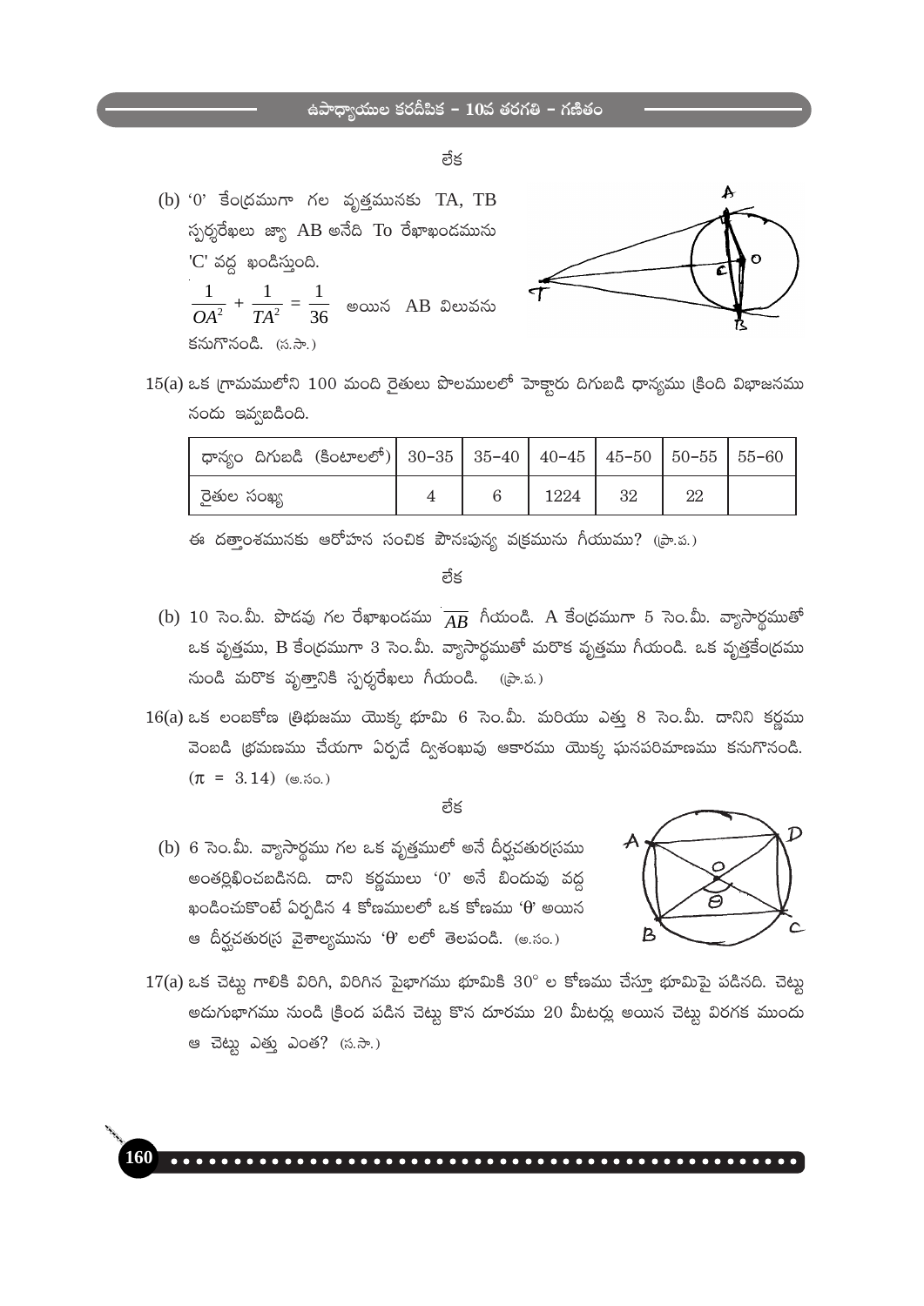లేక

(b) '0' కేంద్రముగా గల వృత్తమునకు TA, TB స్పర్శరేఖలు జ్యా AB అనేది To రేఖాఖండమును 'C' వద్ద ఖండిస్తుంది.

$\frac{1}{OA^2} + \frac{1}{TA^2} = \frac{1}{36}$ అయిన AB విలువను కనుగొనండి. (స.సా.)

15(a) ఒక గ్రామములోని 100 మంది రైతులు పొలములలో హెక్టారు దిగుబడి ధాన్యము క్రింది విభాజనము నందు ఇవ్వబడింది.

| ధాన్యం దిగుబడి (కింటాలలో) | 30–35 | 35–40 | 40–45 | 45–50 | 50–55 | 55–60 |
|---|---|---|---|---|---|---|
| రైతుల సంఖ్య | 4 | 6 | 1224 | 32 | 22 | |

ఈ దత్తాంశమునకు ఆరోహన సంచిక పౌనఃపున్య వక్రమును గీయుము? (ప్రా.ప.)

లేక

(b) 10 సెం.మీ. పొడవు గల రేఖాఖండము $\overline{AB}$ గీయండి. A కేంద్రముగా 5 సెం.మీ. వ్యాసార్ధముతో ఒక వృత్తము, B కేంద్రముగా 3 సెం.మీ. వ్యాసార్ధముతో మరొక వృత్తము గీయండి. ఒక వృత్తకేంద్రము నుండి మరొక వృత్తానికి స్పర్శరేఖలు గీయండి. (ప్రా.ప.)

16(a) ఒక లంబకోణ త్రిభుజము యొక్క భూమి 6 సెం.మీ. మరియు ఎత్తు 8 సెం.మీ. దానిని కర్ణము వెంబడి భ్రమణము చేయగా ఏర్పడే ద్విశంఖువు ఆకారము యొక్క ఘనపరిమాణము కనుగొనండి. $(\pi = 3.14)$ (అ.సం.)

లేక

(b) 6 సెం.మీ. వ్యాసార్ధము గల ఒక వృత్తములో అనే దీర్ఘచతురస్రము అంతర్లిఖించబడినది. దాని కర్ణములు '0' అనే బిందువు వద్ద ఖండించుకొంటే ఏర్పడిన 4 కోణములలో ఒక కోణము 'θ' అయిన ఆ దీర్ఘచతురస్ర వైశాల్యమును 'θ' లలో తెలపండి. (అ.సం.)

17(a) ఒక చెట్టు గాలికి విరిగి, విరిగిన పైభాగము భూమికి 30° ల కోణము చేస్తూ భూమిపై పడినది. చెట్టు అడుగుభాగము నుండి క్రింద పడిన చెట్టు కొన దూరము 20 మీటర్లు అయిన చెట్టు విరగక ముందు ఆ చెట్టు ఎత్తు ఎంత? (స.సా.)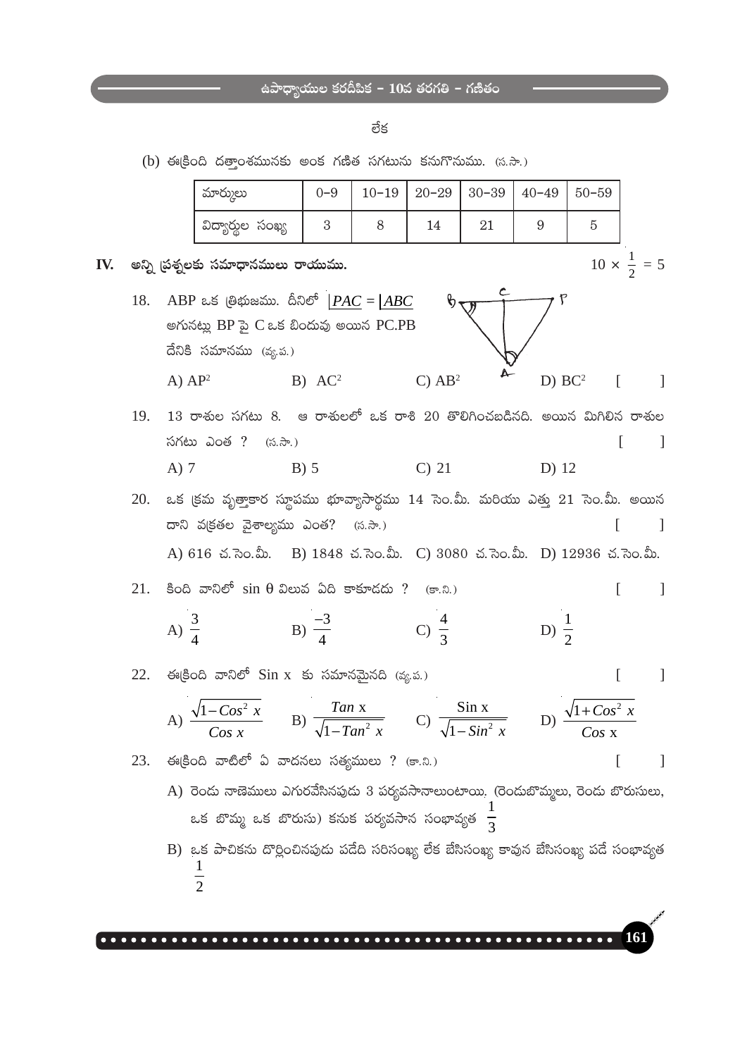లేక

(b) ఈక్రింది దత్తాంశమునకు అంక గణిత సగటును కనుగొనుము. (స.సా.)

| మార్కులు | 0–9 | 10–19 | 20–29 | 30–39 | 40–49 | 50–59 |
|---|---|---|---|---|---|---|
| విద్యార్థుల సంఖ్య | 3 | 8 | 14 | 21 | 9 | 5 |

## IV. అన్ని ప్రశ్నలకు సమాధానములు రాయుము. $10 \times \frac{1}{2} = 5$

18. ABP ఒక త్రిభుజము. దీనిలో $\angle PAC = \angle ABC$ అగునట్లు BP పై C ఒక బిందువు అయిన PC.PB దేనికి సమానము (వ్య.ప.)

A) $AP^2$  B) $AC^2$  C) $AB^2$  D) $BC^2$  [ ]

19. 13 రాశుల సగటు 8. ఆ రాశులలో ఒక రాశి 20 తొలిగించబడినది. అయిన మిగిలిన రాశుల సగటు ఎంత ? (స.సా.)  [ ]

A) 7  B) 5  C) 21  D) 12

20. ఒక క్రమ వృత్తాకార స్థూపము భూవ్యాసార్థము 14 సెం.మీ. మరియు ఎత్తు 21 సెం.మీ. అయిన దాని వక్రతల వైశాల్యము ఎంత? (స.సా.)  [ ]

A) 616 చ.సెం.మీ.  B) 1848 చ.సెం.మీ.  C) 3080 చ.సెం.మీ.  D) 12936 చ.సెం.మీ.

21. కింది వానిలో $\sin \theta$ విలువ ఏది కాకూడదు ? (కా.ని.)  [ ]

A) $\frac{3}{4}$  B) $\frac{-3}{4}$  C) $\frac{4}{3}$  D) $\frac{1}{2}$

22. ఈక్రింది వానిలో $\operatorname{Sin} x$ కు సమానమైనది (వ్య.ప.)  [ ]

A) $\frac{\sqrt{1-Cos^2 x}}{Cos\ x}$  B) $\frac{Tan\ x}{\sqrt{1-Tan^2 x}}$  C) $\frac{\operatorname{Sin} x}{\sqrt{1-Sin^2 x}}$  D) $\frac{\sqrt{1+Cos^2 x}}{Cos\ x}$

23. ఈక్రింది వాటిలో ఏ వాదనలు సత్యములు ? (కా.ని.)  [ ]

A) రెండు నాణెములు ఎగురవేసినపుడు 3 పర్యవసానాలుంటాయి. (రెండుబొమ్మలు, రెండు బొరుసులు, ఒక బొమ్మ ఒక బొరుసు) కనుక పర్యవసాన సంభావ్యత $\frac{1}{3}$

B) ఒక పాచికను దొర్లించినపుడు పడేది సరిసంఖ్య లేక బేసిసంఖ్య కావున బేసిసంఖ్య పడే సంభావ్యత $\frac{1}{2}$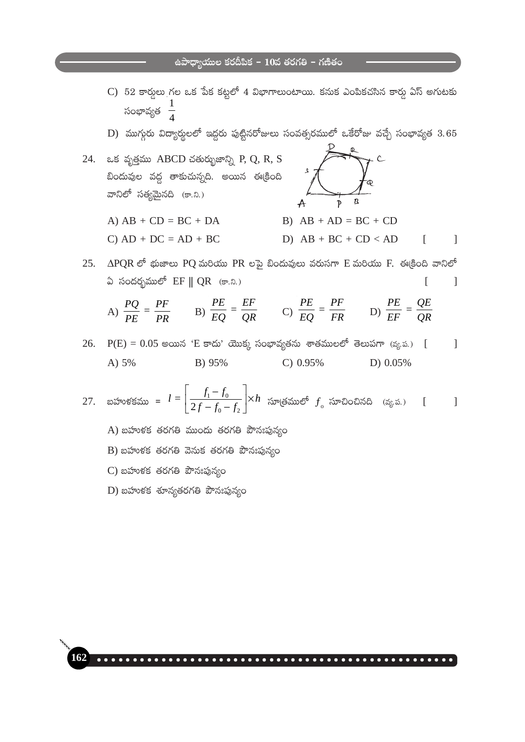C) 52 కార్డులు గల ఒక పేక కట్టలో 4 విభాగాలుంటాయి. కనుక ఎంపికచేసిన కార్డు ఏస్ అగుటకు సంభావ్యత $\frac{1}{4}$

D) ముగ్గురు విద్యార్థులలో ఇద్దరు పుట్టినరోజులు సంవత్సరములో ఒకేరోజు వచ్చే సంభావ్యత 3.65

24. ఒక వృత్తము ABCD చతుర్భుజాన్ని P, Q, R, S బిందువుల వద్ద తాకుచున్నది. అయిన ఈక్రింది వానిలో సత్యమైనది (కా.ని.)

A) AB + CD = BC + DA  B) AB + AD = BC + CD

C) AD + DC = AD + BC  D) AB + BC + CD < AD [ ]

25. ΔPQR లో భుజాలు PQ మరియు PR లపై బిందువులు వరుసగా E మరియు F. ఈక్రింది వానిలో ఏ సందర్భములో EF ∥ QR (కా.ని.) [ ]

A) $\frac{PQ}{PE} = \frac{PF}{PR}$  B) $\frac{PE}{EQ} = \frac{EF}{QR}$  C) $\frac{PE}{EQ} = \frac{PF}{FR}$  D) $\frac{PE}{EF} = \frac{QE}{QR}$

26. P(E) = 0.05 అయిన 'E కాదు' యొక్క సంభావ్యతను శాతములలో తెలుపగా (వ్య.ప.) [ ]

A) 5%  B) 95%  C) 0.95%  D) 0.05%

27. బహుళకము = $l = \left[\frac{f_1 - f_0}{2f - f_0 - f_2}\right] \times h$ సూత్రములో $f_o$ సూచించినది (వ్య.ప.) [ ]

A) బహుళక తరగతి ముందు తరగతి పౌనఃపున్యం

B) బహుళక తరగతి వెనుక తరగతి పౌనఃపున్యం

C) బహుళక తరగతి పౌనఃపున్యం

D) బహుళక శూన్యతరగతి పౌనఃపున్యం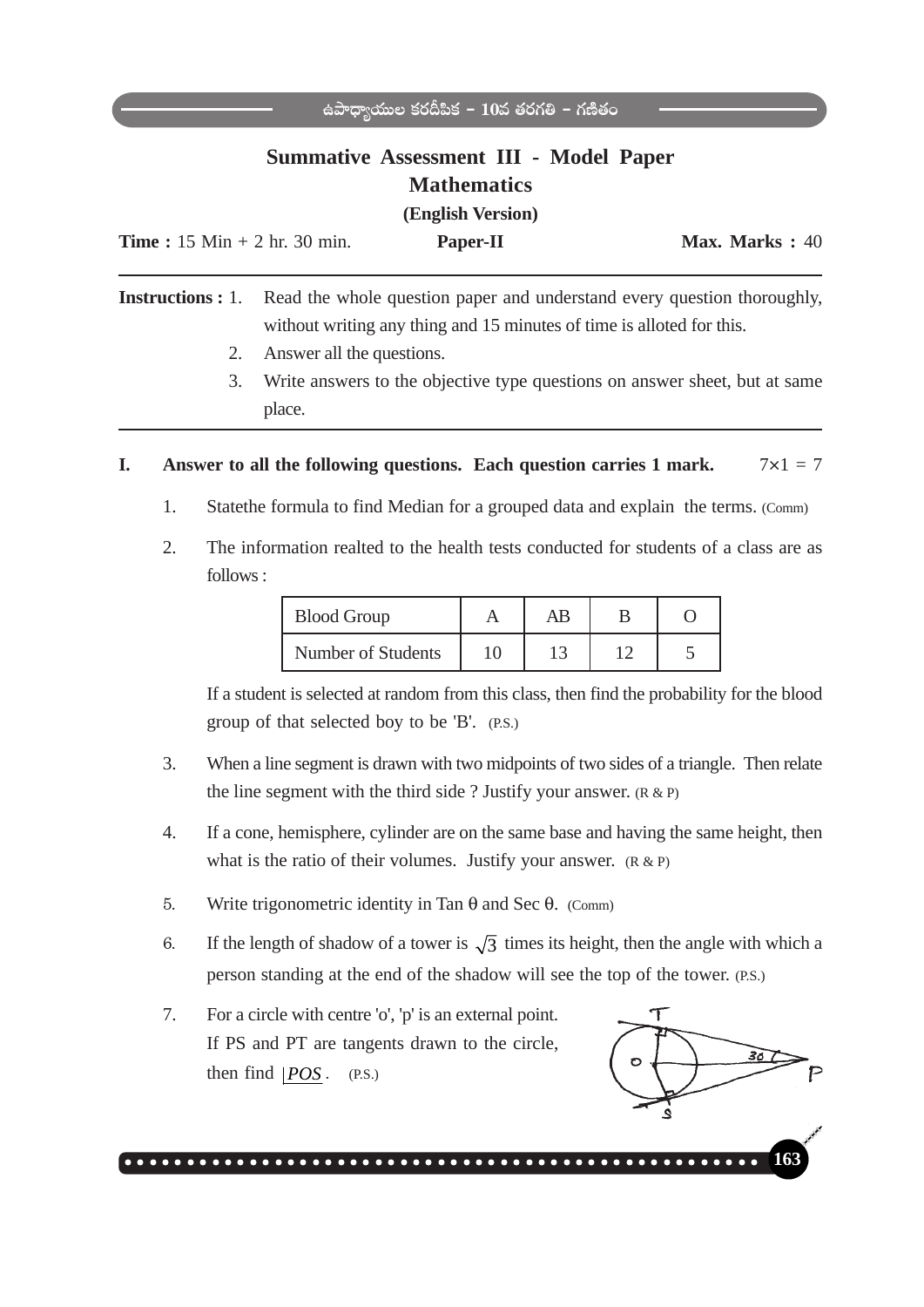# Summative Assessment III - Model Paper

## Mathematics

**(English Version)**

**Time :** 15 Min + 2 hr. 30 min. **Paper-II** **Max. Marks :** 40

**Instructions :** 1. Read the whole question paper and understand every question thoroughly, without writing any thing and 15 minutes of time is alloted for this.

2. Answer all the questions.
3. Write answers to the objective type questions on answer sheet, but at same place.

**I. Answer to all the following questions. Each question carries 1 mark.** $7 \times 1 = 7$

1. Statethe formula to find Median for a grouped data and explain the terms. (Comm)

2. The information realted to the health tests conducted for students of a class are as follows :

| Blood Group | A | AB | B | O |
|---|---|---|---|---|
| Number of Students | 10 | 13 | 12 | 5 |

If a student is selected at random from this class, then find the probability for the blood group of that selected boy to be 'B'. (P.S.)

3. When a line segment is drawn with two midpoints of two sides of a triangle. Then relate the line segment with the third side ? Justify your answer. (R & P)

4. If a cone, hemisphere, cylinder are on the same base and having the same height, then what is the ratio of their volumes. Justify your answer. (R & P)

5. Write trigonometric identity in Tan $\theta$ and Sec $\theta$. (Comm)

6. If the length of shadow of a tower is $\sqrt{3}$ times its height, then the angle with which a person standing at the end of the shadow will see the top of the tower. (P.S.)

7. For a circle with centre 'o', 'p' is an external point. If PS and PT are tangents drawn to the circle, then find $\angle POS$. (P.S.)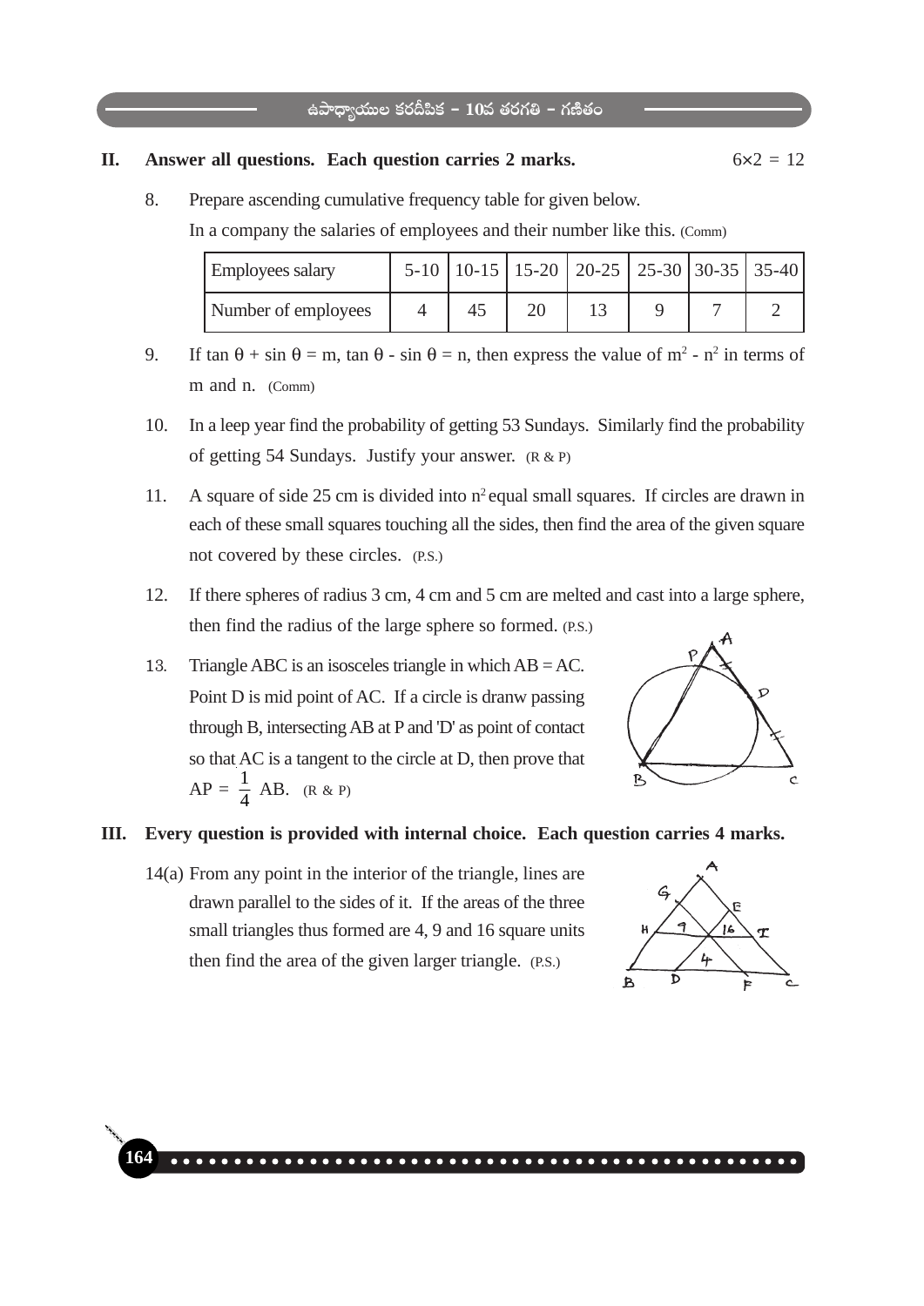**II. Answer all questions. Each question carries 2 marks.** $6 \times 2 = 12$

8. Prepare ascending cumulative frequency table for given below.

   In a company the salaries of employees and their number like this. (Comm)

| Employees salary | 5-10 | 10-15 | 15-20 | 20-25 | 25-30 | 30-35 | 35-40 |
|---|---|---|---|---|---|---|---|
| Number of employees | 4 | 45 | 20 | 13 | 9 | 7 | 2 |

9. If $\tan \theta + \sin \theta = m$, $\tan \theta - \sin \theta = n$, then express the value of $m^2 - n^2$ in terms of m and n. (Comm)

10. In a leep year find the probability of getting 53 Sundays. Similarly find the probability of getting 54 Sundays. Justify your answer. (R & P)

11. A square of side 25 cm is divided into $n^2$ equal small squares. If circles are drawn in each of these small squares touching all the sides, then find the area of the given square not covered by these circles. (P.S.)

12. If there spheres of radius 3 cm, 4 cm and 5 cm are melted and cast into a large sphere, then find the radius of the large sphere so formed. (P.S.)

13. Triangle ABC is an isosceles triangle in which AB = AC. Point D is mid point of AC. If a circle is dranw passing through B, intersecting AB at P and 'D' as point of contact so that AC is a tangent to the circle at D, then prove that $AP = \frac{1}{4} AB$. (R & P)

**III. Every question is provided with internal choice. Each question carries 4 marks.**

14(a) From any point in the interior of the triangle, lines are drawn parallel to the sides of it. If the areas of the three small triangles thus formed are 4, 9 and 16 square units then find the area of the given larger triangle. (P.S.)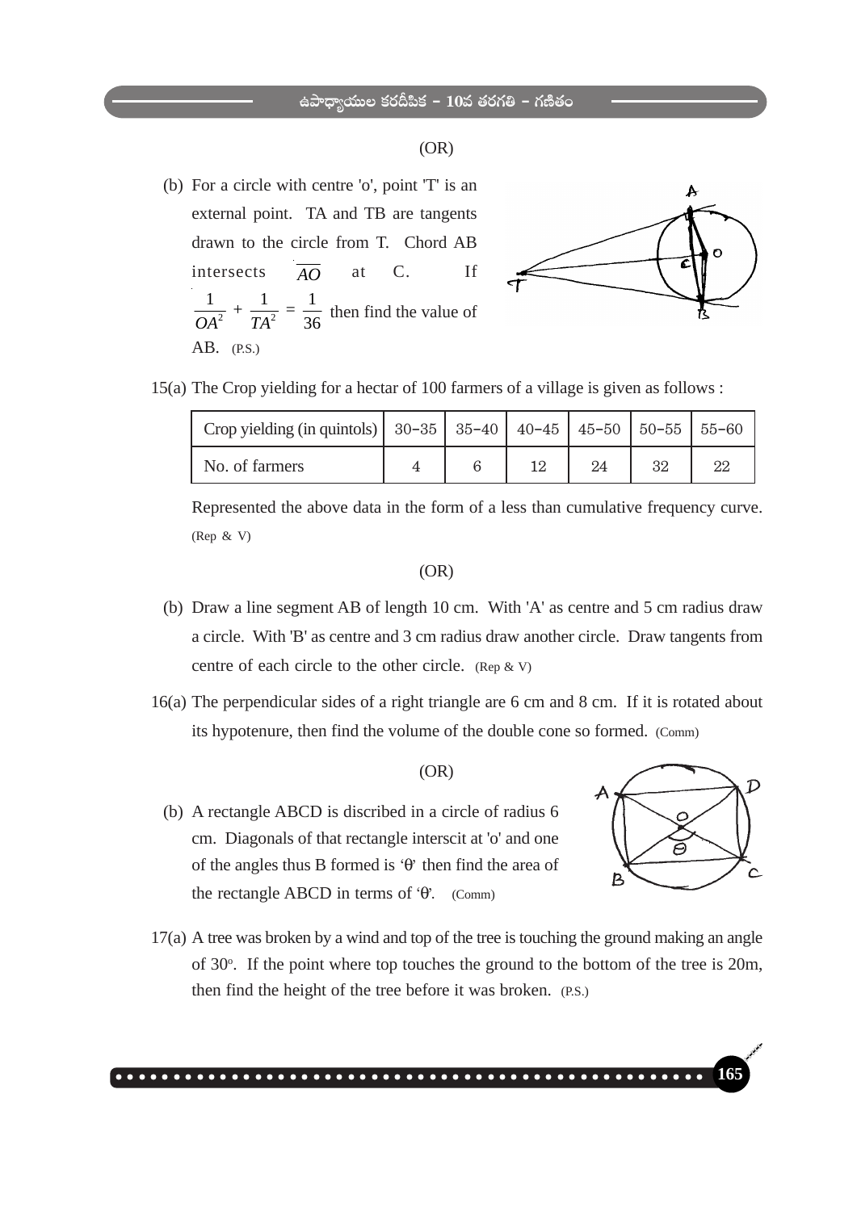(OR)

(b) For a circle with centre 'o', point 'T' is an external point. TA and TB are tangents drawn to the circle from T. Chord AB intersects $\overline{AO}$ at C. If $\frac{1}{OA^2} + \frac{1}{TA^2} = \frac{1}{36}$ then find the value of AB. (P.S.)

15(a) The Crop yielding for a hectar of 100 farmers of a village is given as follows :

| Crop yielding (in quintols) | 30–35 | 35–40 | 40–45 | 45–50 | 50–55 | 55–60 |
|---|---|---|---|---|---|---|
| No. of farmers | 4 | 6 | 12 | 24 | 32 | 22 |

Represented the above data in the form of a less than cumulative frequency curve. (Rep & V)

(OR)

(b) Draw a line segment AB of length 10 cm. With 'A' as centre and 5 cm radius draw a circle. With 'B' as centre and 3 cm radius draw another circle. Draw tangents from centre of each circle to the other circle. (Rep & V)

16(a) The perpendicular sides of a right triangle are 6 cm and 8 cm. If it is rotated about its hypotenure, then find the volume of the double cone so formed. (Comm)

(OR)

(b) A rectangle ABCD is discribed in a circle of radius 6 cm. Diagonals of that rectangle interscit at 'o' and one of the angles thus B formed is '$\theta$' then find the area of the rectangle ABCD in terms of '$\theta$'. (Comm)

17(a) A tree was broken by a wind and top of the tree is touching the ground making an angle of $30^o$. If the point where top touches the ground to the bottom of the tree is 20m, then find the height of the tree before it was broken. (P.S.)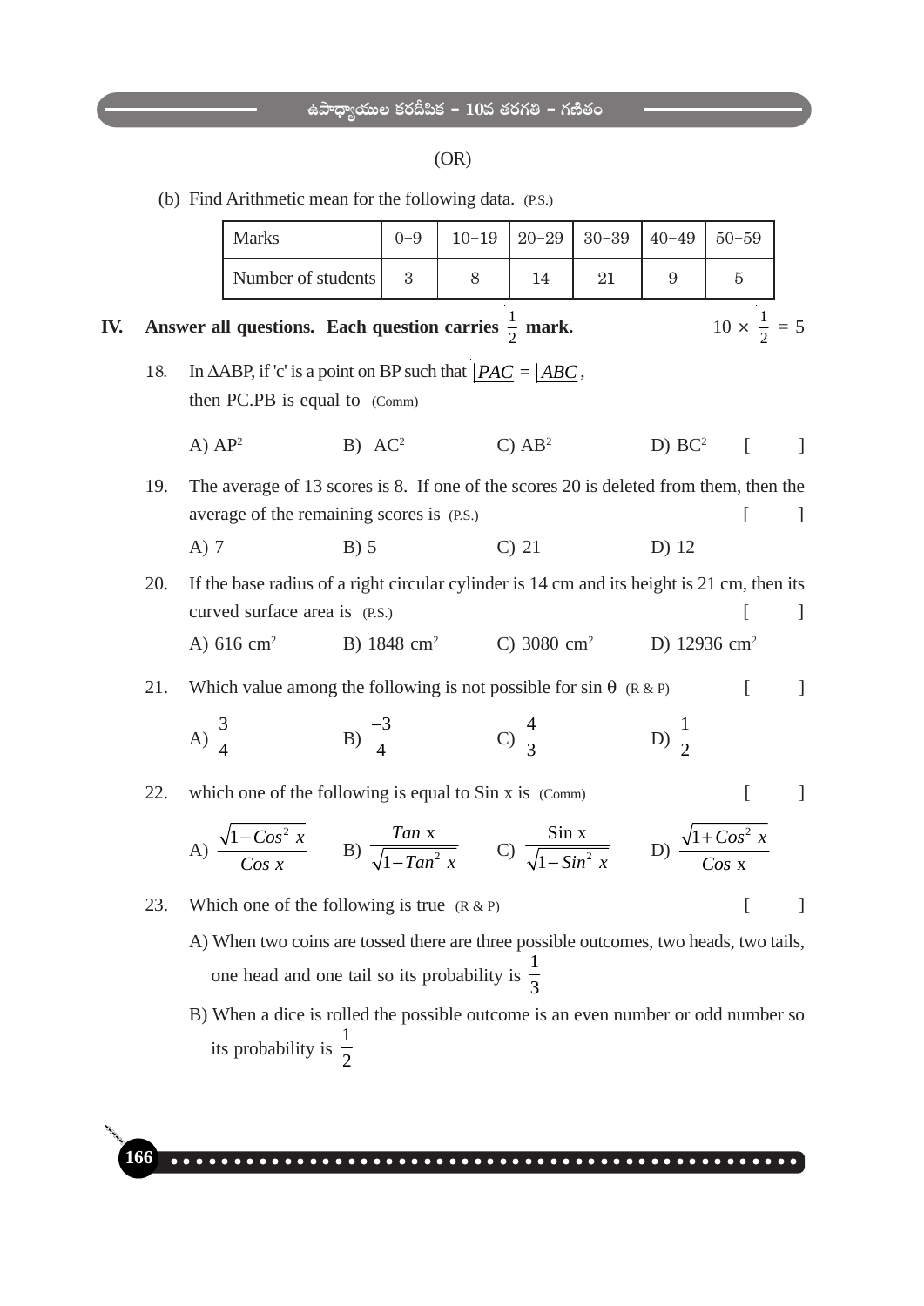(OR)

(b) Find Arithmetic mean for the following data. (P.S.)

| Marks | 0–9 | 10–19 | 20–29 | 30–39 | 40–49 | 50–59 |
|---|---|---|---|---|---|---|
| Number of students | 3 | 8 | 14 | 21 | 9 | 5 |

**IV. Answer all questions. Each question carries $\frac{1}{2}$ mark.** $10 \times \frac{1}{2} = 5$

18. In $\Delta$ABP, if 'c' is a point on BP such that $\underline{|PAC} = \underline{|ABC}$, then PC.PB is equal to (Comm)

    A) $AP^2$  B) $AC^2$  C) $AB^2$  D) $BC^2$  [ ]

19. The average of 13 scores is 8. If one of the scores 20 is deleted from them, then the average of the remaining scores is (P.S.) [ ]

    A) 7  B) 5  C) 21  D) 12

20. If the base radius of a right circular cylinder is 14 cm and its height is 21 cm, then its curved surface area is (P.S.) [ ]

    A) 616 $cm^2$  B) 1848 $cm^2$  C) 3080 $cm^2$  D) 12936 $cm^2$

21. Which value among the following is not possible for sin $\theta$ (R & P) [ ]

    A) $\frac{3}{4}$  B) $\frac{-3}{4}$  C) $\frac{4}{3}$  D) $\frac{1}{2}$

22. which one of the following is equal to Sin x is (Comm) [ ]

    A) $\frac{\sqrt{1-Cos^2 x}}{Cos\ x}$  B) $\frac{Tan\ x}{\sqrt{1-Tan^2 x}}$  C) $\frac{Sin\ x}{\sqrt{1-Sin^2 x}}$  D) $\frac{\sqrt{1+Cos^2 x}}{Cos\ x}$

23. Which one of the following is true (R & P) [ ]

    A) When two coins are tossed there are three possible outcomes, two heads, two tails, one head and one tail so its probability is $\frac{1}{3}$

    B) When a dice is rolled the possible outcome is an even number or odd number so its probability is $\frac{1}{2}$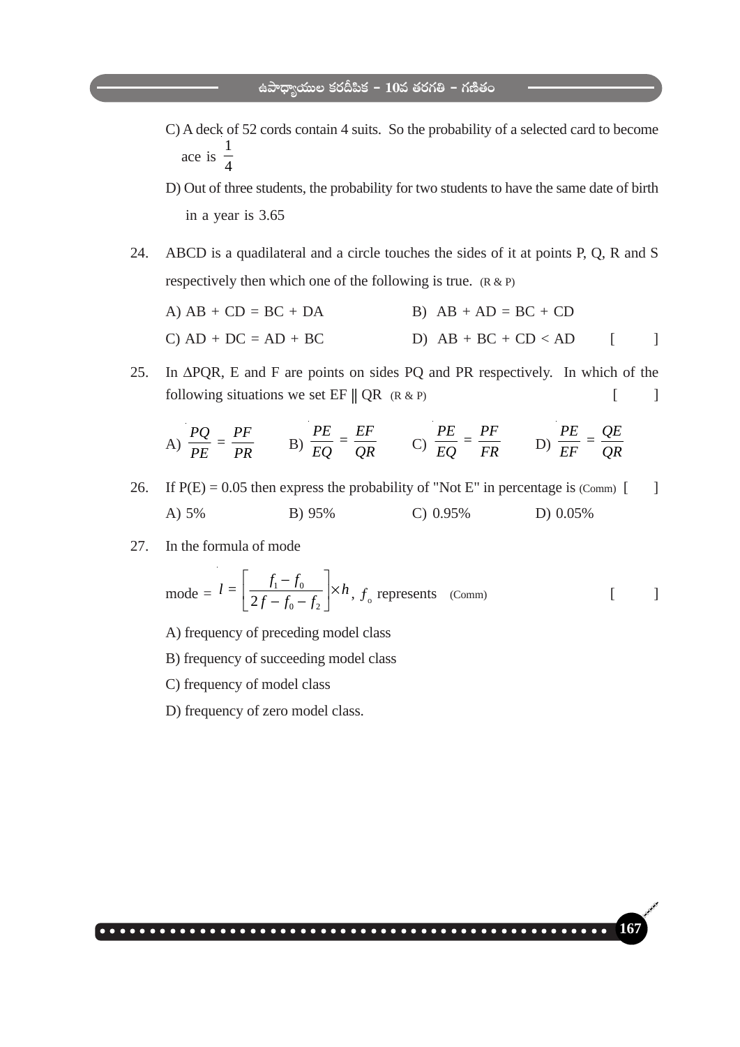C) A deck of 52 cords contain 4 suits. So the probability of a selected card to become ace is $\frac{1}{4}$

D) Out of three students, the probability for two students to have the same date of birth in a year is 3.65

24. ABCD is a quadilateral and a circle touches the sides of it at points P, Q, R and S respectively then which one of the following is true. (R & P)

A) AB + CD = BC + DA  B) AB + AD = BC + CD

C) AD + DC = AD + BC  D) AB + BC + CD < AD [ ]

25. In $\Delta$PQR, E and F are points on sides PQ and PR respectively. In which of the following situations we set EF ‖ QR (R & P) [ ]

A) $\frac{PQ}{PE} = \frac{PF}{PR}$  B) $\frac{PE}{EQ} = \frac{EF}{QR}$  C) $\frac{PE}{EQ} = \frac{PF}{FR}$  D) $\frac{PE}{EF} = \frac{QE}{QR}$

26. If P(E) = 0.05 then express the probability of "Not E" in percentage is (Comm) [ ]

A) 5%  B) 95%  C) 0.95%  D) 0.05%

27. In the formula of mode

mode = $l = \left[\frac{f_1 - f_0}{2f - f_0 - f_2}\right] \times h$, $f_o$ represents (Comm) [ ]

A) frequency of preceding model class

B) frequency of succeeding model class

C) frequency of model class

D) frequency of zero model class.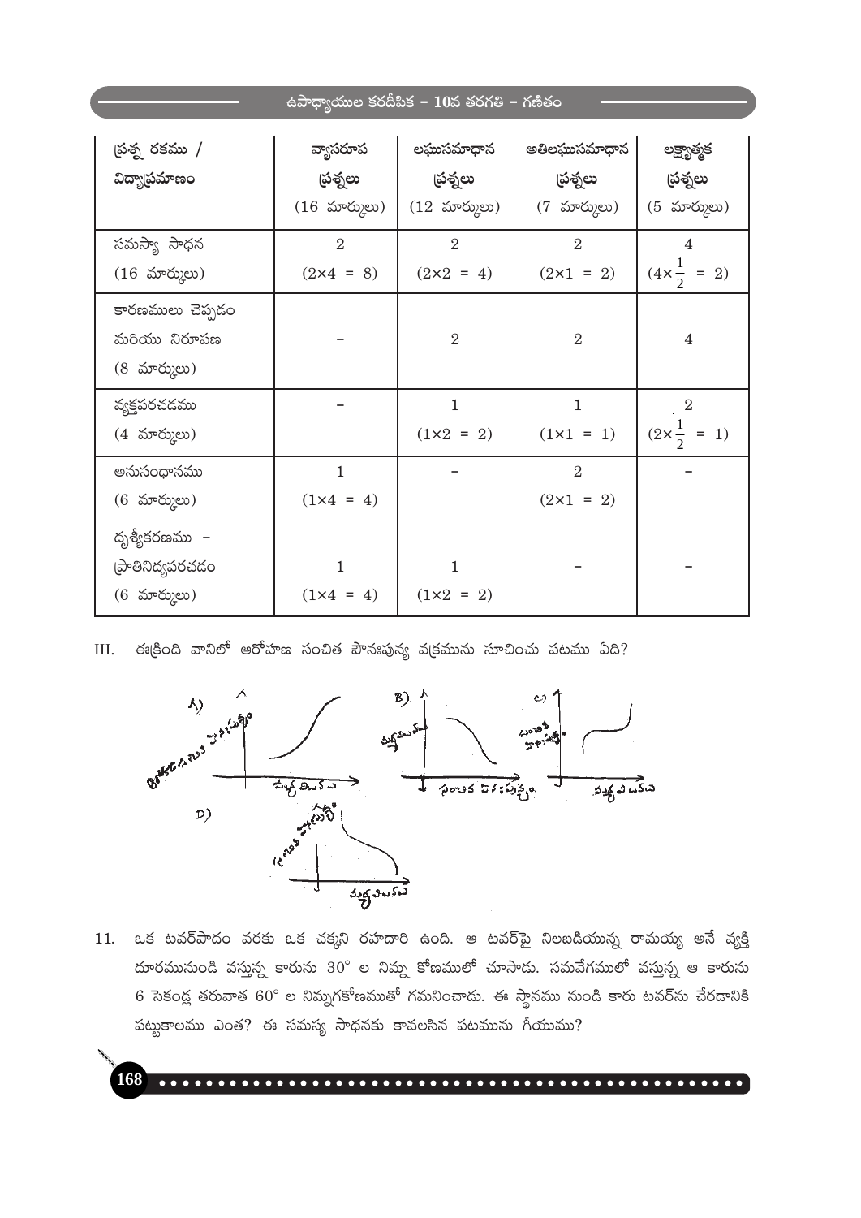| ప్రశ్న రకము / విద్యాప్రమాణం | వ్యాసరూప ప్రశ్నలు (16 మార్కులు) | లఘుసమాధాన ప్రశ్నలు (12 మార్కులు) | అతిలఘుసమాధాన ప్రశ్నలు (7 మార్కులు) | లక్ష్యాత్మక ప్రశ్నలు (5 మార్కులు) |
|---|---|---|---|---|
| సమస్యా సాధన (16 మార్కులు) | 2 ($2 \times 4 = 8$) | 2 ($2 \times 2 = 4$) | 2 ($2 \times 1 = 2$) | 4 ($4 \times \frac{1}{2} = 2$) |
| కారణములు చెప్పడం మరియు నిరూపణ (8 మార్కులు) | – | 2 | 2 | 4 |
| వ్యక్తపరచడము (4 మార్కులు) | – | 1 ($1 \times 2 = 2$) | 1 ($1 \times 1 = 1$) | 2 ($2 \times \frac{1}{2} = 1$) |
| అనుసంధానము (6 మార్కులు) | 1 ($1 \times 4 = 4$) | – | 2 ($2 \times 1 = 2$) | – |
| దృశ్యీకరణము – ప్రాతినిధ్యపరచడం (6 మార్కులు) | 1 ($1 \times 4 = 4$) | 1 ($1 \times 2 = 2$) | – | – |

III. ఈక్రింది వానిలో ఆరోహణ సంచిత పౌనఃపున్య వక్రమును సూచించు పటము ఏది?

A) B) C) D)

11. ఒక టవర్‌పాదం వరకు ఒక చక్కని రహదారి ఉంది. ఆ టవర్‌పై నిలబడియున్న రామయ్య అనే వ్యక్తి దూరమునుండి వస్తున్న కారును $30^\circ$ ల నిమ్న కోణములో చూసాడు. సమవేగములో వస్తున్న ఆ కారును 6 సెకండ్ల తరువాత $60^\circ$ ల నిమ్నగకోణముతో గమనించాడు. ఈ స్థానము నుండి కారు టవర్‌ను చేరడానికి పట్టుకాలము ఎంత? ఈ సమస్య సాధనకు కావలసిన పటమును గీయుము?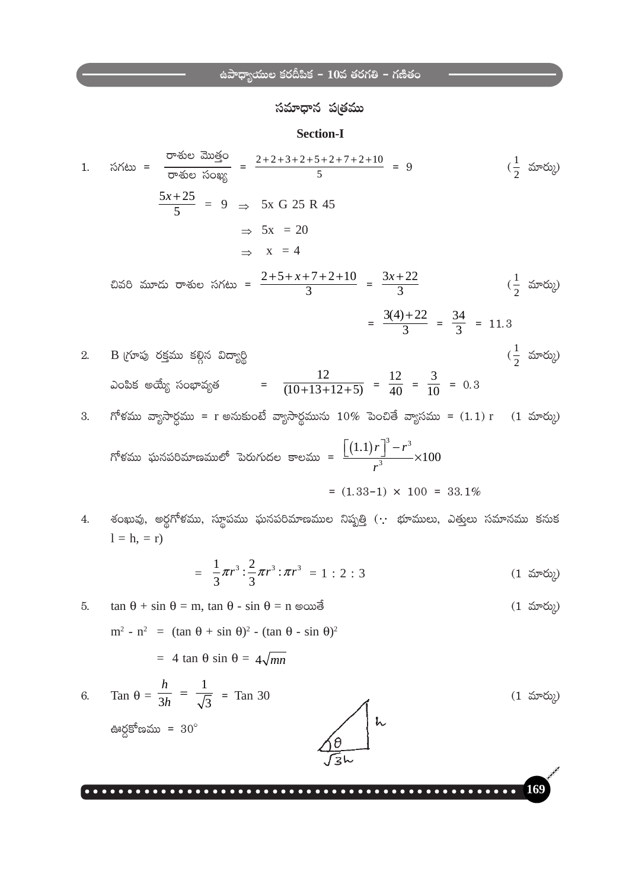## సమాధాన పత్రము

### Section-I

1. సగటు = $\frac{\text{రాశుల మొత్తం}}{\text{రాశుల సంఖ్య}} = \frac{2+2+3+2+5+2+7+2+10}{5} = 9$ ($\frac{1}{2}$ మార్కు)

$\frac{5x+25}{5} = 9 \Rightarrow$ 5x G 25 R 45

$\Rightarrow 5x = 20$

$\Rightarrow x = 4$

చివరి మూడు రాశుల సగటు = $\frac{2+5+x+7+2+10}{3} = \frac{3x+22}{3}$ ($\frac{1}{2}$ మార్కు)

$= \frac{3(4)+22}{3} = \frac{34}{3} = 11.3$

2. B గ్రూపు రక్తము కల్గిన విద్యార్థి ($\frac{1}{2}$ మార్కు)

ఎంపిక అయ్యే సంభావ్యత $= \frac{12}{(10+13+12+5)} = \frac{12}{40} = \frac{3}{10} = 0.3$

3. గోళము వ్యాసార్థము = r అనుకుంటే వ్యాసార్థమును 10% పెంచితే వ్యాసము = (1.1) r (1 మార్కు)

గోళము ఘనపరిమాణములో పెరుగుదల కాలము = $\frac{\left[(1.1)r\right]^3 - r^3}{r^3} \times 100$

$= (1.33-1) \times 100 = 33.1\%$

4. శంఖువు, అర్ధగోళము, స్థూపము ఘనపరిమాణముల నిష్పత్తి ($\because$ భూములు, ఎత్తులు సమానము కనుక l = h, = r)

$= \frac{1}{3}\pi r^3 : \frac{2}{3}\pi r^3 : \pi r^3 = 1 : 2 : 3$ (1 మార్కు)

5. $\tan\theta + \sin\theta = m$, $\tan\theta - \sin\theta = n$ అయితే (1 మార్కు)

$m^2 - n^2 = (\tan\theta + \sin\theta)^2 - (\tan\theta - \sin\theta)^2$

$= 4\tan\theta\sin\theta = 4\sqrt{mn}$

6. $\text{Tan}\,\theta = \frac{h}{3h} = \frac{1}{\sqrt{3}} = \text{Tan}\,30$ (1 మార్కు)

ఊర్ధ్వకోణము = $30°$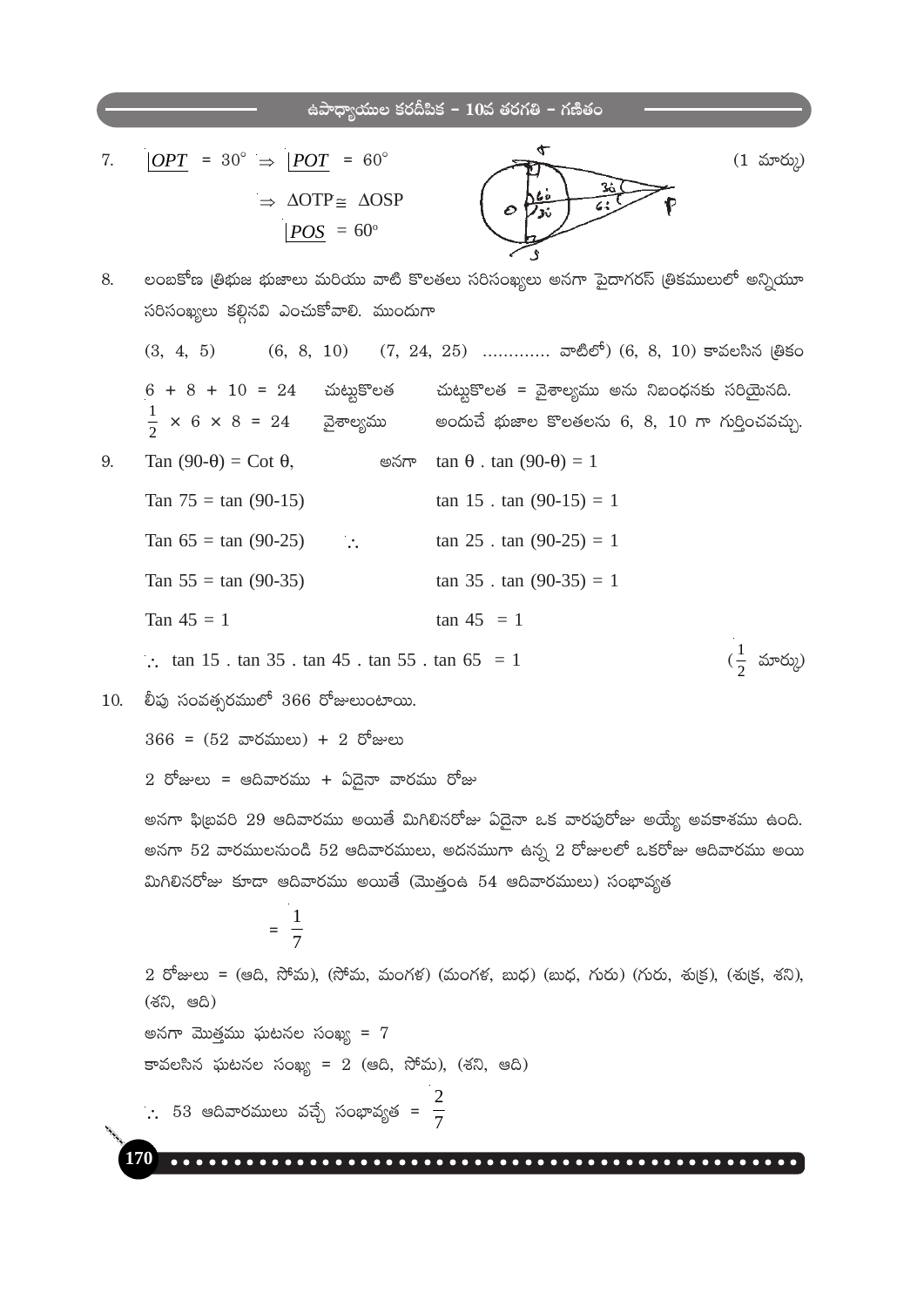7. $\angle OPT = 30^\circ \Rightarrow \angle POT = 60^\circ$ (1 మార్కు)

$\Rightarrow \Delta OTP \cong \Delta OSP$

$\angle POS = 60^\circ$

8. లంబకోణ త్రిభుజ భుజాలు మరియు వాటి కొలతలు సరిసంఖ్యలు అనగా పైదాగరస్ త్రికములలో అన్నియూ సరిసంఖ్యలు కల్గినవి ఎంచుకోవాలి. ముందుగా

(3, 4, 5) (6, 8, 10) (7, 24, 25) ............. వాటిలో) (6, 8, 10) కావలసిన త్రికం

$6 + 8 + 10 = 24$ చుట్టుకొలత — చుట్టుకొలత = వైశాల్యము అను నిబంధనకు సరియైనది.

$\frac{1}{2} \times 6 \times 8 = 24$ వైశాల్యము — అందుచే భుజాల కొలతలను 6, 8, 10 గా గుర్తించవచ్చు.

9. $\text{Tan}\,(90-\theta) = \text{Cot}\,\theta$, అనగా $\tan\theta \,.\, \tan(90-\theta) = 1$

$\text{Tan}\,75 = \tan(90-15)$ — $\tan 15 \,.\, \tan(90-15) = 1$

$\text{Tan}\,65 = \tan(90-25)$ $\therefore$ $\tan 25 \,.\, \tan(90-25) = 1$

$\text{Tan}\,55 = \tan(90-35)$ — $\tan 35 \,.\, \tan(90-35) = 1$

$\text{Tan}\,45 = 1$ — $\tan 45 = 1$

$\therefore \tan 15 \,.\, \tan 35 \,.\, \tan 45 \,.\, \tan 55 \,.\, \tan 65 = 1$ ($\frac{1}{2}$ మార్కు)

10. లీపు సంవత్సరములో 366 రోజులుంటాయి.

366 = (52 వారములు) + 2 రోజులు

2 రోజులు = ఆదివారము + ఏదైనా వారము రోజు

అనగా ఫిబ్రవరి 29 ఆదివారము అయితే మిగిలినరోజు ఏదైనా ఒక వారపురోజు అయ్యే అవకాశము ఉంది. అనగా 52 వారములనుండి 52 ఆదివారములు, అదనముగా ఉన్న 2 రోజులలో ఒకరోజు ఆదివారము అయి మిగిలినరోజు కూడా ఆదివారము అయితే (మొత్తంఓ 54 ఆదివారములు) సంభావ్యత

$$= \frac{1}{7}$$

2 రోజులు = (ఆది, సోమ), (సోమ, మంగళ) (మంగళ, బుధ) (బుధ, గురు) (గురు, శుక్ర), (శుక్ర, శని), (శని, ఆది)

అనగా మొత్తము ఘటనల సంఖ్య = 7

కావలసిన ఘటనల సంఖ్య = 2 (ఆది, సోమ), (శని, ఆది)

$\therefore$ 53 ఆదివారములు వచ్చే సంభావ్యత $= \frac{2}{7}$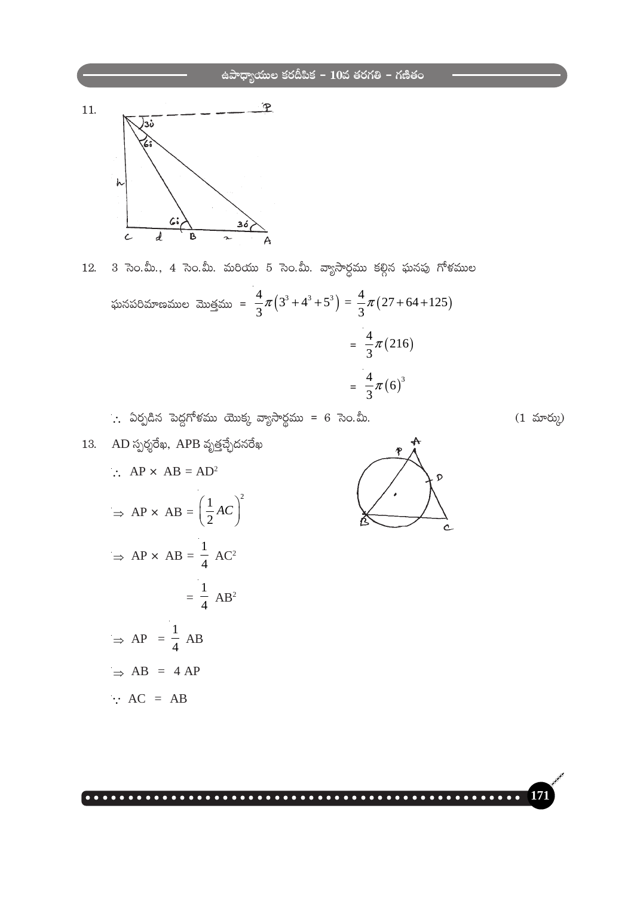11.

12. 3 సెం.మీ., 4 సెం.మీ. మరియు 5 సెం.మీ. వ్యాసార్ధము కల్గిన ఘనపు గోళముల

ఘనపరిమాణముల మొత్తము = $\frac{4}{3}\pi\left(3^3+4^3+5^3\right) = \frac{4}{3}\pi\left(27+64+125\right)$

$= \frac{4}{3}\pi\left(216\right)$

$= \frac{4}{3}\pi\left(6\right)^3$

$\therefore$ ఏర్పడిన పెద్దగోళము యొక్క వ్యాసార్ధము = 6 సెం.మీ. (1 మార్కు)

13. AD స్పర్శరేఖ, APB వృత్తచ్ఛేదనరేఖ

$\therefore$ AP × AB = $AD^2$

$\Rightarrow$ AP × AB = $\left(\frac{1}{2}AC\right)^2$

$\Rightarrow$ AP × AB = $\frac{1}{4}$ $AC^2$

$= \frac{1}{4}$ $AB^2$

$\Rightarrow$ AP = $\frac{1}{4}$ AB

$\Rightarrow$ AB = 4 AP

$\because$ AC = AB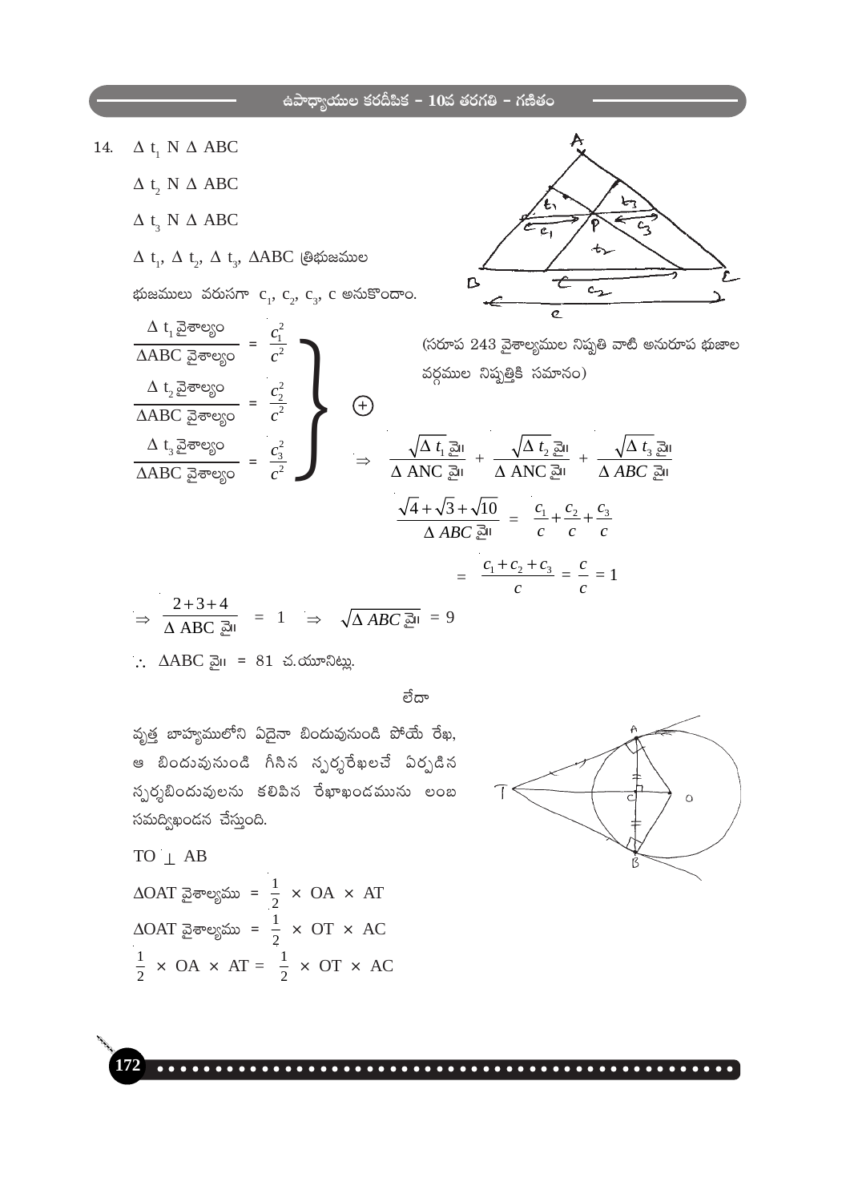14. $\Delta\, t_1 \sim \Delta\, ABC$

$\Delta\, t_2 \sim \Delta\, ABC$

$\Delta\, t_3 \sim \Delta\, ABC$

$\Delta\, t_1$, $\Delta\, t_2$, $\Delta\, t_3$, $\Delta ABC$ త్రిభుజముల

భుజములు వరుసగా $c_1$, $c_2$, $c_3$, c అనుకొందాం.

$$\left.\begin{aligned} \frac{\Delta\, t_1 \text{ వైశాల్యం}}{\Delta ABC \text{ వైశాల్యం}} &= \frac{c_1^2}{c^2} \\ \frac{\Delta\, t_2 \text{ వైశాల్యం}}{\Delta ABC \text{ వైశాల్యం}} &= \frac{c_2^2}{c^2} \\ \frac{\Delta\, t_3 \text{ వైశాల్యం}}{\Delta ABC \text{ వైశాల్యం}} &= \frac{c_3^2}{c^2} \end{aligned}\right\} \oplus$$

(సరూప 243 వైశాల్యముల నిష్పత్తి వాటి అనురూప భుజాల వర్గముల నిష్పత్తికి సమానం)

$$\Rightarrow \frac{\sqrt{\Delta\, t_1 \text{ వై}}}{\Delta\, ANC \text{ వై}} + \frac{\sqrt{\Delta\, t_2 \text{ వై}}}{\Delta\, ANC \text{ వై}} + \frac{\sqrt{\Delta\, t_3 \text{ వై}}}{\Delta\, ABC \text{ వై}}$$

$$\frac{\sqrt{4}+\sqrt{3}+\sqrt{10}}{\Delta\, ABC \text{ వై}} = \frac{c_1}{c}+\frac{c_2}{c}+\frac{c_3}{c}$$

$$= \frac{c_1+c_2+c_3}{c} = \frac{c}{c} = 1$$

$$\Rightarrow \frac{2+3+4}{\Delta\, ABC \text{ వై}} = 1 \quad \Rightarrow \quad \sqrt{\Delta\, ABC \text{ వై}} = 9$$

$\therefore$ $\Delta ABC$ వై $= 81$ చ.యూనిట్లు.

లేదా

వృత్త బాహ్యములోని ఏదైనా బిందువునుండి పోయే రేఖ, ఆ బిందువునుండి గీసిన స్పర్శరేఖలచే ఏర్పడిన స్పర్శబిందువులను కలిపిన రేఖాఖండమును లంబ సమద్విఖండన చేస్తుంది.

$TO \perp AB$

$\Delta OAT$ వైశాల్యము $= \frac{1}{2} \times OA \times AT$

$\Delta OAT$ వైశాల్యము $= \frac{1}{2} \times OT \times AC$

$\frac{1}{2} \times OA \times AT = \frac{1}{2} \times OT \times AC$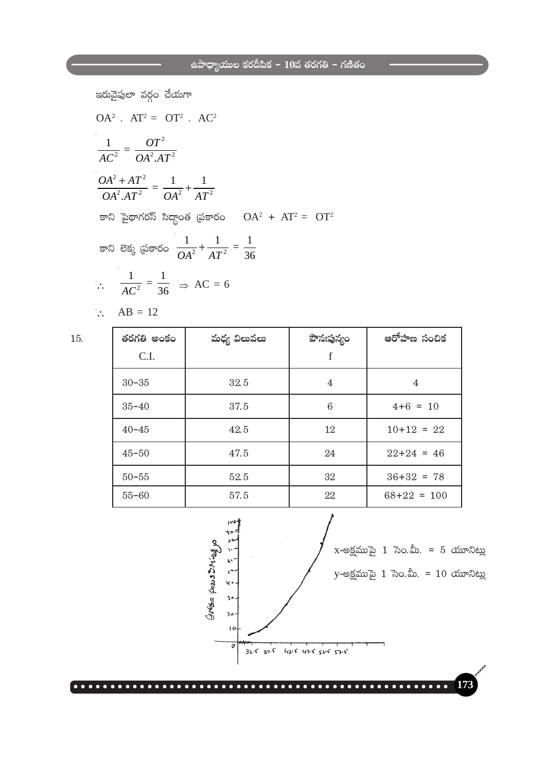ఇరువైపులా వర్గం చేయగా

$OA^2 \cdot AT^2 = OT^2 \cdot AC^2$

$$\frac{1}{AC^2} = \frac{OT^2}{OA^2.AT^2}$$

$$\frac{OA^2 + AT^2}{OA^2.AT^2} = \frac{1}{OA^2} + \frac{1}{AT^2}$$

కాని పైథాగరస్ సిద్ధాంత ప్రకారం $OA^2 + AT^2 = OT^2$

కాని లెక్క ప్రకారం $\frac{1}{OA^2} + \frac{1}{AT^2} = \frac{1}{36}$

$\therefore \quad \frac{1}{AC^2} = \frac{1}{36} \Rightarrow AC = 6$

$\therefore \quad AB = 12$

15.

| తరగతి అంకం C.I. | మధ్య విలువలు | పౌనఃపున్యం f | ఆరోహణ సంచిక |
|---|---|---|---|
| 30–35 | 32.5 | 4 | 4 |
| 35–40 | 37.5 | 6 | 4+6 = 10 |
| 40–45 | 42.5 | 12 | 10+12 = 22 |
| 45–50 | 47.5 | 24 | 22+24 = 46 |
| 50–55 | 52.5 | 32 | 36+32 = 78 |
| 55–60 | 57.5 | 22 | 68+22 = 100 |

x-అక్షముపై 1 సెం.మీ. = 5 యూనిట్లు

y-అక్షముపై 1 సెం.మీ. = 10 యూనిట్లు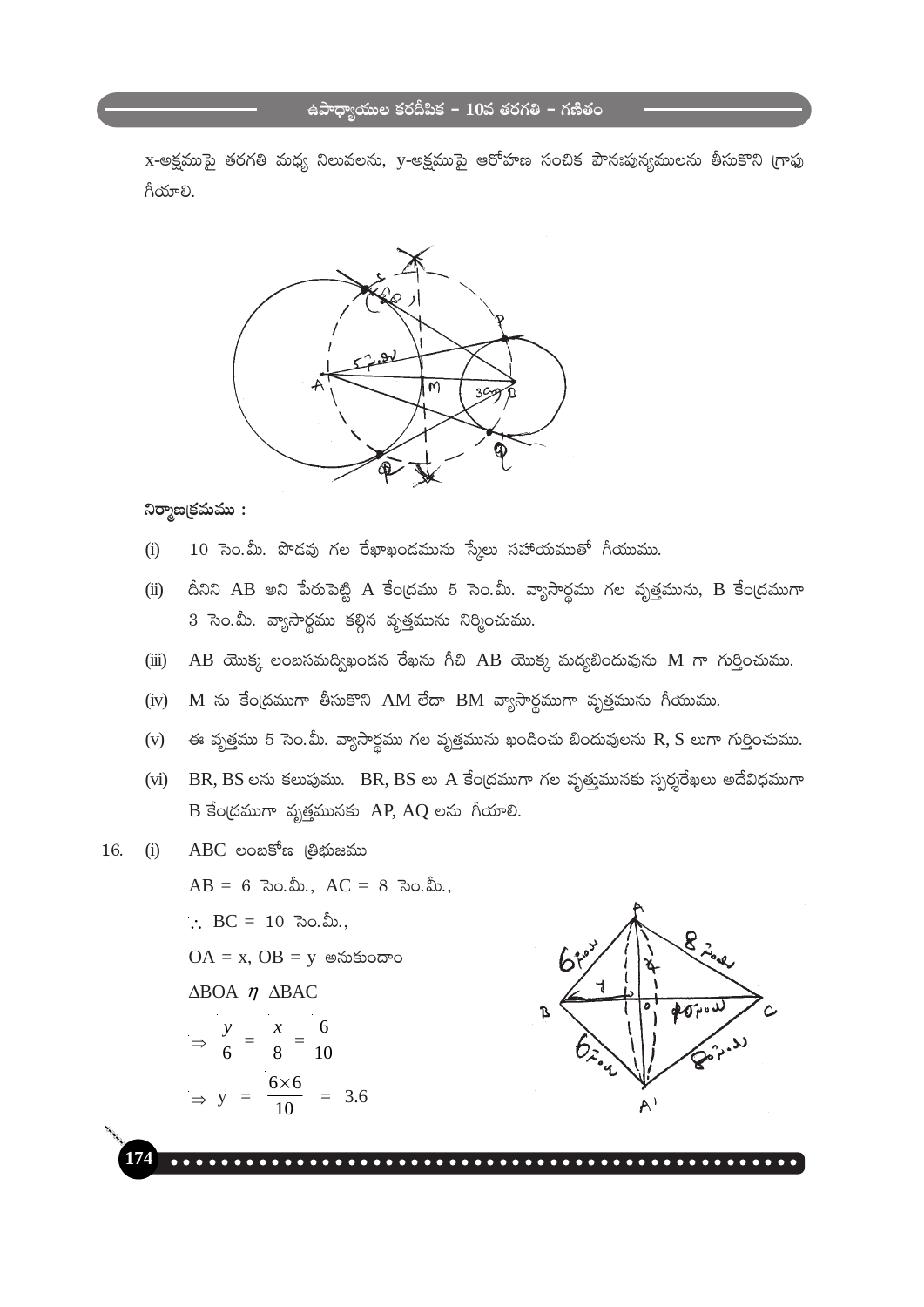x-అక్షముపై తరగతి మధ్య విలువలను, y-అక్షముపై ఆరోహణ సంచిక పౌనఃపున్యములను తీసుకొని గ్రాఫు గీయాలి.

**నిర్మాణక్రమము :**

(i) 10 సెం.మీ. పొడవు గల రేఖాఖండమును స్కేలు సహాయముతో గీయుము.

(ii) దీనిని AB అని పేరుపెట్టి A కేంద్రము 5 సెం.మీ. వ్యాసార్థము గల వృత్తమును, B కేంద్రముగా 3 సెం.మీ. వ్యాసార్థము కల్గిన వృత్తమును నిర్మించుము.

(iii) AB యొక్క లంబసమద్విఖండన రేఖను గీచి AB యొక్క మధ్యబిందువును M గా గుర్తించుము.

(iv) M ను కేంద్రముగా తీసుకొని AM లేదా BM వ్యాసార్థముగా వృత్తమును గీయుము.

(v) ఈ వృత్తము 5 సెం.మీ. వ్యాసార్థము గల వృత్తమును ఖండించు బిందువులను R, S లుగా గుర్తించుము.

(vi) BR, BS లను కలుపుము. BR, BS లు A కేంద్రముగా గల వృత్తమునకు స్పర్శరేఖలు అదేవిధముగా B కేంద్రముగా వృత్తమునకు AP, AQ లను గీయాలి.

16. (i) ABC లంబకోణ త్రిభుజము

$AB = 6$ సెం.మీ., $AC = 8$ సెం.మీ.,

$\therefore BC = 10$ సెం.మీ.,

$OA = x$, $OB = y$ అనుకుందాం

$\Delta BOA \sim \Delta BAC$

$$\Rightarrow \frac{y}{6} = \frac{x}{8} = \frac{6}{10}$$

$$\Rightarrow y = \frac{6 \times 6}{10} = 3.6$$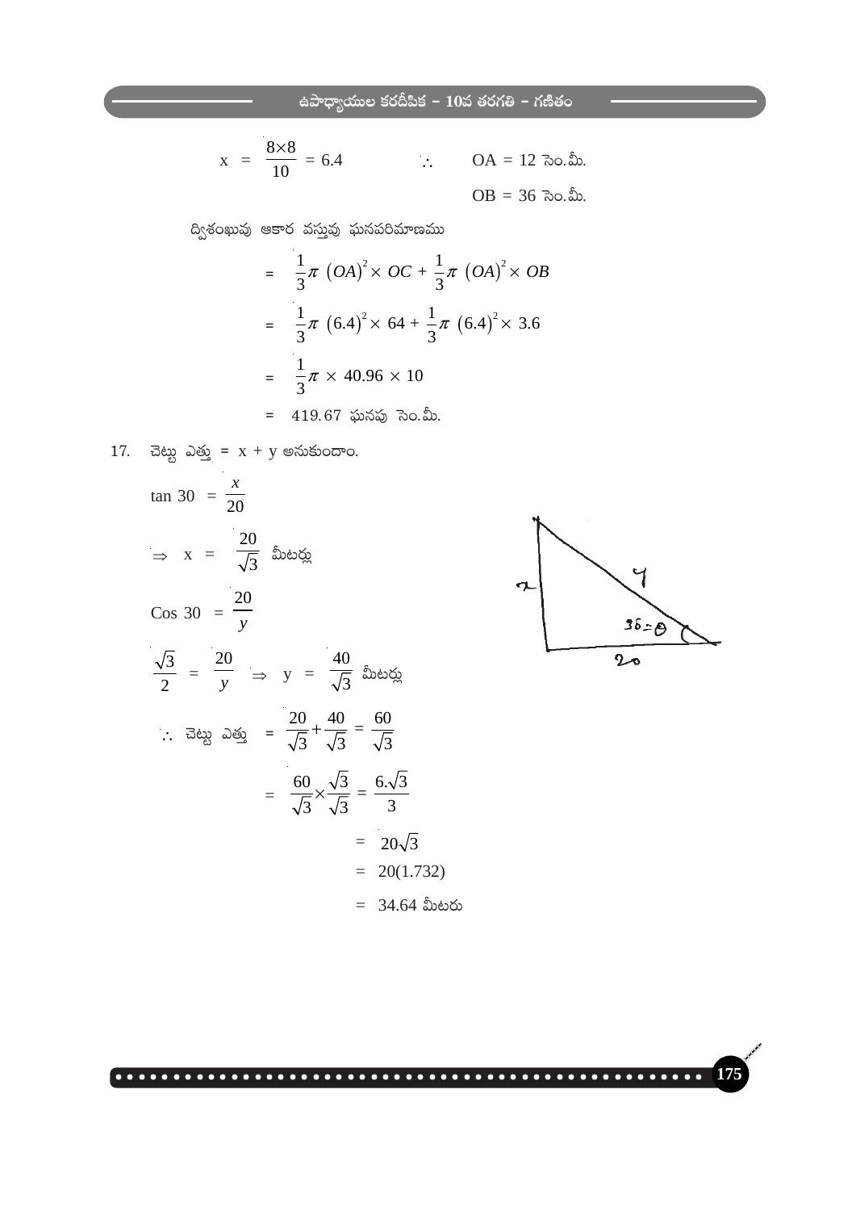$$x = \frac{8 \times 8}{10} = 6.4 \qquad \therefore \quad OA = 12 \text{ సెం.మీ.}$$

$$OB = 36 \text{ సెం.మీ.}$$

ద్విశంఖువు ఆకార వస్తువు ఘనపరిమాణము

$$= \frac{1}{3}\pi \left(OA\right)^2 \times OC + \frac{1}{3}\pi \left(OA\right)^2 \times OB$$

$$= \frac{1}{3}\pi \left(6.4\right)^2 \times 64 + \frac{1}{3}\pi \left(6.4\right)^2 \times 3.6$$

$$= \frac{1}{3}\pi \times 40.96 \times 10$$

$$= 419.67 \text{ ఘనపు సెం.మీ.}$$

17. చెట్టు ఎత్తు = x + y అనుకుందాం.

$$\tan 30 = \frac{x}{20}$$

$$\Rightarrow x = \frac{20}{\sqrt{3}} \text{ మీటర్లు}$$

$$\cos 30 = \frac{20}{y}$$

$$\frac{\sqrt{3}}{2} = \frac{20}{y} \Rightarrow y = \frac{40}{\sqrt{3}} \text{ మీటర్లు}$$

$$\therefore \text{ చెట్టు ఎత్తు } = \frac{20}{\sqrt{3}} + \frac{40}{\sqrt{3}} = \frac{60}{\sqrt{3}}$$

$$= \frac{60}{\sqrt{3}} \times \frac{\sqrt{3}}{\sqrt{3}} = \frac{6.\sqrt{3}}{3}$$

$$= 20\sqrt{3}$$

$$= 20(1.732)$$

$$= 34.64 \text{ మీటరు}$$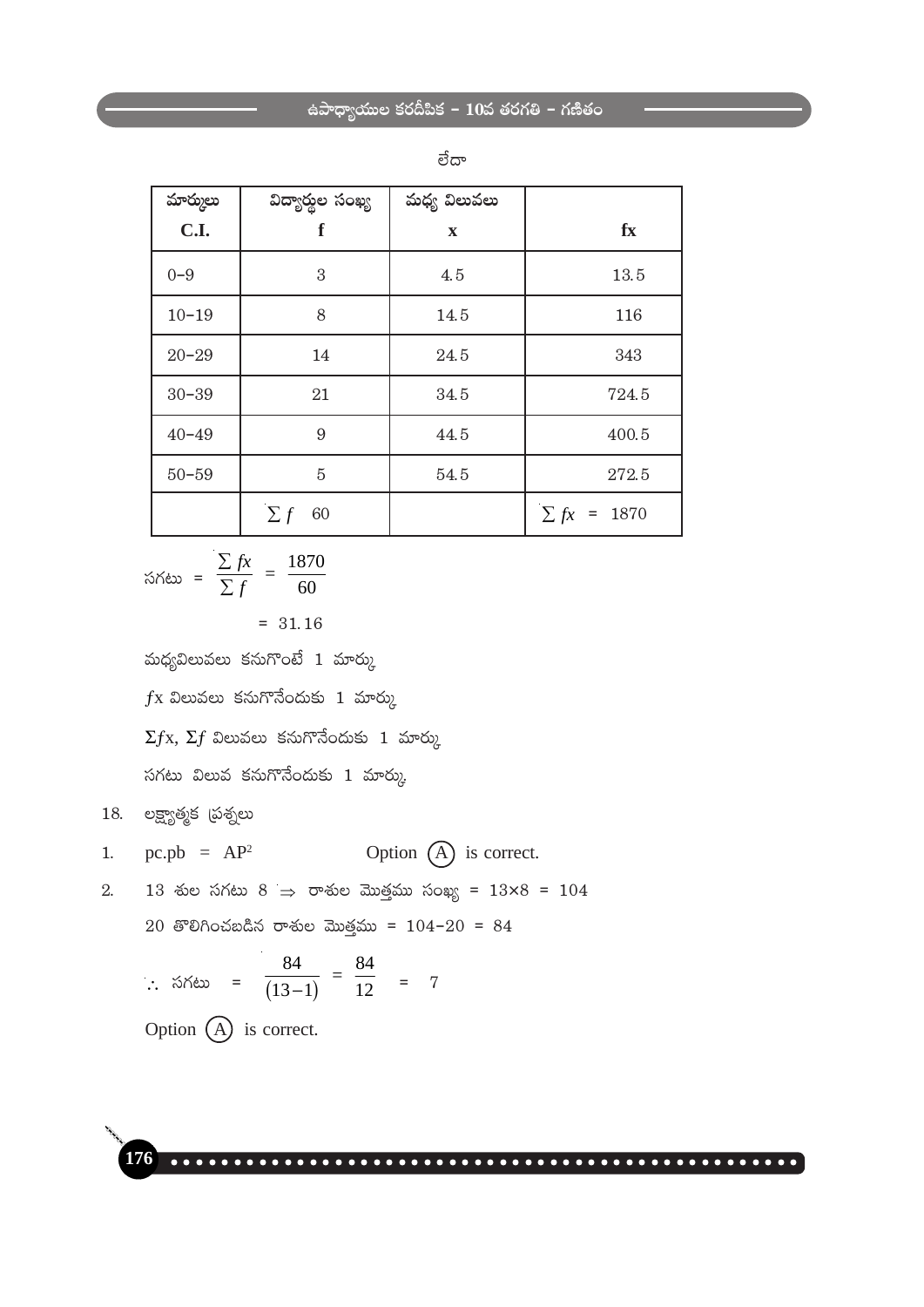లేదా

| మార్కులు C.I. | విద్యార్థుల సంఖ్య f | మధ్య విలువలు x | fx |
|---|---|---|---|
| 0–9 | 3 | 4.5 | 13.5 |
| 10–19 | 8 | 14.5 | 116 |
| 20–29 | 14 | 24.5 | 343 |
| 30–39 | 21 | 34.5 | 724.5 |
| 40–49 | 9 | 44.5 | 400.5 |
| 50–59 | 5 | 54.5 | 272.5 |
| | $\sum f$ 60 | | $\sum fx$ = 1870 |

సగటు $= \dfrac{\sum fx}{\sum f} = \dfrac{1870}{60}$

$= 31.16$

మధ్యవిలువలు కనుగొంటే 1 మార్కు

$f$x విలువలు కనుగొనేందుకు 1 మార్కు

$\Sigma f$x, $\Sigma f$ విలువలు కనుగొనేందుకు 1 మార్కు

సగటు విలువ కనుగొనేందుకు 1 మార్కు.

18. లక్ష్యాత్మక ప్రశ్నలు

1. pc.pb = $AP^2$ Option (A) is correct.

2. 13 శుల సగటు 8 $\Rightarrow$ రాశుల మొత్తము సంఖ్య = $13 \times 8 = 104$

   20 తొలిగించబడిన రాశుల మొత్తము = $104 - 20 = 84$

   $\therefore$ సగటు $= \dfrac{84}{(13-1)} = \dfrac{84}{12} = 7$

   Option (A) is correct.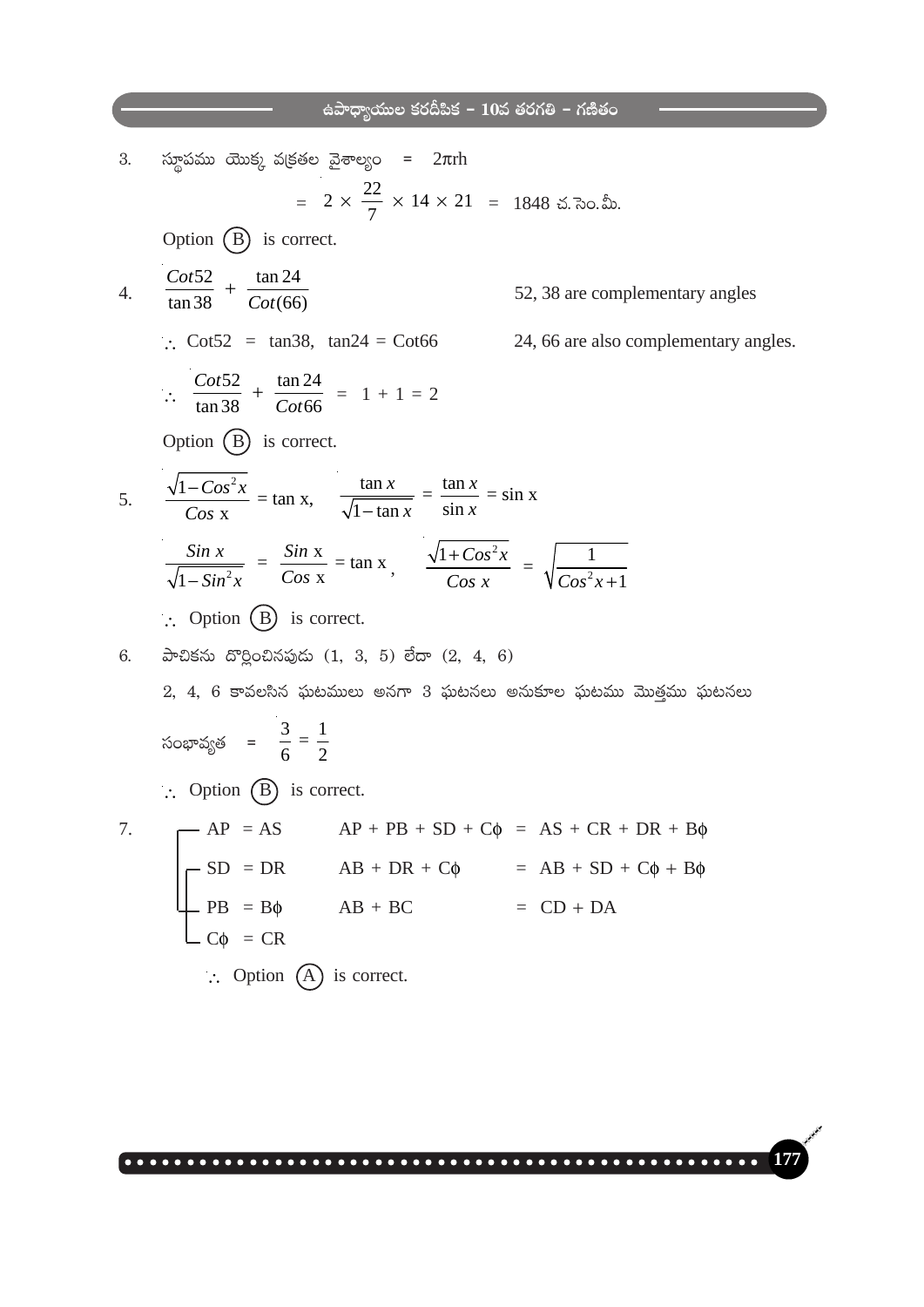3. స్థూపము యొక్క వక్రతల వైశాల్యం $= 2\pi rh$

$$= 2 \times \frac{22}{7} \times 14 \times 21 = 1848 \text{ చ.సెం.మీ.}$$

Option (B) is correct.

4. $\dfrac{Cot52}{\tan 38} + \dfrac{\tan 24}{Cot(66)}$ — 52, 38 are complementary angles

$\therefore$ Cot52 = tan38, tan24 = Cot66 — 24, 66 are also complementary angles.

$$\therefore \frac{Cot52}{\tan 38} + \frac{\tan 24}{Cot66} = 1 + 1 = 2$$

Option (B) is correct.

5. $\dfrac{\sqrt{1-Cos^2x}}{Cos\ x} = \tan x$, $\quad \dfrac{\tan x}{\sqrt{1-\tan x}} = \dfrac{\tan x}{\sin x} = \sin x$

$\dfrac{Sin\ x}{\sqrt{1-Sin^2x}} = \dfrac{Sin\ x}{Cos\ x} = \tan x$, $\quad \dfrac{\sqrt{1+Cos^2x}}{Cos\ x} = \sqrt{\dfrac{1}{Cos^2x+1}}$

$\therefore$ Option (B) is correct.

6. పాచికను దొర్లించినపుడు (1, 3, 5) లేదా (2, 4, 6)

2, 4, 6 కావలసిన ఘటములు అనగా 3 ఘటనలు అనుకూల ఘటము మొత్తము ఘటనలు

సంభావ్యత $= \dfrac{3}{6} = \dfrac{1}{2}$

$\therefore$ Option (B) is correct.

7. AP = AS, SD = DR, PB = B$\phi$, C$\phi$ = CR

AP + PB + SD + C$\phi$ = AS + CR + DR + B$\phi$

AB + DR + C$\phi$ = AB + SD + C$\phi$ + B$\phi$

AB + BC = CD + DA

$\therefore$ Option (A) is correct.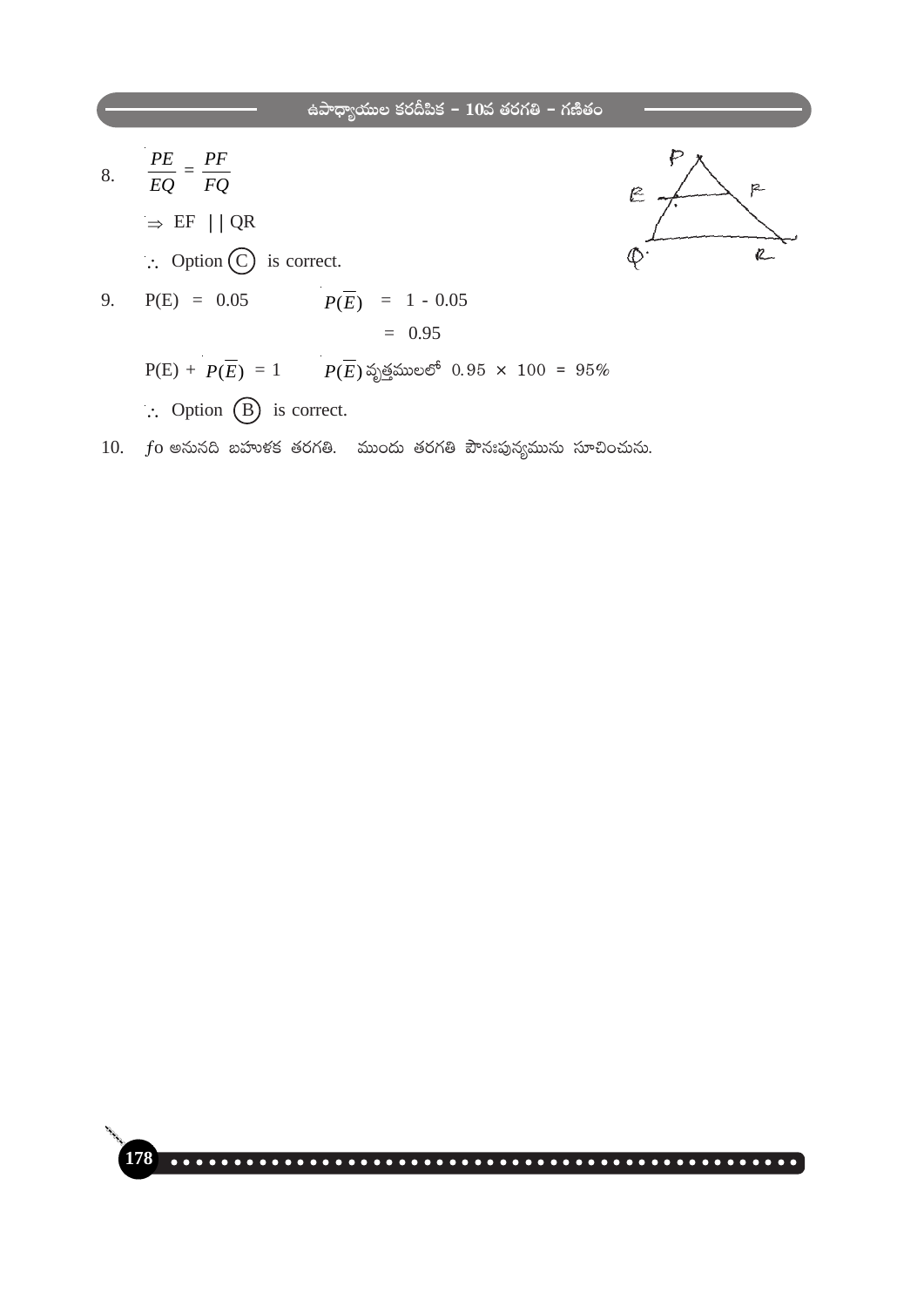8. $\frac{PE}{EQ} = \frac{PF}{FQ}$

$\Rightarrow$ EF || QR

$\therefore$ Option (C) is correct.

9. P(E) = 0.05 $\qquad P(\overline{E}) = 1 - 0.05$

$= 0.95$

$P(E) + P(\overline{E}) = 1 \qquad P(\overline{E})$ వృత్తములలో $0.95 \times 100 = 95\%$

$\therefore$ Option (B) is correct.

10. $f$o అనునది బహుళక తరగతి. ముందు తరగతి పౌనఃపున్యమును సూచించును.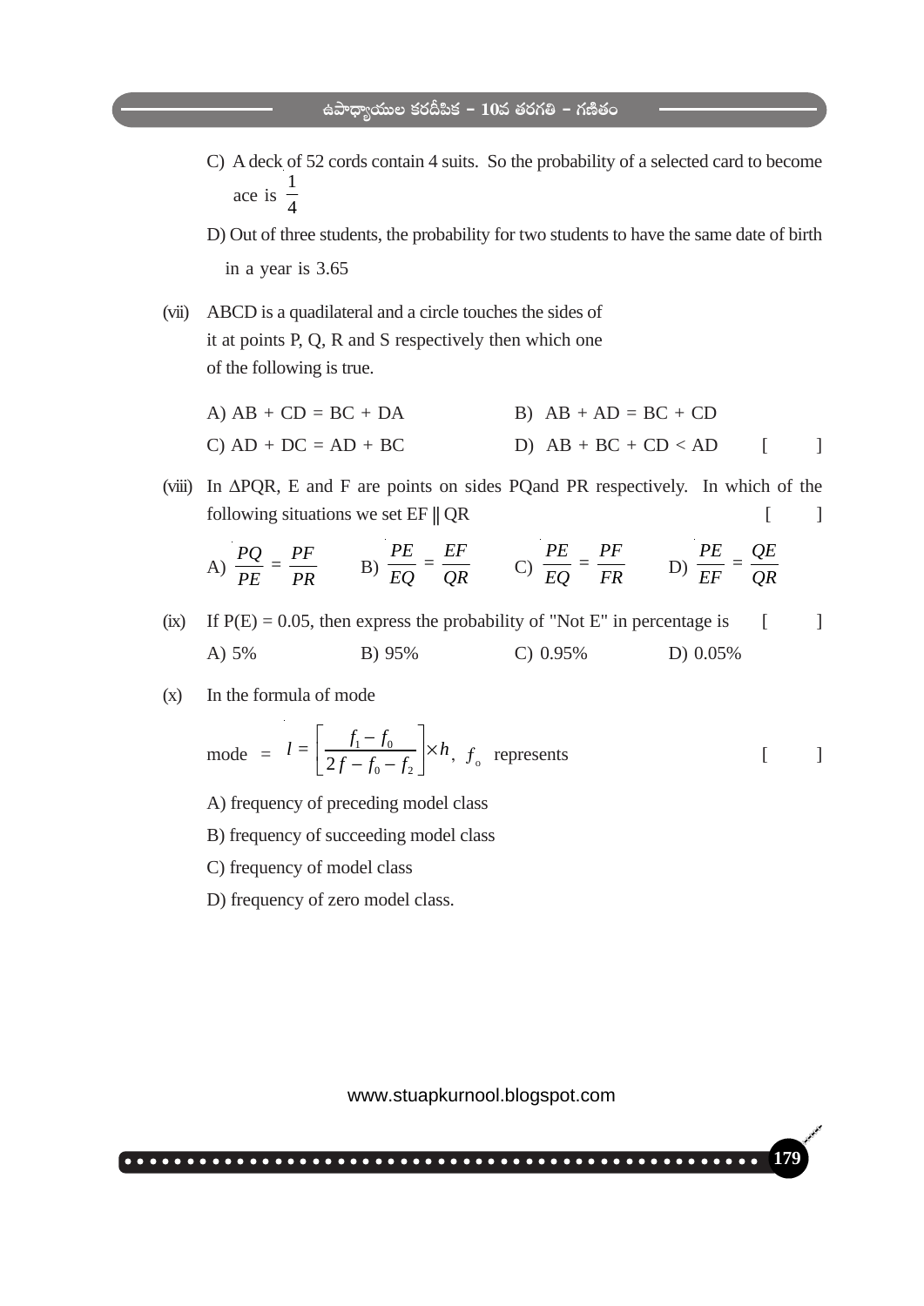C) A deck of 52 cords contain 4 suits. So the probability of a selected card to become ace is $\frac{1}{4}$

D) Out of three students, the probability for two students to have the same date of birth in a year is 3.65

(vii) ABCD is a quadilateral and a circle touches the sides of it at points P, Q, R and S respectively then which one of the following is true.

A) AB + CD = BC + DA B) AB + AD = BC + CD

C) AD + DC = AD + BC D) AB + BC + CD < AD [ ]

(viii) In $\Delta$PQR, E and F are points on sides PQand PR respectively. In which of the following situations we set EF || QR [ ]

A) $\frac{PQ}{PE} = \frac{PF}{PR}$ B) $\frac{PE}{EQ} = \frac{EF}{QR}$ C) $\frac{PE}{EQ} = \frac{PF}{FR}$ D) $\frac{PE}{EF} = \frac{QE}{QR}$

(ix) If P(E) = 0.05, then express the probability of "Not E" in percentage is [ ]

A) 5% B) 95% C) 0.95% D) 0.05%

(x) In the formula of mode

mode = $l = \left[\frac{f_1 - f_0}{2f - f_0 - f_2}\right] \times h$, $f_o$ represents [ ]

A) frequency of preceding model class

B) frequency of succeeding model class

C) frequency of model class

D) frequency of zero model class.

www.stuapkurnool.blogspot.com